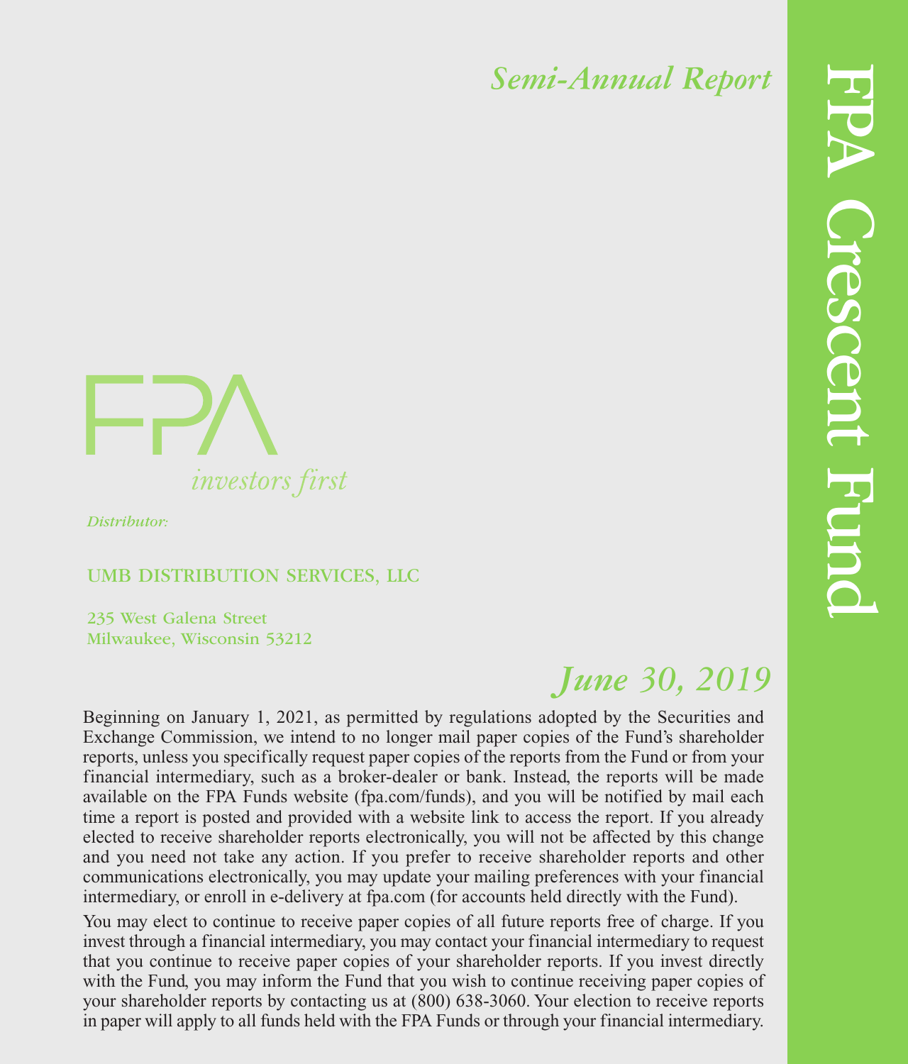# FPA Crescent Fund

*Semi-Annual Report*

FPA

*investors first*

*Distributor:*

UMB DISTRIBUTION SERVICES, LLC

235 West Galena Street
Milwaukee, Wisconsin 53212

*June 30, 2019*

Beginning on January 1, 2021, as permitted by regulations adopted by the Securities and Exchange Commission, we intend to no longer mail paper copies of the Fund's shareholder reports, unless you specifically request paper copies of the reports from the Fund or from your financial intermediary, such as a broker-dealer or bank. Instead, the reports will be made available on the FPA Funds website (fpa.com/funds), and you will be notified by mail each time a report is posted and provided with a website link to access the report. If you already elected to receive shareholder reports electronically, you will not be affected by this change and you need not take any action. If you prefer to receive shareholder reports and other communications electronically, you may update your mailing preferences with your financial intermediary, or enroll in e-delivery at fpa.com (for accounts held directly with the Fund).

You may elect to continue to receive paper copies of all future reports free of charge. If you invest through a financial intermediary, you may contact your financial intermediary to request that you continue to receive paper copies of your shareholder reports. If you invest directly with the Fund, you may inform the Fund that you wish to continue receiving paper copies of your shareholder reports by contacting us at (800) 638-3060. Your election to receive reports in paper will apply to all funds held with the FPA Funds or through your financial intermediary.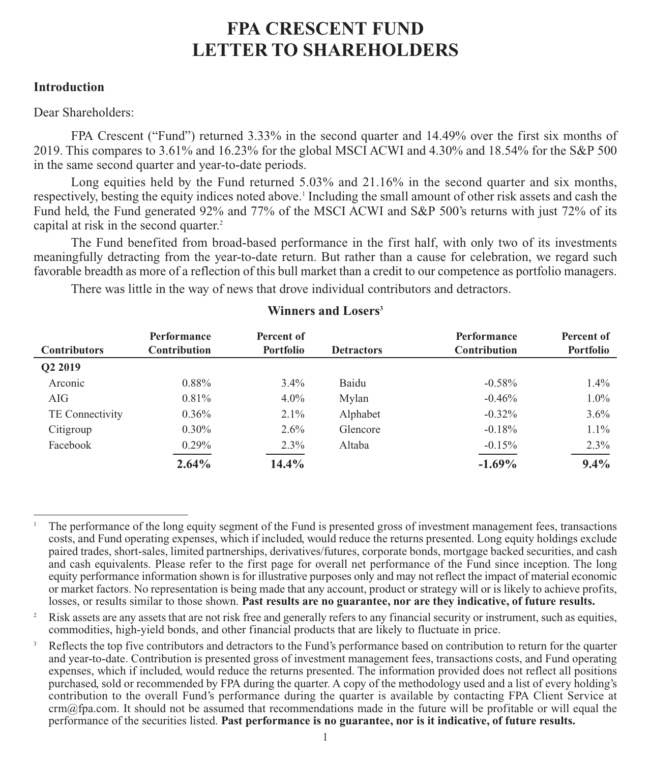# FPA CRESCENT FUND
# LETTER TO SHAREHOLDERS

## Introduction

Dear Shareholders:

FPA Crescent ("Fund") returned 3.33% in the second quarter and 14.49% over the first six months of 2019. This compares to 3.61% and 16.23% for the global MSCI ACWI and 4.30% and 18.54% for the S&P 500 in the same second quarter and year-to-date periods.

Long equities held by the Fund returned 5.03% and 21.16% in the second quarter and six months, respectively, besting the equity indices noted above.[1] Including the small amount of other risk assets and cash the Fund held, the Fund generated 92% and 77% of the MSCI ACWI and S&P 500's returns with just 72% of its capital at risk in the second quarter.[2]

The Fund benefited from broad-based performance in the first half, with only two of its investments meaningfully detracting from the year-to-date return. But rather than a cause for celebration, we regard such favorable breadth as more of a reflection of this bull market than a credit to our competence as portfolio managers.

There was little in the way of news that drove individual contributors and detractors.

**Winners and Losers[3]**

| Contributors | Performance Contribution | Percent of Portfolio | Detractors | Performance Contribution | Percent of Portfolio |
|---|---|---|---|---|---|
| **Q2 2019** | | | | | |
| Arconic | 0.88% | 3.4% | Baidu | -0.58% | 1.4% |
| AIG | 0.81% | 4.0% | Mylan | -0.46% | 1.0% |
| TE Connectivity | 0.36% | 2.1% | Alphabet | -0.32% | 3.6% |
| Citigroup | 0.30% | 2.6% | Glencore | -0.18% | 1.1% |
| Facebook | 0.29% | 2.3% | Altaba | -0.15% | 2.3% |
| | **2.64%** | **14.4%** | | **-1.69%** | **9.4%** |

---

[1] The performance of the long equity segment of the Fund is presented gross of investment management fees, transactions costs, and Fund operating expenses, which if included, would reduce the returns presented. Long equity holdings exclude paired trades, short-sales, limited partnerships, derivatives/futures, corporate bonds, mortgage backed securities, and cash and cash equivalents. Please refer to the first page for overall net performance of the Fund since inception. The long equity performance information shown is for illustrative purposes only and may not reflect the impact of material economic or market factors. No representation is being made that any account, product or strategy will or is likely to achieve profits, losses, or results similar to those shown. **Past results are no guarantee, nor are they indicative, of future results.**

[2] Risk assets are any assets that are not risk free and generally refers to any financial security or instrument, such as equities, commodities, high-yield bonds, and other financial products that are likely to fluctuate in price.

[3] Reflects the top five contributors and detractors to the Fund's performance based on contribution to return for the quarter and year-to-date. Contribution is presented gross of investment management fees, transactions costs, and Fund operating expenses, which if included, would reduce the returns presented. The information provided does not reflect all positions purchased, sold or recommended by FPA during the quarter. A copy of the methodology used and a list of every holding's contribution to the overall Fund's performance during the quarter is available by contacting FPA Client Service at crm@fpa.com. It should not be assumed that recommendations made in the future will be profitable or will equal the performance of the securities listed. **Past performance is no guarantee, nor is it indicative, of future results.**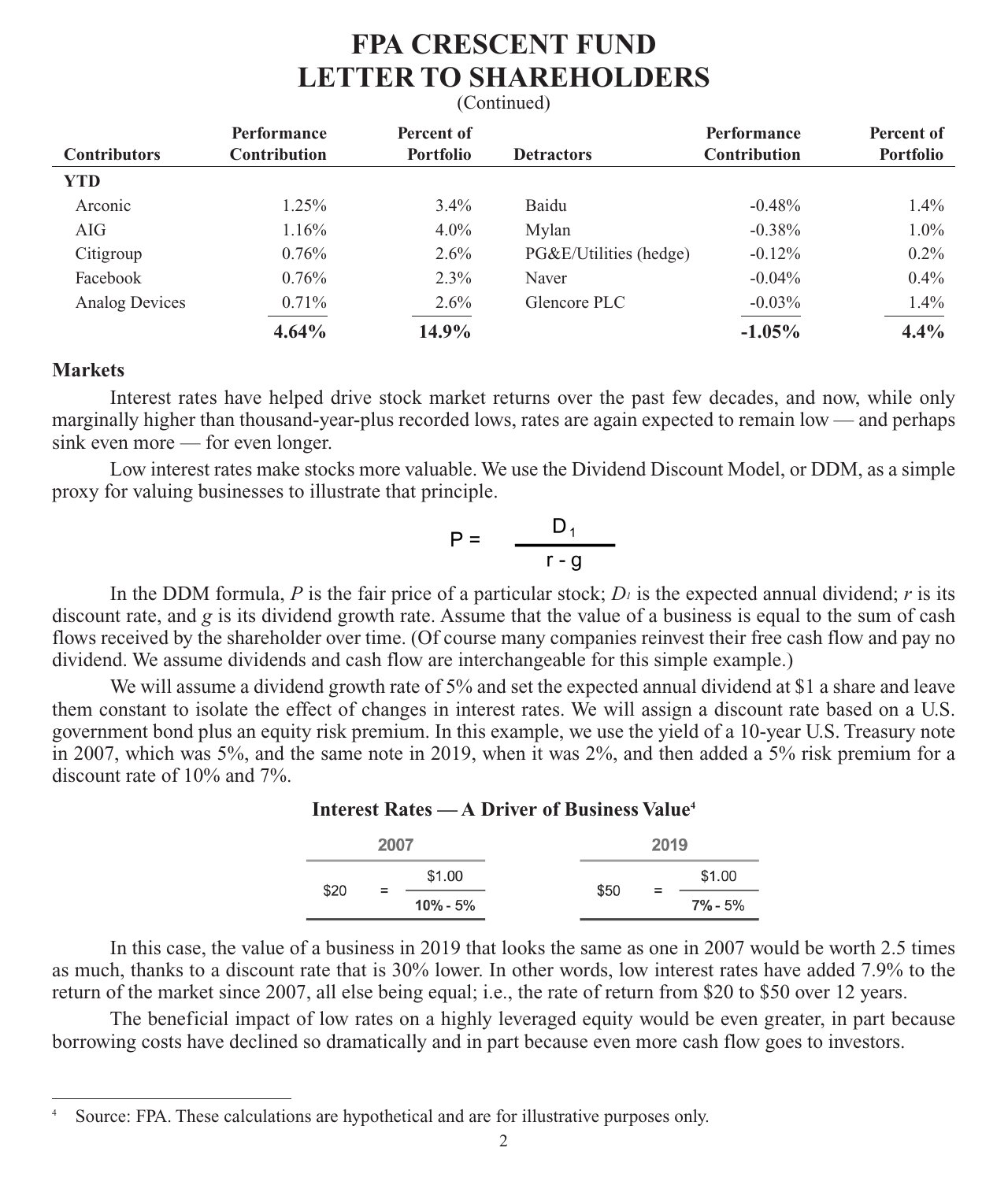# FPA CRESCENT FUND
# LETTER TO SHAREHOLDERS
(Continued)

| Contributors | Performance Contribution | Percent of Portfolio | Detractors | Performance Contribution | Percent of Portfolio |
|---|---|---|---|---|---|
| **YTD** | | | | | |
| Arconic | 1.25% | 3.4% | Baidu | -0.48% | 1.4% |
| AIG | 1.16% | 4.0% | Mylan | -0.38% | 1.0% |
| Citigroup | 0.76% | 2.6% | PG&E/Utilities (hedge) | -0.12% | 0.2% |
| Facebook | 0.76% | 2.3% | Naver | -0.04% | 0.4% |
| Analog Devices | 0.71% | 2.6% | Glencore PLC | -0.03% | 1.4% |
| | **4.64%** | **14.9%** | | **-1.05%** | **4.4%** |

### Markets

Interest rates have helped drive stock market returns over the past few decades, and now, while only marginally higher than thousand-year-plus recorded lows, rates are again expected to remain low — and perhaps sink even more — for even longer.

Low interest rates make stocks more valuable. We use the Dividend Discount Model, or DDM, as a simple proxy for valuing businesses to illustrate that principle.

$$P = \frac{D_1}{r - g}$$

In the DDM formula, $P$ is the fair price of a particular stock; $D_1$ is the expected annual dividend; $r$ is its discount rate, and $g$ is its dividend growth rate. Assume that the value of a business is equal to the sum of cash flows received by the shareholder over time. (Of course many companies reinvest their free cash flow and pay no dividend. We assume dividends and cash flow are interchangeable for this simple example.)

We will assume a dividend growth rate of 5% and set the expected annual dividend at $1 a share and leave them constant to isolate the effect of changes in interest rates. We will assign a discount rate based on a U.S. government bond plus an equity risk premium. In this example, we use the yield of a 10-year U.S. Treasury note in 2007, which was 5%, and the same note in 2019, when it was 2%, and then added a 5% risk premium for a discount rate of 10% and 7%.

**Interest Rates — A Driver of Business Value[4]**

| 2007 | 2019 |
|---|---|
| $\$20 = \frac{\$1.00}{10\% - 5\%}$ | $\$50 = \frac{\$1.00}{7\% - 5\%}$ |

In this case, the value of a business in 2019 that looks the same as one in 2007 would be worth 2.5 times as much, thanks to a discount rate that is 30% lower. In other words, low interest rates have added 7.9% to the return of the market since 2007, all else being equal; i.e., the rate of return from $20 to $50 over 12 years.

The beneficial impact of low rates on a highly leveraged equity would be even greater, in part because borrowing costs have declined so dramatically and in part because even more cash flow goes to investors.

---

[4] Source: FPA. These calculations are hypothetical and are for illustrative purposes only.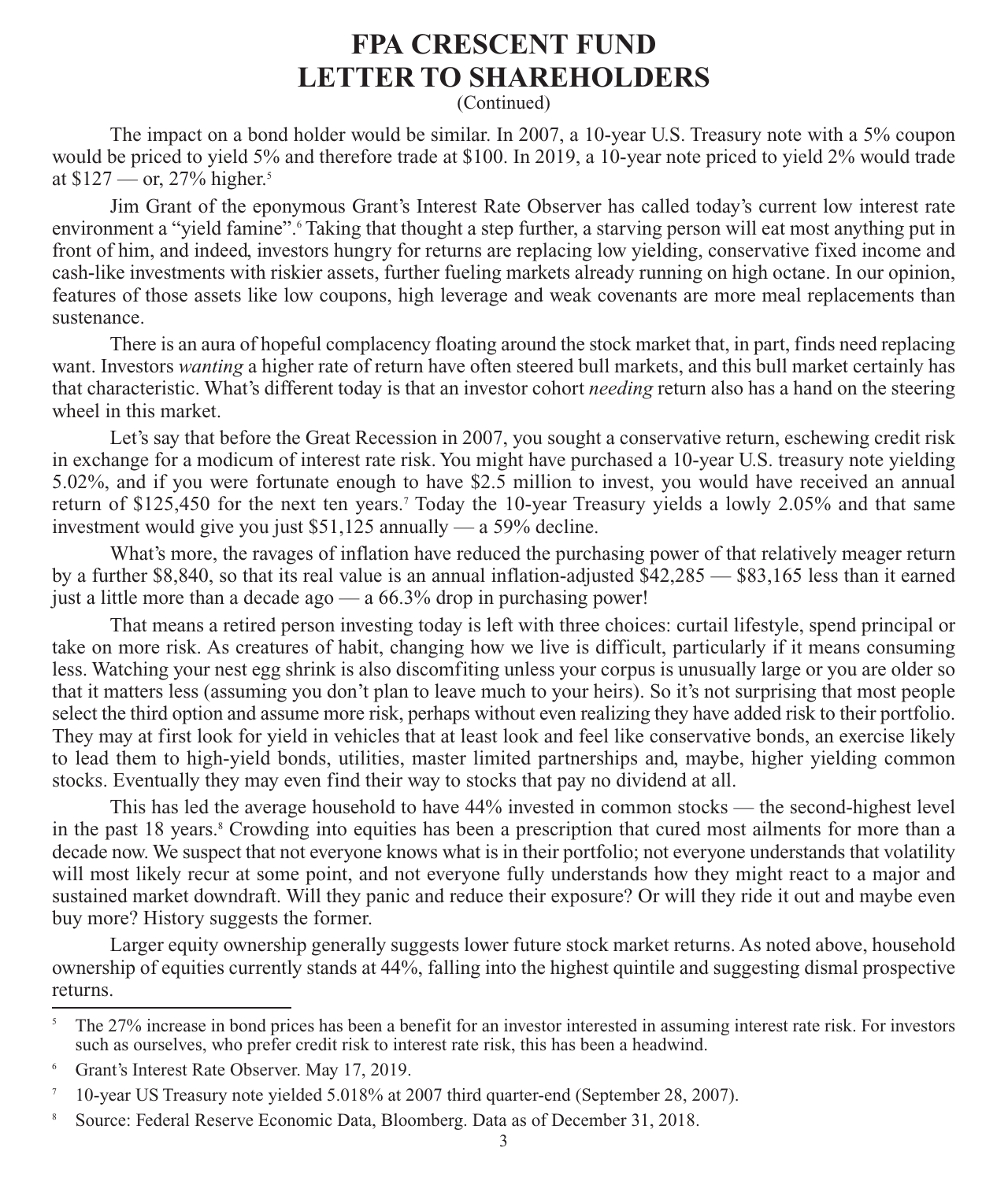# FPA CRESCENT FUND
# LETTER TO SHAREHOLDERS
(Continued)

The impact on a bond holder would be similar. In 2007, a 10-year U.S. Treasury note with a 5% coupon would be priced to yield 5% and therefore trade at $100. In 2019, a 10-year note priced to yield 2% would trade at $127 — or, 27% higher.[5]

Jim Grant of the eponymous Grant's Interest Rate Observer has called today's current low interest rate environment a "yield famine".[6] Taking that thought a step further, a starving person will eat most anything put in front of him, and indeed, investors hungry for returns are replacing low yielding, conservative fixed income and cash-like investments with riskier assets, further fueling markets already running on high octane. In our opinion, features of those assets like low coupons, high leverage and weak covenants are more meal replacements than sustenance.

There is an aura of hopeful complacency floating around the stock market that, in part, finds need replacing want. Investors *wanting* a higher rate of return have often steered bull markets, and this bull market certainly has that characteristic. What's different today is that an investor cohort *needing* return also has a hand on the steering wheel in this market.

Let's say that before the Great Recession in 2007, you sought a conservative return, eschewing credit risk in exchange for a modicum of interest rate risk. You might have purchased a 10-year U.S. treasury note yielding 5.02%, and if you were fortunate enough to have $2.5 million to invest, you would have received an annual return of $125,450 for the next ten years.[7] Today the 10-year Treasury yields a lowly 2.05% and that same investment would give you just $51,125 annually — a 59% decline.

What's more, the ravages of inflation have reduced the purchasing power of that relatively meager return by a further $8,840, so that its real value is an annual inflation-adjusted $42,285 — $83,165 less than it earned just a little more than a decade ago — a 66.3% drop in purchasing power!

That means a retired person investing today is left with three choices: curtail lifestyle, spend principal or take on more risk. As creatures of habit, changing how we live is difficult, particularly if it means consuming less. Watching your nest egg shrink is also discomfiting unless your corpus is unusually large or you are older so that it matters less (assuming you don't plan to leave much to your heirs). So it's not surprising that most people select the third option and assume more risk, perhaps without even realizing they have added risk to their portfolio. They may at first look for yield in vehicles that at least look and feel like conservative bonds, an exercise likely to lead them to high-yield bonds, utilities, master limited partnerships and, maybe, higher yielding common stocks. Eventually they may even find their way to stocks that pay no dividend at all.

This has led the average household to have 44% invested in common stocks — the second-highest level in the past 18 years.[8] Crowding into equities has been a prescription that cured most ailments for more than a decade now. We suspect that not everyone knows what is in their portfolio; not everyone understands that volatility will most likely recur at some point, and not everyone fully understands how they might react to a major and sustained market downdraft. Will they panic and reduce their exposure? Or will they ride it out and maybe even buy more? History suggests the former.

Larger equity ownership generally suggests lower future stock market returns. As noted above, household ownership of equities currently stands at 44%, falling into the highest quintile and suggesting dismal prospective returns.

---

[5] The 27% increase in bond prices has been a benefit for an investor interested in assuming interest rate risk. For investors such as ourselves, who prefer credit risk to interest rate risk, this has been a headwind.

[6] Grant's Interest Rate Observer. May 17, 2019.

[7] 10-year US Treasury note yielded 5.018% at 2007 third quarter-end (September 28, 2007).

[8] Source: Federal Reserve Economic Data, Bloomberg. Data as of December 31, 2018.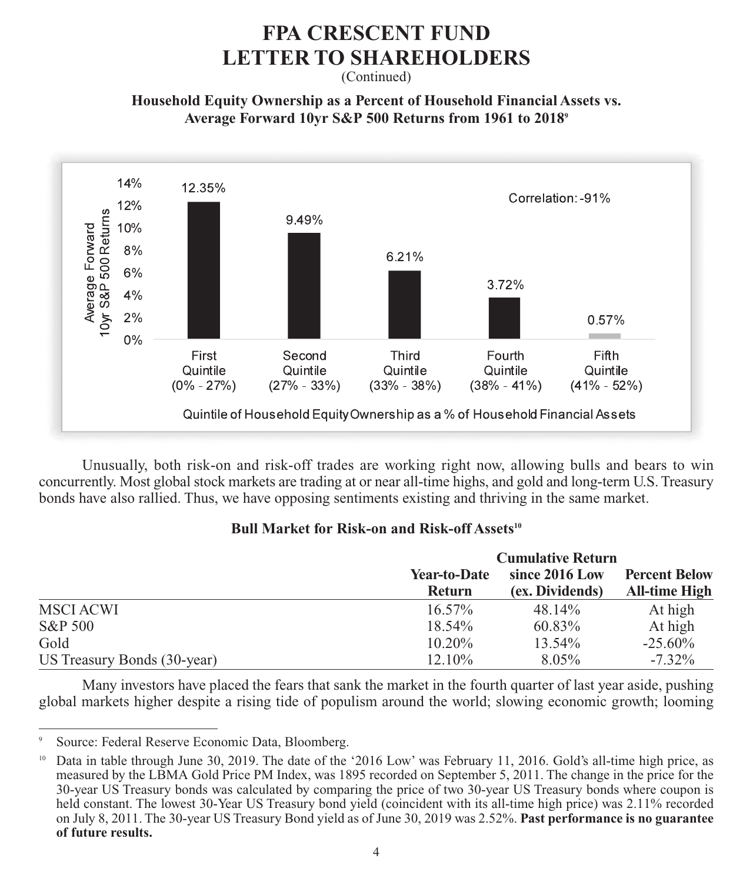# FPA CRESCENT FUND
# LETTER TO SHAREHOLDERS
(Continued)

**Household Equity Ownership as a Percent of Household Financial Assets vs. Average Forward 10yr S&P 500 Returns from 1961 to 2018**[9]

| Quintile of Household Equity Ownership as a % of Household Financial Assets | Average Forward 10yr S&P 500 Returns |
|---|---|
| First Quintile (0% - 27%) | 12.35% |
| Second Quintile (27% - 33%) | 9.49% |
| Third Quintile (33% - 38%) | 6.21% |
| Fourth Quintile (38% - 41%) | 3.72% |
| Fifth Quintile (41% - 52%) | 0.57% |

Correlation: -91%

Unusually, both risk-on and risk-off trades are working right now, allowing bulls and bears to win concurrently. Most global stock markets are trading at or near all-time highs, and gold and long-term U.S. Treasury bonds have also rallied. Thus, we have opposing sentiments existing and thriving in the same market.

**Bull Market for Risk-on and Risk-off Assets**[10]

| | Year-to-Date Return | Cumulative Return since 2016 Low (ex. Dividends) | Percent Below All-time High |
|---|---|---|---|
| MSCI ACWI | 16.57% | 48.14% | At high |
| S&P 500 | 18.54% | 60.83% | At high |
| Gold | 10.20% | 13.54% | -25.60% |
| US Treasury Bonds (30-year) | 12.10% | 8.05% | -7.32% |

Many investors have placed the fears that sank the market in the fourth quarter of last year aside, pushing global markets higher despite a rising tide of populism around the world; slowing economic growth; looming

---

[9] Source: Federal Reserve Economic Data, Bloomberg.

[10] Data in table through June 30, 2019. The date of the '2016 Low' was February 11, 2016. Gold's all-time high price, as measured by the LBMA Gold Price PM Index, was 1895 recorded on September 5, 2011. The change in the price for the 30-year US Treasury bonds was calculated by comparing the price of two 30-year US Treasury bonds where coupon is held constant. The lowest 30-Year US Treasury bond yield (coincident with its all-time high price) was 2.11% recorded on July 8, 2011. The 30-year US Treasury Bond yield as of June 30, 2019 was 2.52%. **Past performance is no guarantee of future results.**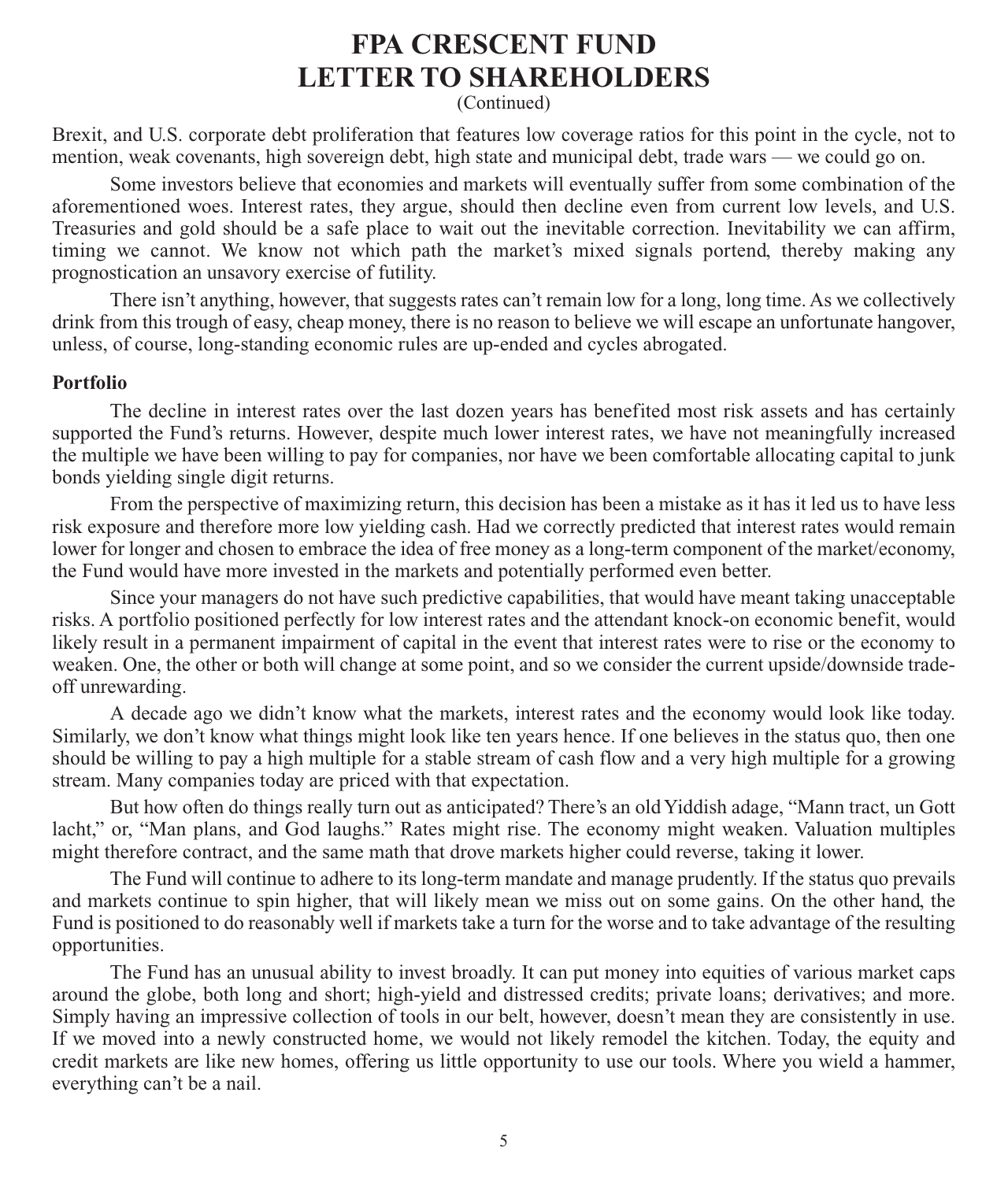# FPA CRESCENT FUND LETTER TO SHAREHOLDERS

(Continued)

Brexit, and U.S. corporate debt proliferation that features low coverage ratios for this point in the cycle, not to mention, weak covenants, high sovereign debt, high state and municipal debt, trade wars — we could go on.

Some investors believe that economies and markets will eventually suffer from some combination of the aforementioned woes. Interest rates, they argue, should then decline even from current low levels, and U.S. Treasuries and gold should be a safe place to wait out the inevitable correction. Inevitability we can affirm, timing we cannot. We know not which path the market's mixed signals portend, thereby making any prognostication an unsavory exercise of futility.

There isn't anything, however, that suggests rates can't remain low for a long, long time. As we collectively drink from this trough of easy, cheap money, there is no reason to believe we will escape an unfortunate hangover, unless, of course, long-standing economic rules are up-ended and cycles abrogated.

**Portfolio**

The decline in interest rates over the last dozen years has benefited most risk assets and has certainly supported the Fund's returns. However, despite much lower interest rates, we have not meaningfully increased the multiple we have been willing to pay for companies, nor have we been comfortable allocating capital to junk bonds yielding single digit returns.

From the perspective of maximizing return, this decision has been a mistake as it has it led us to have less risk exposure and therefore more low yielding cash. Had we correctly predicted that interest rates would remain lower for longer and chosen to embrace the idea of free money as a long-term component of the market/economy, the Fund would have more invested in the markets and potentially performed even better.

Since your managers do not have such predictive capabilities, that would have meant taking unacceptable risks. A portfolio positioned perfectly for low interest rates and the attendant knock-on economic benefit, would likely result in a permanent impairment of capital in the event that interest rates were to rise or the economy to weaken. One, the other or both will change at some point, and so we consider the current upside/downside trade-off unrewarding.

A decade ago we didn't know what the markets, interest rates and the economy would look like today. Similarly, we don't know what things might look like ten years hence. If one believes in the status quo, then one should be willing to pay a high multiple for a stable stream of cash flow and a very high multiple for a growing stream. Many companies today are priced with that expectation.

But how often do things really turn out as anticipated? There's an old Yiddish adage, "Mann tract, un Gott lacht," or, "Man plans, and God laughs." Rates might rise. The economy might weaken. Valuation multiples might therefore contract, and the same math that drove markets higher could reverse, taking it lower.

The Fund will continue to adhere to its long-term mandate and manage prudently. If the status quo prevails and markets continue to spin higher, that will likely mean we miss out on some gains. On the other hand, the Fund is positioned to do reasonably well if markets take a turn for the worse and to take advantage of the resulting opportunities.

The Fund has an unusual ability to invest broadly. It can put money into equities of various market caps around the globe, both long and short; high-yield and distressed credits; private loans; derivatives; and more. Simply having an impressive collection of tools in our belt, however, doesn't mean they are consistently in use. If we moved into a newly constructed home, we would not likely remodel the kitchen. Today, the equity and credit markets are like new homes, offering us little opportunity to use our tools. Where you wield a hammer, everything can't be a nail.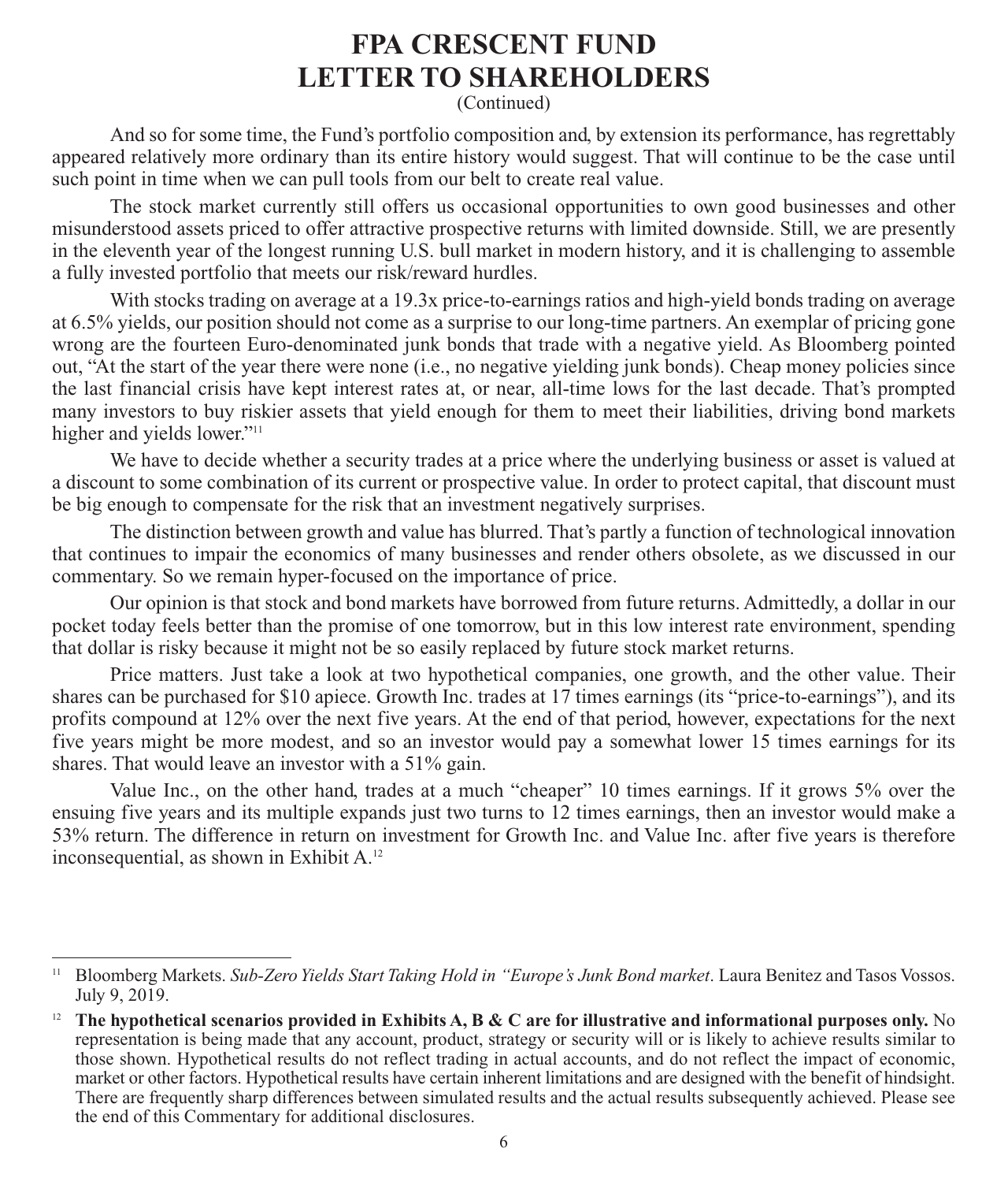# FPA CRESCENT FUND
# LETTER TO SHAREHOLDERS
(Continued)

And so for some time, the Fund's portfolio composition and, by extension its performance, has regrettably appeared relatively more ordinary than its entire history would suggest. That will continue to be the case until such point in time when we can pull tools from our belt to create real value.

The stock market currently still offers us occasional opportunities to own good businesses and other misunderstood assets priced to offer attractive prospective returns with limited downside. Still, we are presently in the eleventh year of the longest running U.S. bull market in modern history, and it is challenging to assemble a fully invested portfolio that meets our risk/reward hurdles.

With stocks trading on average at a 19.3x price-to-earnings ratios and high-yield bonds trading on average at 6.5% yields, our position should not come as a surprise to our long-time partners. An exemplar of pricing gone wrong are the fourteen Euro-denominated junk bonds that trade with a negative yield. As Bloomberg pointed out, "At the start of the year there were none (i.e., no negative yielding junk bonds). Cheap money policies since the last financial crisis have kept interest rates at, or near, all-time lows for the last decade. That's prompted many investors to buy riskier assets that yield enough for them to meet their liabilities, driving bond markets higher and yields lower."[11]

We have to decide whether a security trades at a price where the underlying business or asset is valued at a discount to some combination of its current or prospective value. In order to protect capital, that discount must be big enough to compensate for the risk that an investment negatively surprises.

The distinction between growth and value has blurred. That's partly a function of technological innovation that continues to impair the economics of many businesses and render others obsolete, as we discussed in our commentary. So we remain hyper-focused on the importance of price.

Our opinion is that stock and bond markets have borrowed from future returns. Admittedly, a dollar in our pocket today feels better than the promise of one tomorrow, but in this low interest rate environment, spending that dollar is risky because it might not be so easily replaced by future stock market returns.

Price matters. Just take a look at two hypothetical companies, one growth, and the other value. Their shares can be purchased for \$10 apiece. Growth Inc. trades at 17 times earnings (its "price-to-earnings"), and its profits compound at 12% over the next five years. At the end of that period, however, expectations for the next five years might be more modest, and so an investor would pay a somewhat lower 15 times earnings for its shares. That would leave an investor with a 51% gain.

Value Inc., on the other hand, trades at a much "cheaper" 10 times earnings. If it grows 5% over the ensuing five years and its multiple expands just two turns to 12 times earnings, then an investor would make a 53% return. The difference in return on investment for Growth Inc. and Value Inc. after five years is therefore inconsequential, as shown in Exhibit A.[12]

---

[11] Bloomberg Markets. *Sub-Zero Yields Start Taking Hold in "Europe's Junk Bond market*. Laura Benitez and Tasos Vossos. July 9, 2019.

[12] **The hypothetical scenarios provided in Exhibits A, B & C are for illustrative and informational purposes only.** No representation is being made that any account, product, strategy or security will or is likely to achieve results similar to those shown. Hypothetical results do not reflect trading in actual accounts, and do not reflect the impact of economic, market or other factors. Hypothetical results have certain inherent limitations and are designed with the benefit of hindsight. There are frequently sharp differences between simulated results and the actual results subsequently achieved. Please see the end of this Commentary for additional disclosures.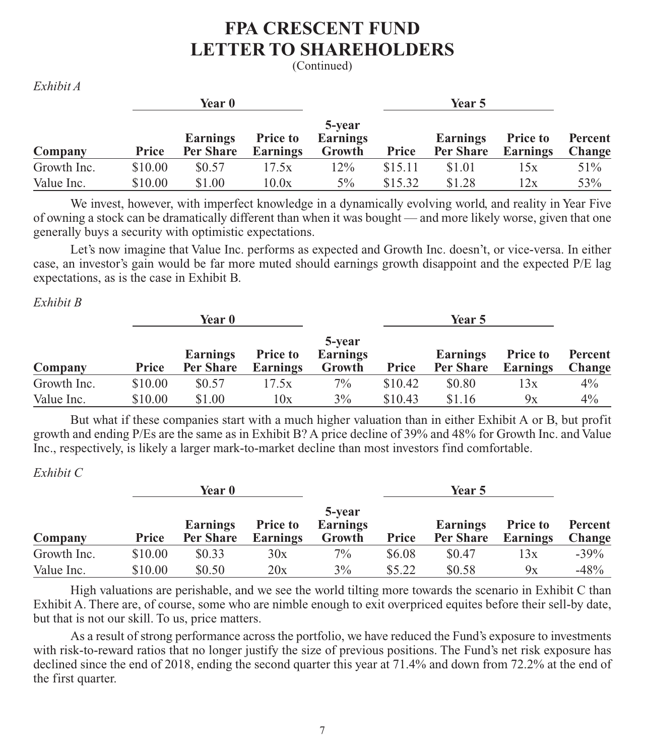# FPA CRESCENT FUND
# LETTER TO SHAREHOLDERS
(Continued)

*Exhibit A*

| | Year 0 | | | | Year 5 | | | |
|---|---|---|---|---|---|---|---|---|
| **Company** | **Price** | **Earnings Per Share** | **Price to Earnings** | **5-year Earnings Growth** | **Price** | **Earnings Per Share** | **Price to Earnings** | **Percent Change** |
| Growth Inc. | $10.00 | $0.57 | 17.5x | 12% | $15.11 | $1.01 | 15x | 51% |
| Value Inc. | $10.00 | $1.00 | 10.0x | 5% | $15.32 | $1.28 | 12x | 53% |

We invest, however, with imperfect knowledge in a dynamically evolving world, and reality in Year Five of owning a stock can be dramatically different than when it was bought — and more likely worse, given that one generally buys a security with optimistic expectations.

Let's now imagine that Value Inc. performs as expected and Growth Inc. doesn't, or vice-versa. In either case, an investor's gain would be far more muted should earnings growth disappoint and the expected P/E lag expectations, as is the case in Exhibit B.

*Exhibit B*

| | Year 0 | | | | Year 5 | | | |
|---|---|---|---|---|---|---|---|---|
| **Company** | **Price** | **Earnings Per Share** | **Price to Earnings** | **5-year Earnings Growth** | **Price** | **Earnings Per Share** | **Price to Earnings** | **Percent Change** |
| Growth Inc. | $10.00 | $0.57 | 17.5x | 7% | $10.42 | $0.80 | 13x | 4% |
| Value Inc. | $10.00 | $1.00 | 10x | 3% | $10.43 | $1.16 | 9x | 4% |

But what if these companies start with a much higher valuation than in either Exhibit A or B, but profit growth and ending P/Es are the same as in Exhibit B? A price decline of 39% and 48% for Growth Inc. and Value Inc., respectively, is likely a larger mark-to-market decline than most investors find comfortable.

*Exhibit C*

| | Year 0 | | | | Year 5 | | | |
|---|---|---|---|---|---|---|---|---|
| **Company** | **Price** | **Earnings Per Share** | **Price to Earnings** | **5-year Earnings Growth** | **Price** | **Earnings Per Share** | **Price to Earnings** | **Percent Change** |
| Growth Inc. | $10.00 | $0.33 | 30x | 7% | $6.08 | $0.47 | 13x | -39% |
| Value Inc. | $10.00 | $0.50 | 20x | 3% | $5.22 | $0.58 | 9x | -48% |

High valuations are perishable, and we see the world tilting more towards the scenario in Exhibit C than Exhibit A. There are, of course, some who are nimble enough to exit overpriced equites before their sell-by date, but that is not our skill. To us, price matters.

As a result of strong performance across the portfolio, we have reduced the Fund's exposure to investments with risk-to-reward ratios that no longer justify the size of previous positions. The Fund's net risk exposure has declined since the end of 2018, ending the second quarter this year at 71.4% and down from 72.2% at the end of the first quarter.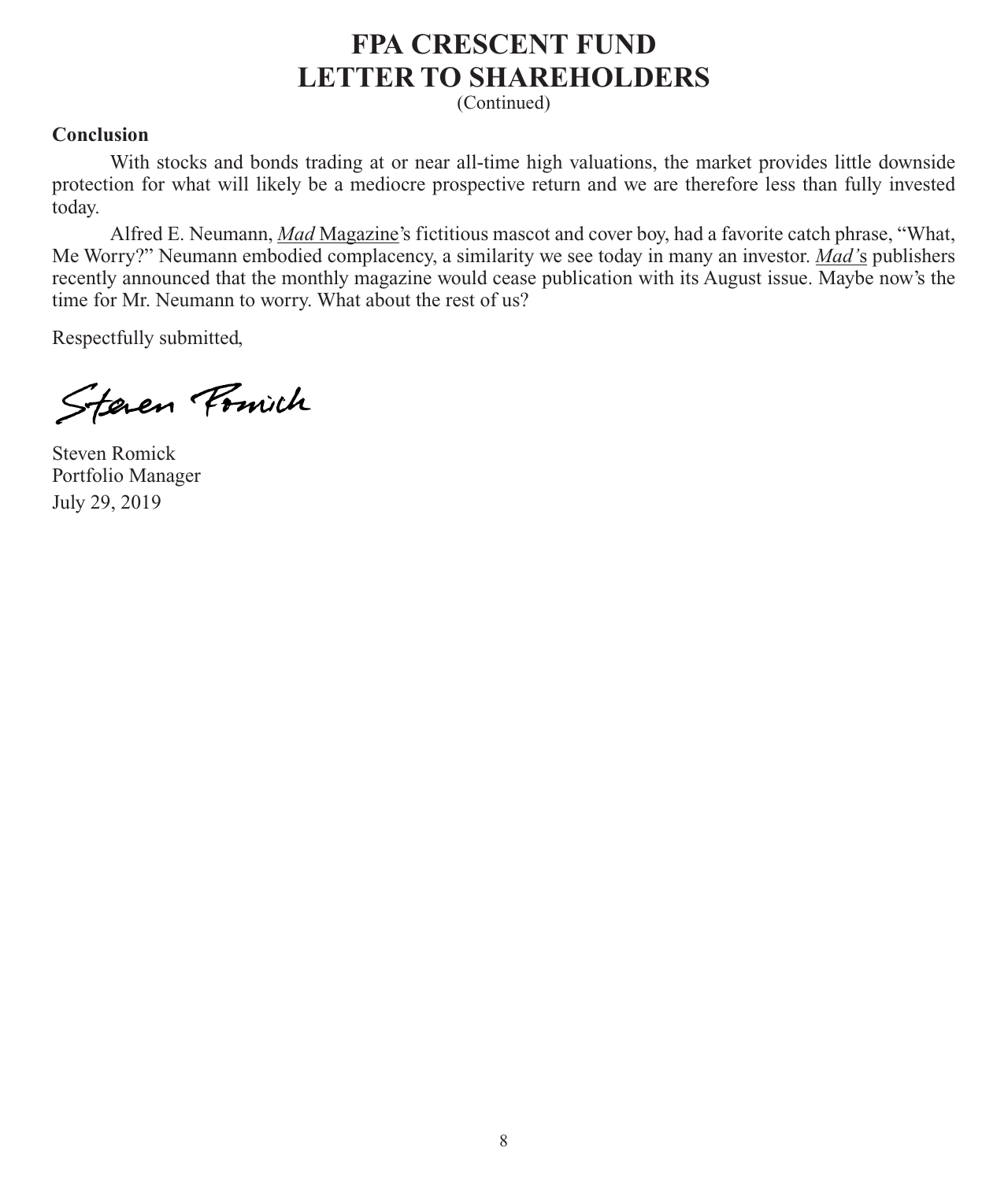# FPA CRESCENT FUND
# LETTER TO SHAREHOLDERS
(Continued)

**Conclusion**

With stocks and bonds trading at or near all-time high valuations, the market provides little downside protection for what will likely be a mediocre prospective return and we are therefore less than fully invested today.

Alfred E. Neumann, *Mad* Magazine's fictitious mascot and cover boy, had a favorite catch phrase, "What, Me Worry?" Neumann embodied complacency, a similarity we see today in many an investor. *Mad'*s publishers recently announced that the monthly magazine would cease publication with its August issue. Maybe now's the time for Mr. Neumann to worry. What about the rest of us?

Respectfully submitted,

Steven Romick
Portfolio Manager
July 29, 2019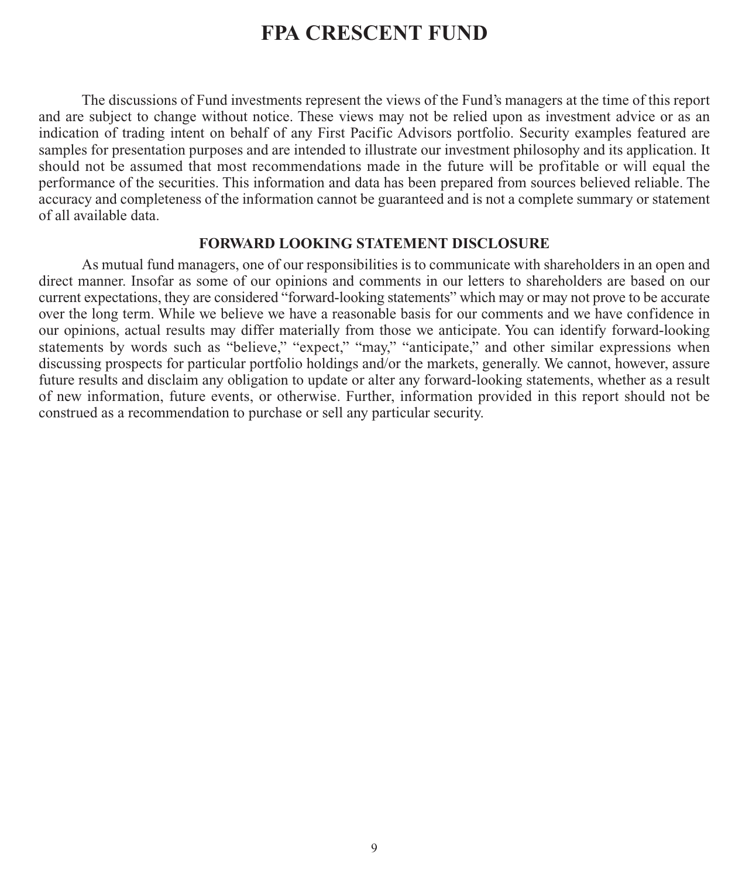# FPA CRESCENT FUND

The discussions of Fund investments represent the views of the Fund's managers at the time of this report and are subject to change without notice. These views may not be relied upon as investment advice or as an indication of trading intent on behalf of any First Pacific Advisors portfolio. Security examples featured are samples for presentation purposes and are intended to illustrate our investment philosophy and its application. It should not be assumed that most recommendations made in the future will be profitable or will equal the performance of the securities. This information and data has been prepared from sources believed reliable. The accuracy and completeness of the information cannot be guaranteed and is not a complete summary or statement of all available data.

### FORWARD LOOKING STATEMENT DISCLOSURE

As mutual fund managers, one of our responsibilities is to communicate with shareholders in an open and direct manner. Insofar as some of our opinions and comments in our letters to shareholders are based on our current expectations, they are considered "forward-looking statements" which may or may not prove to be accurate over the long term. While we believe we have a reasonable basis for our comments and we have confidence in our opinions, actual results may differ materially from those we anticipate. You can identify forward-looking statements by words such as "believe," "expect," "may," "anticipate," and other similar expressions when discussing prospects for particular portfolio holdings and/or the markets, generally. We cannot, however, assure future results and disclaim any obligation to update or alter any forward-looking statements, whether as a result of new information, future events, or otherwise. Further, information provided in this report should not be construed as a recommendation to purchase or sell any particular security.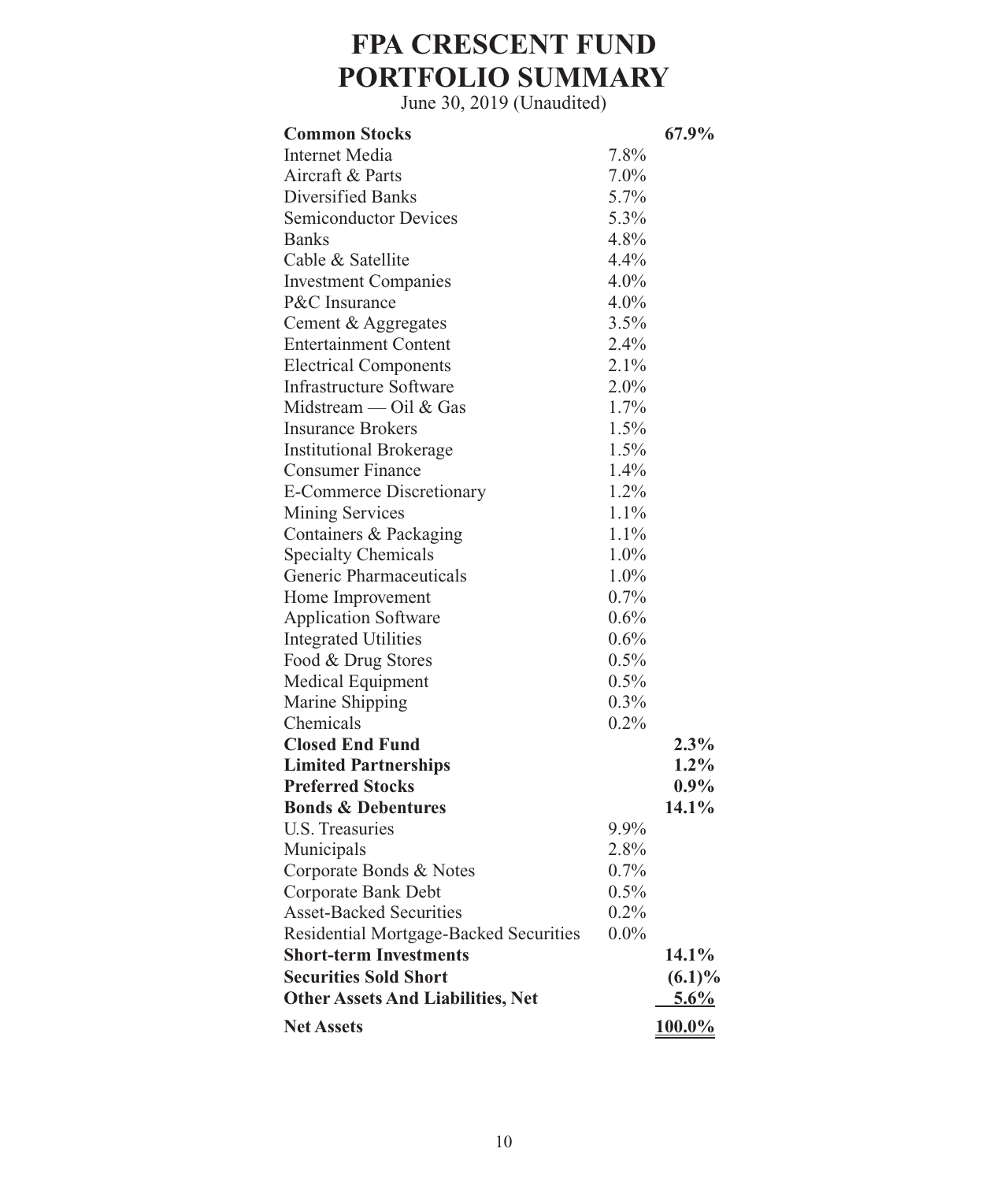# FPA CRESCENT FUND
# PORTFOLIO SUMMARY

June 30, 2019 (Unaudited)

| | | |
|---|---|---|
| **Common Stocks** | | **67.9%** |
| Internet Media | 7.8% | |
| Aircraft & Parts | 7.0% | |
| Diversified Banks | 5.7% | |
| Semiconductor Devices | 5.3% | |
| Banks | 4.8% | |
| Cable & Satellite | 4.4% | |
| Investment Companies | 4.0% | |
| P&C Insurance | 4.0% | |
| Cement & Aggregates | 3.5% | |
| Entertainment Content | 2.4% | |
| Electrical Components | 2.1% | |
| Infrastructure Software | 2.0% | |
| Midstream — Oil & Gas | 1.7% | |
| Insurance Brokers | 1.5% | |
| Institutional Brokerage | 1.5% | |
| Consumer Finance | 1.4% | |
| E-Commerce Discretionary | 1.2% | |
| Mining Services | 1.1% | |
| Containers & Packaging | 1.1% | |
| Specialty Chemicals | 1.0% | |
| Generic Pharmaceuticals | 1.0% | |
| Home Improvement | 0.7% | |
| Application Software | 0.6% | |
| Integrated Utilities | 0.6% | |
| Food & Drug Stores | 0.5% | |
| Medical Equipment | 0.5% | |
| Marine Shipping | 0.3% | |
| Chemicals | 0.2% | |
| **Closed End Fund** | | **2.3%** |
| **Limited Partnerships** | | **1.2%** |
| **Preferred Stocks** | | **0.9%** |
| **Bonds & Debentures** | | **14.1%** |
| U.S. Treasuries | 9.9% | |
| Municipals | 2.8% | |
| Corporate Bonds & Notes | 0.7% | |
| Corporate Bank Debt | 0.5% | |
| Asset-Backed Securities | 0.2% | |
| Residential Mortgage-Backed Securities | 0.0% | |
| **Short-term Investments** | | **14.1%** |
| **Securities Sold Short** | | **(6.1)%** |
| **Other Assets And Liabilities, Net** | | **5.6%** |
| **Net Assets** | | **100.0%** |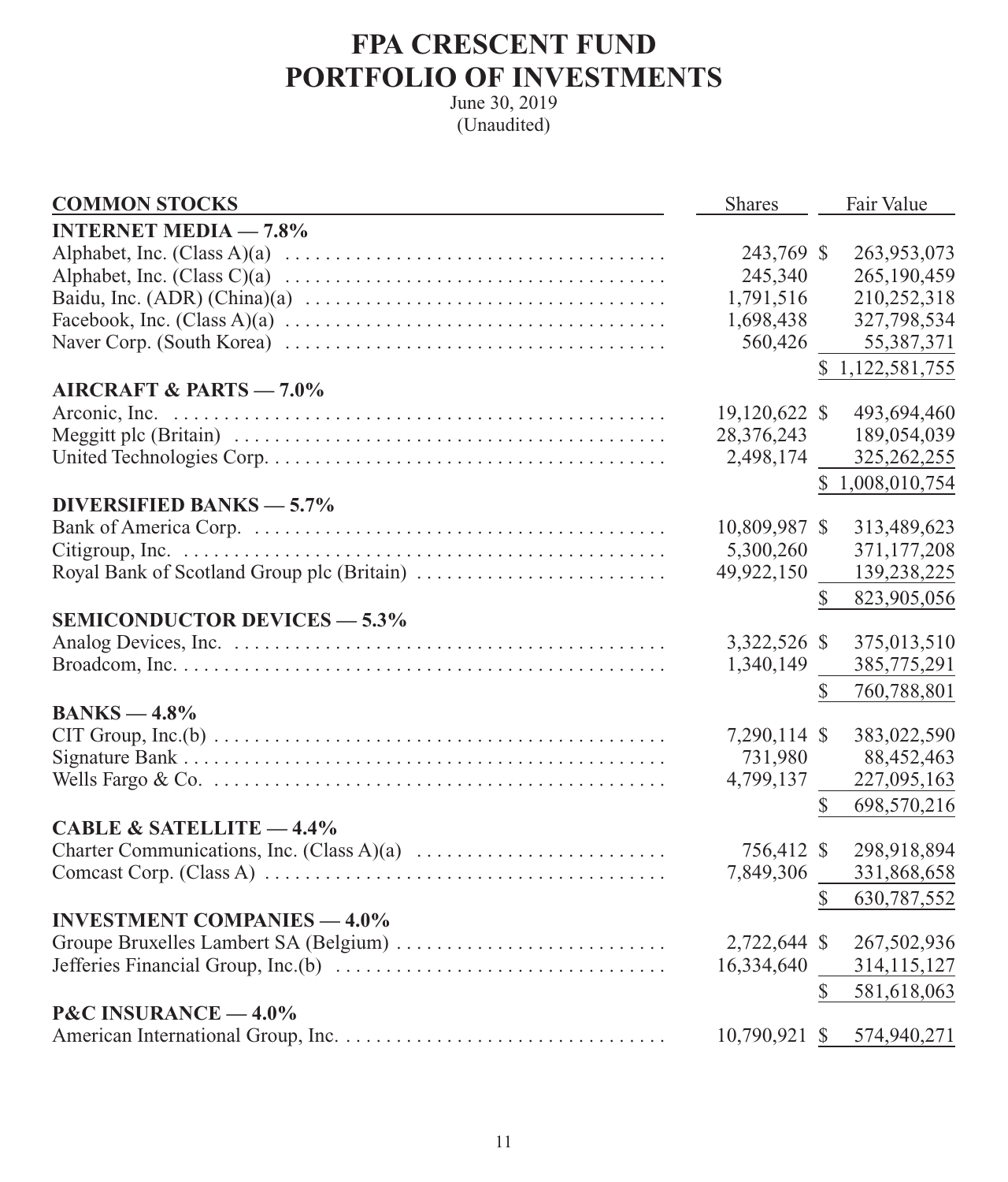# FPA CRESCENT FUND
# PORTFOLIO OF INVESTMENTS

June 30, 2019
(Unaudited)

| COMMON STOCKS | Shares | Fair Value |
|---|---|---|
| **INTERNET MEDIA — 7.8%** | | |
| Alphabet, Inc. (Class A)(a) | 243,769 | $ 263,953,073 |
| Alphabet, Inc. (Class C)(a) | 245,340 | 265,190,459 |
| Baidu, Inc. (ADR) (China)(a) | 1,791,516 | 210,252,318 |
| Facebook, Inc. (Class A)(a) | 1,698,438 | 327,798,534 |
| Naver Corp. (South Korea) | 560,426 | 55,387,371 |
| | | $ 1,122,581,755 |
| **AIRCRAFT & PARTS — 7.0%** | | |
| Arconic, Inc. | 19,120,622 | $ 493,694,460 |
| Meggitt plc (Britain) | 28,376,243 | 189,054,039 |
| United Technologies Corp. | 2,498,174 | 325,262,255 |
| | | $ 1,008,010,754 |
| **DIVERSIFIED BANKS — 5.7%** | | |
| Bank of America Corp. | 10,809,987 | $ 313,489,623 |
| Citigroup, Inc. | 5,300,260 | 371,177,208 |
| Royal Bank of Scotland Group plc (Britain) | 49,922,150 | 139,238,225 |
| | | $ 823,905,056 |
| **SEMICONDUCTOR DEVICES — 5.3%** | | |
| Analog Devices, Inc. | 3,322,526 | $ 375,013,510 |
| Broadcom, Inc. | 1,340,149 | 385,775,291 |
| | | $ 760,788,801 |
| **BANKS — 4.8%** | | |
| CIT Group, Inc.(b) | 7,290,114 | $ 383,022,590 |
| Signature Bank | 731,980 | 88,452,463 |
| Wells Fargo & Co. | 4,799,137 | 227,095,163 |
| | | $ 698,570,216 |
| **CABLE & SATELLITE — 4.4%** | | |
| Charter Communications, Inc. (Class A)(a) | 756,412 | $ 298,918,894 |
| Comcast Corp. (Class A) | 7,849,306 | 331,868,658 |
| | | $ 630,787,552 |
| **INVESTMENT COMPANIES — 4.0%** | | |
| Groupe Bruxelles Lambert SA (Belgium) | 2,722,644 | $ 267,502,936 |
| Jefferies Financial Group, Inc.(b) | 16,334,640 | 314,115,127 |
| | | $ 581,618,063 |
| **P&C INSURANCE — 4.0%** | | |
| American International Group, Inc. | 10,790,921 | $ 574,940,271 |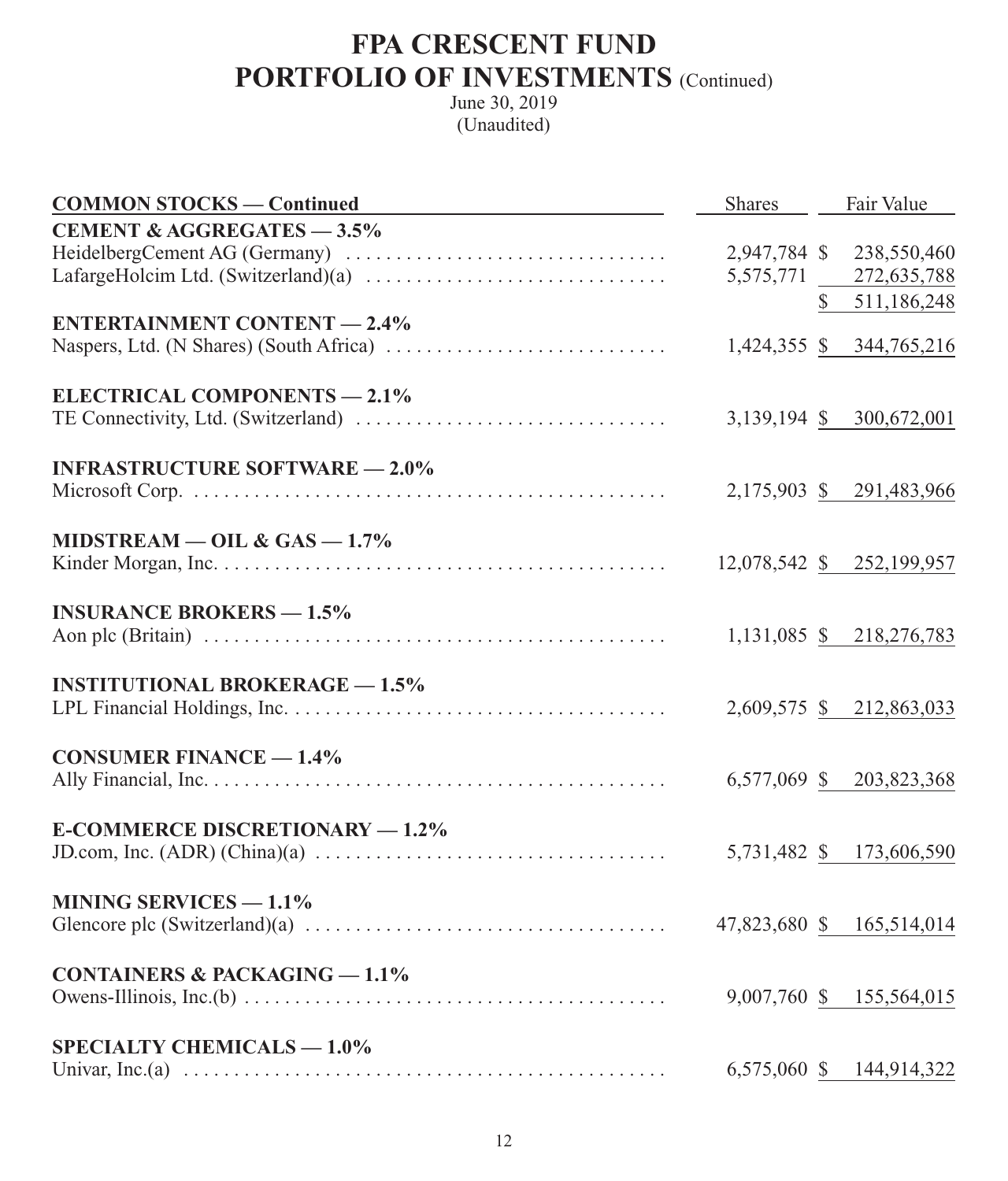# FPA CRESCENT FUND
## PORTFOLIO OF INVESTMENTS (Continued)
June 30, 2019
(Unaudited)

| COMMON STOCKS — Continued | Shares | Fair Value |
|---|---|---|
| **CEMENT & AGGREGATES — 3.5%** | | |
| HeidelbergCement AG (Germany) | 2,947,784 | $ 238,550,460 |
| LafargeHolcim Ltd. (Switzerland)(a) | 5,575,771 | 272,635,788 |
| | | $ 511,186,248 |
| **ENTERTAINMENT CONTENT — 2.4%** | | |
| Naspers, Ltd. (N Shares) (South Africa) | 1,424,355 | $ 344,765,216 |
| **ELECTRICAL COMPONENTS — 2.1%** | | |
| TE Connectivity, Ltd. (Switzerland) | 3,139,194 | $ 300,672,001 |
| **INFRASTRUCTURE SOFTWARE — 2.0%** | | |
| Microsoft Corp. | 2,175,903 | $ 291,483,966 |
| **MIDSTREAM — OIL & GAS — 1.7%** | | |
| Kinder Morgan, Inc. | 12,078,542 | $ 252,199,957 |
| **INSURANCE BROKERS — 1.5%** | | |
| Aon plc (Britain) | 1,131,085 | $ 218,276,783 |
| **INSTITUTIONAL BROKERAGE — 1.5%** | | |
| LPL Financial Holdings, Inc. | 2,609,575 | $ 212,863,033 |
| **CONSUMER FINANCE — 1.4%** | | |
| Ally Financial, Inc. | 6,577,069 | $ 203,823,368 |
| **E-COMMERCE DISCRETIONARY — 1.2%** | | |
| JD.com, Inc. (ADR) (China)(a) | 5,731,482 | $ 173,606,590 |
| **MINING SERVICES — 1.1%** | | |
| Glencore plc (Switzerland)(a) | 47,823,680 | $ 165,514,014 |
| **CONTAINERS & PACKAGING — 1.1%** | | |
| Owens-Illinois, Inc.(b) | 9,007,760 | $ 155,564,015 |
| **SPECIALTY CHEMICALS — 1.0%** | | |
| Univar, Inc.(a) | 6,575,060 | $ 144,914,322 |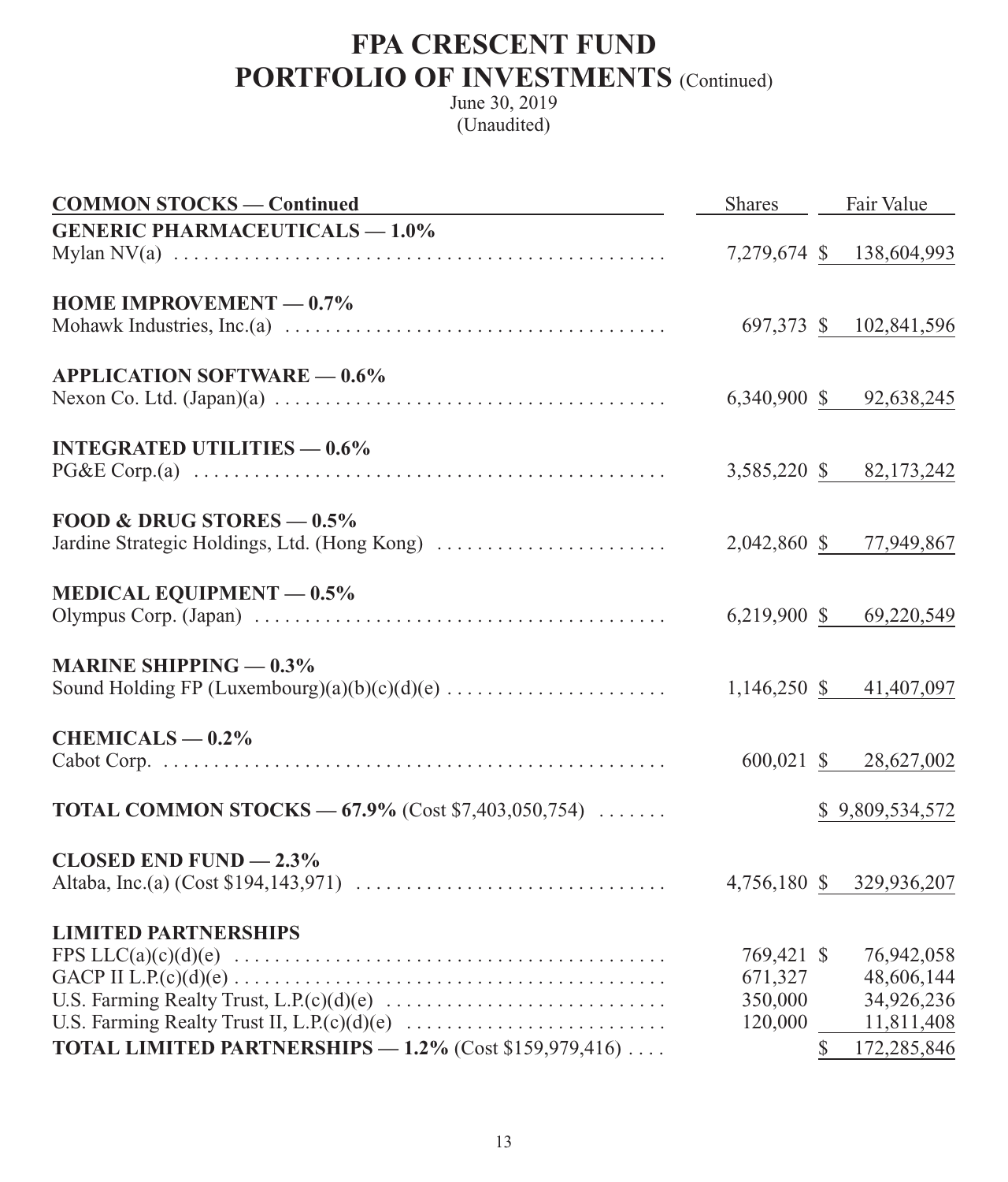# FPA CRESCENT FUND
## PORTFOLIO OF INVESTMENTS (Continued)
June 30, 2019
(Unaudited)

| COMMON STOCKS — Continued | Shares | Fair Value |
|---|---|---|
| **GENERIC PHARMACEUTICALS — 1.0%** | | |
| Mylan NV(a) | 7,279,674 | $ 138,604,993 |
| **HOME IMPROVEMENT — 0.7%** | | |
| Mohawk Industries, Inc.(a) | 697,373 | $ 102,841,596 |
| **APPLICATION SOFTWARE — 0.6%** | | |
| Nexon Co. Ltd. (Japan)(a) | 6,340,900 | $ 92,638,245 |
| **INTEGRATED UTILITIES — 0.6%** | | |
| PG&E Corp.(a) | 3,585,220 | $ 82,173,242 |
| **FOOD & DRUG STORES — 0.5%** | | |
| Jardine Strategic Holdings, Ltd. (Hong Kong) | 2,042,860 | $ 77,949,867 |
| **MEDICAL EQUIPMENT — 0.5%** | | |
| Olympus Corp. (Japan) | 6,219,900 | $ 69,220,549 |
| **MARINE SHIPPING — 0.3%** | | |
| Sound Holding FP (Luxembourg)(a)(b)(c)(d)(e) | 1,146,250 | $ 41,407,097 |
| **CHEMICALS — 0.2%** | | |
| Cabot Corp. | 600,021 | $ 28,627,002 |
| **TOTAL COMMON STOCKS — 67.9%** (Cost $7,403,050,754) | | $ 9,809,534,572 |
| **CLOSED END FUND — 2.3%** | | |
| Altaba, Inc.(a) (Cost $194,143,971) | 4,756,180 | $ 329,936,207 |
| **LIMITED PARTNERSHIPS** | | |
| FPS LLC(a)(c)(d)(e) | 769,421 | $ 76,942,058 |
| GACP II L.P.(c)(d)(e) | 671,327 | 48,606,144 |
| U.S. Farming Realty Trust, L.P.(c)(d)(e) | 350,000 | 34,926,236 |
| U.S. Farming Realty Trust II, L.P.(c)(d)(e) | 120,000 | 11,811,408 |
| **TOTAL LIMITED PARTNERSHIPS — 1.2%** (Cost $159,979,416) | | $ 172,285,846 |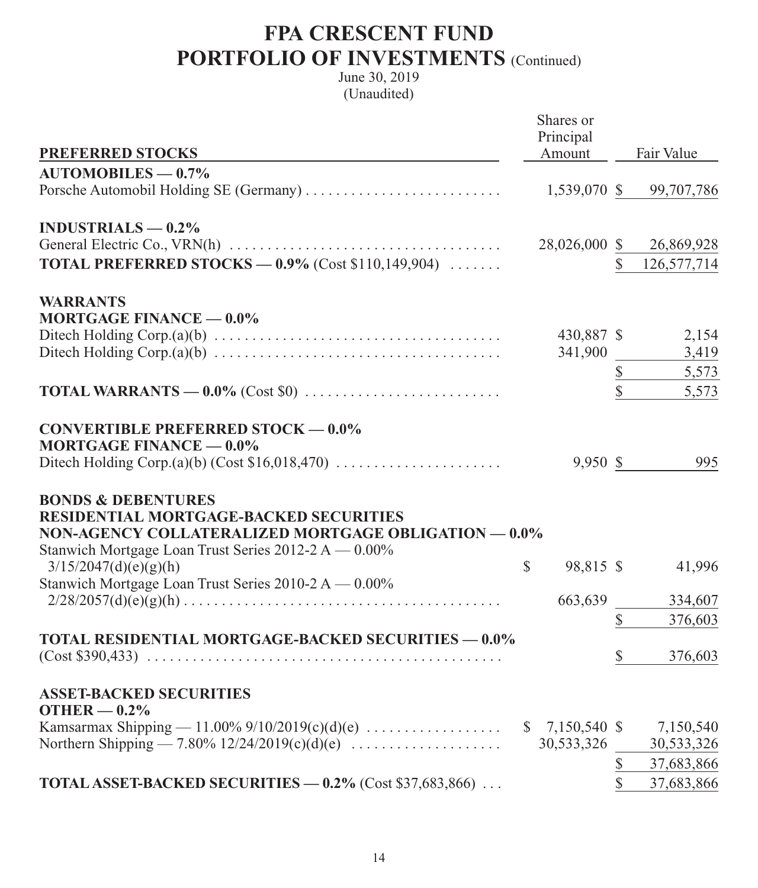# FPA CRESCENT FUND
## PORTFOLIO OF INVESTMENTS (Continued)

June 30, 2019
(Unaudited)

| PREFERRED STOCKS | Shares or Principal Amount | Fair Value |
|---|---|---|
| **AUTOMOBILES — 0.7%** | | |
| Porsche Automobil Holding SE (Germany) | 1,539,070 | $ 99,707,786 |
| **INDUSTRIALS — 0.2%** | | |
| General Electric Co., VRN(h) | 28,026,000 | $ 26,869,928 |
| **TOTAL PREFERRED STOCKS — 0.9%** (Cost $110,149,904) | | $ 126,577,714 |
| **WARRANTS** | | |
| **MORTGAGE FINANCE — 0.0%** | | |
| Ditech Holding Corp.(a)(b) | 430,887 | $ 2,154 |
| Ditech Holding Corp.(a)(b) | 341,900 | 3,419 |
| | | $ 5,573 |
| **TOTAL WARRANTS — 0.0%** (Cost $0) | | $ 5,573 |
| **CONVERTIBLE PREFERRED STOCK — 0.0%** | | |
| **MORTGAGE FINANCE — 0.0%** | | |
| Ditech Holding Corp.(a)(b) (Cost $16,018,470) | 9,950 | $ 995 |
| **BONDS & DEBENTURES** | | |
| **RESIDENTIAL MORTGAGE-BACKED SECURITIES** | | |
| **NON-AGENCY COLLATERALIZED MORTGAGE OBLIGATION — 0.0%** | | |
| Stanwich Mortgage Loan Trust Series 2012-2 A — 0.00% 3/15/2047(d)(e)(g)(h) | $ 98,815 | $ 41,996 |
| Stanwich Mortgage Loan Trust Series 2010-2 A — 0.00% 2/28/2057(d)(e)(g)(h) | 663,639 | 334,607 |
| | | $ 376,603 |
| **TOTAL RESIDENTIAL MORTGAGE-BACKED SECURITIES — 0.0%** (Cost $390,433) | | $ 376,603 |
| **ASSET-BACKED SECURITIES** | | |
| **OTHER — 0.2%** | | |
| Kamsarmax Shipping — 11.00% 9/10/2019(c)(d)(e) | $ 7,150,540 | $ 7,150,540 |
| Northern Shipping — 7.80% 12/24/2019(c)(d)(e) | 30,533,326 | 30,533,326 |
| | | $ 37,683,866 |
| **TOTAL ASSET-BACKED SECURITIES — 0.2%** (Cost $37,683,866) | | $ 37,683,866 |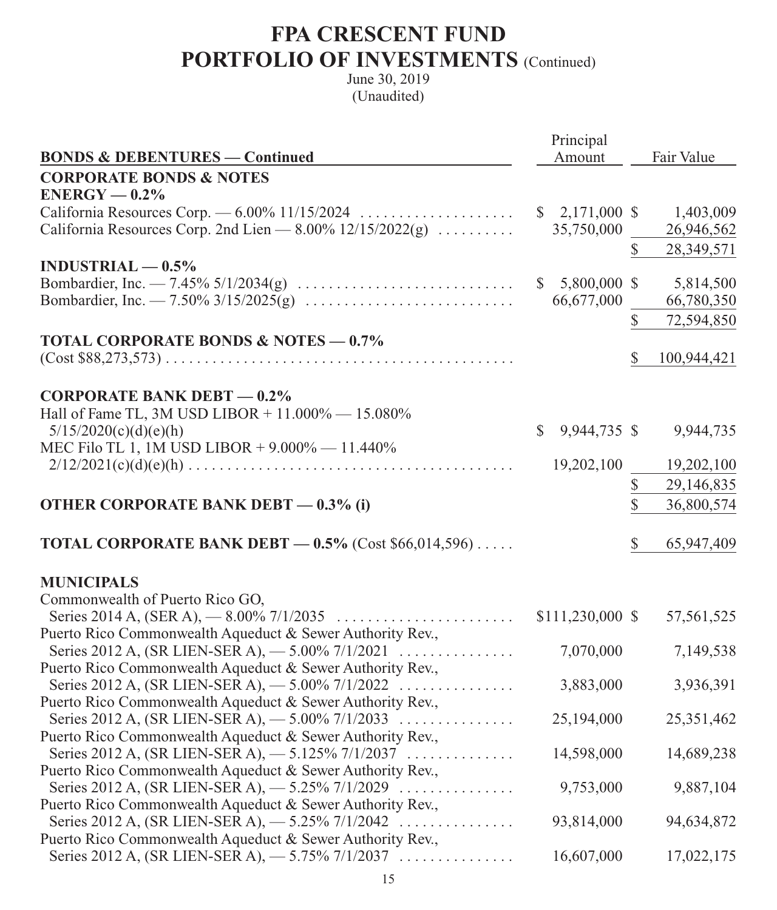# FPA CRESCENT FUND
## PORTFOLIO OF INVESTMENTS (Continued)
June 30, 2019
(Unaudited)

| BONDS & DEBENTURES — Continued | Principal Amount | Fair Value |
|---|---|---|
| **CORPORATE BONDS & NOTES** | | |
| **ENERGY — 0.2%** | | |
| California Resources Corp. — 6.00% 11/15/2024 | $ 2,171,000 | $ 1,403,009 |
| California Resources Corp. 2nd Lien — 8.00% 12/15/2022(g) | 35,750,000 | 26,946,562 |
| | | $ 28,349,571 |
| **INDUSTRIAL — 0.5%** | | |
| Bombardier, Inc. — 7.45% 5/1/2034(g) | $ 5,800,000 | $ 5,814,500 |
| Bombardier, Inc. — 7.50% 3/15/2025(g) | 66,677,000 | 66,780,350 |
| | | $ 72,594,850 |
| **TOTAL CORPORATE BONDS & NOTES — 0.7%** (Cost $88,273,573) | | $ 100,944,421 |
| **CORPORATE BANK DEBT — 0.2%** | | |
| Hall of Fame TL, 3M USD LIBOR + 11.000% — 15.080% 5/15/2020(c)(d)(e)(h) | $ 9,944,735 | $ 9,944,735 |
| MEC Filo TL 1, 1M USD LIBOR + 9.000% — 11.440% 2/12/2021(c)(d)(e)(h) | 19,202,100 | 19,202,100 |
| | | $ 29,146,835 |
| **OTHER CORPORATE BANK DEBT — 0.3% (i)** | | $ 36,800,574 |
| **TOTAL CORPORATE BANK DEBT — 0.5%** (Cost $66,014,596) | | $ 65,947,409 |
| **MUNICIPALS** | | |
| Commonwealth of Puerto Rico GO, Series 2014 A, (SER A), — 8.00% 7/1/2035 | $111,230,000 | $ 57,561,525 |
| Puerto Rico Commonwealth Aqueduct & Sewer Authority Rev., Series 2012 A, (SR LIEN-SER A), — 5.00% 7/1/2021 | 7,070,000 | 7,149,538 |
| Puerto Rico Commonwealth Aqueduct & Sewer Authority Rev., Series 2012 A, (SR LIEN-SER A), — 5.00% 7/1/2022 | 3,883,000 | 3,936,391 |
| Puerto Rico Commonwealth Aqueduct & Sewer Authority Rev., Series 2012 A, (SR LIEN-SER A), — 5.00% 7/1/2033 | 25,194,000 | 25,351,462 |
| Puerto Rico Commonwealth Aqueduct & Sewer Authority Rev., Series 2012 A, (SR LIEN-SER A), — 5.125% 7/1/2037 | 14,598,000 | 14,689,238 |
| Puerto Rico Commonwealth Aqueduct & Sewer Authority Rev., Series 2012 A, (SR LIEN-SER A), — 5.25% 7/1/2029 | 9,753,000 | 9,887,104 |
| Puerto Rico Commonwealth Aqueduct & Sewer Authority Rev., Series 2012 A, (SR LIEN-SER A), — 5.25% 7/1/2042 | 93,814,000 | 94,634,872 |
| Puerto Rico Commonwealth Aqueduct & Sewer Authority Rev., Series 2012 A, (SR LIEN-SER A), — 5.75% 7/1/2037 | 16,607,000 | 17,022,175 |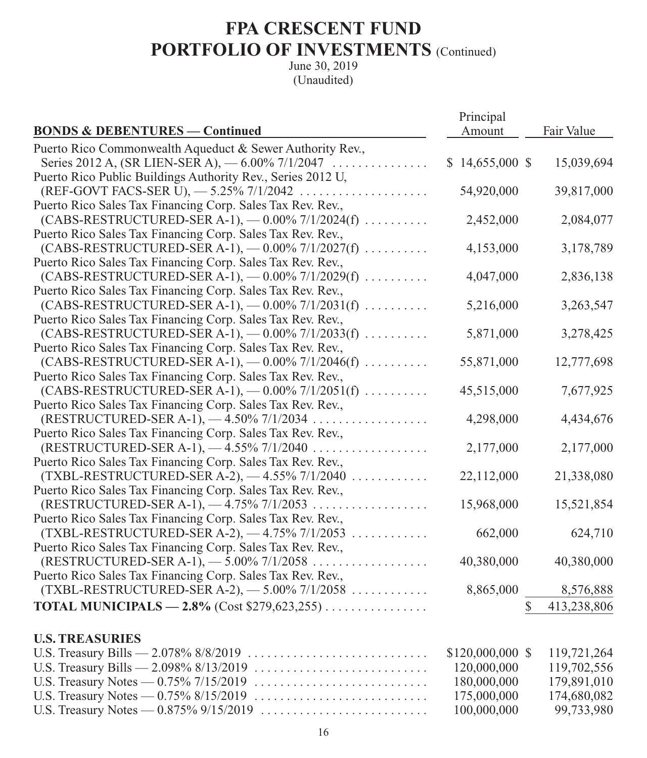# FPA CRESCENT FUND

## PORTFOLIO OF INVESTMENTS (Continued)

June 30, 2019
(Unaudited)

| BONDS & DEBENTURES — Continued | Principal Amount | Fair Value |
|---|---|---|
| Puerto Rico Commonwealth Aqueduct & Sewer Authority Rev., Series 2012 A, (SR LIEN-SER A), — 6.00% 7/1/2047 | $ 14,655,000 | $ 15,039,694 |
| Puerto Rico Public Buildings Authority Rev., Series 2012 U, (REF-GOVT FACS-SER U), — 5.25% 7/1/2042 | 54,920,000 | 39,817,000 |
| Puerto Rico Sales Tax Financing Corp. Sales Tax Rev. Rev., (CABS-RESTRUCTURED-SER A-1), — 0.00% 7/1/2024(f) | 2,452,000 | 2,084,077 |
| Puerto Rico Sales Tax Financing Corp. Sales Tax Rev. Rev., (CABS-RESTRUCTURED-SER A-1), — 0.00% 7/1/2027(f) | 4,153,000 | 3,178,789 |
| Puerto Rico Sales Tax Financing Corp. Sales Tax Rev. Rev., (CABS-RESTRUCTURED-SER A-1), — 0.00% 7/1/2029(f) | 4,047,000 | 2,836,138 |
| Puerto Rico Sales Tax Financing Corp. Sales Tax Rev. Rev., (CABS-RESTRUCTURED-SER A-1), — 0.00% 7/1/2031(f) | 5,216,000 | 3,263,547 |
| Puerto Rico Sales Tax Financing Corp. Sales Tax Rev. Rev., (CABS-RESTRUCTURED-SER A-1), — 0.00% 7/1/2033(f) | 5,871,000 | 3,278,425 |
| Puerto Rico Sales Tax Financing Corp. Sales Tax Rev. Rev., (CABS-RESTRUCTURED-SER A-1), — 0.00% 7/1/2046(f) | 55,871,000 | 12,777,698 |
| Puerto Rico Sales Tax Financing Corp. Sales Tax Rev. Rev., (CABS-RESTRUCTURED-SER A-1), — 0.00% 7/1/2051(f) | 45,515,000 | 7,677,925 |
| Puerto Rico Sales Tax Financing Corp. Sales Tax Rev. Rev., (RESTRUCTURED-SER A-1), — 4.50% 7/1/2034 | 4,298,000 | 4,434,676 |
| Puerto Rico Sales Tax Financing Corp. Sales Tax Rev. Rev., (RESTRUCTURED-SER A-1), — 4.55% 7/1/2040 | 2,177,000 | 2,177,000 |
| Puerto Rico Sales Tax Financing Corp. Sales Tax Rev. Rev., (TXBL-RESTRUCTURED-SER A-2), — 4.55% 7/1/2040 | 22,112,000 | 21,338,080 |
| Puerto Rico Sales Tax Financing Corp. Sales Tax Rev. Rev., (RESTRUCTURED-SER A-1), — 4.75% 7/1/2053 | 15,968,000 | 15,521,854 |
| Puerto Rico Sales Tax Financing Corp. Sales Tax Rev. Rev., (TXBL-RESTRUCTURED-SER A-2), — 4.75% 7/1/2053 | 662,000 | 624,710 |
| Puerto Rico Sales Tax Financing Corp. Sales Tax Rev. Rev., (RESTRUCTURED-SER A-1), — 5.00% 7/1/2058 | 40,380,000 | 40,380,000 |
| Puerto Rico Sales Tax Financing Corp. Sales Tax Rev. Rev., (TXBL-RESTRUCTURED-SER A-2), — 5.00% 7/1/2058 | 8,865,000 | 8,576,888 |
| **TOTAL MUNICIPALS — 2.8%** (Cost $279,623,255) | | $ 413,238,806 |

| U.S. TREASURIES | Principal Amount | Fair Value |
|---|---|---|
| U.S. Treasury Bills — 2.078% 8/8/2019 | $120,000,000 | $ 119,721,264 |
| U.S. Treasury Bills — 2.098% 8/13/2019 | 120,000,000 | 119,702,556 |
| U.S. Treasury Notes — 0.75% 7/15/2019 | 180,000,000 | 179,891,010 |
| U.S. Treasury Notes — 0.75% 8/15/2019 | 175,000,000 | 174,680,082 |
| U.S. Treasury Notes — 0.875% 9/15/2019 | 100,000,000 | 99,733,980 |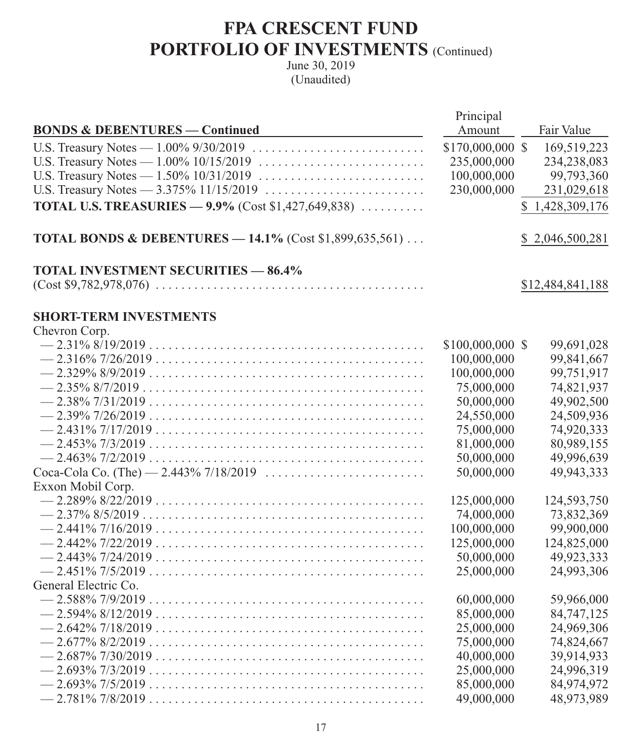# FPA CRESCENT FUND

# PORTFOLIO OF INVESTMENTS (Continued)

June 30, 2019
(Unaudited)

| BONDS & DEBENTURES — Continued | Principal Amount | Fair Value |
|---|---|---|
| U.S. Treasury Notes — 1.00% 9/30/2019 | $170,000,000 | $ 169,519,223 |
| U.S. Treasury Notes — 1.00% 10/15/2019 | 235,000,000 | 234,238,083 |
| U.S. Treasury Notes — 1.50% 10/31/2019 | 100,000,000 | 99,793,360 |
| U.S. Treasury Notes — 3.375% 11/15/2019 | 230,000,000 | 231,029,618 |
| **TOTAL U.S. TREASURIES — 9.9%** (Cost $1,427,649,838) | | $ 1,428,309,176 |
| **TOTAL BONDS & DEBENTURES — 14.1%** (Cost $1,899,635,561) | | $ 2,046,500,281 |
| **TOTAL INVESTMENT SECURITIES — 86.4%** (Cost $9,782,978,076) | | $12,484,841,188 |
| **SHORT-TERM INVESTMENTS** | | |
| Chevron Corp. | | |
| — 2.31% 8/19/2019 | $100,000,000 | $ 99,691,028 |
| — 2.316% 7/26/2019 | 100,000,000 | 99,841,667 |
| — 2.329% 8/9/2019 | 100,000,000 | 99,751,917 |
| — 2.35% 8/7/2019 | 75,000,000 | 74,821,937 |
| — 2.38% 7/31/2019 | 50,000,000 | 49,902,500 |
| — 2.39% 7/26/2019 | 24,550,000 | 24,509,936 |
| — 2.431% 7/17/2019 | 75,000,000 | 74,920,333 |
| — 2.453% 7/3/2019 | 81,000,000 | 80,989,155 |
| — 2.463% 7/2/2019 | 50,000,000 | 49,996,639 |
| Coca-Cola Co. (The) — 2.443% 7/18/2019 | 50,000,000 | 49,943,333 |
| Exxon Mobil Corp. | | |
| — 2.289% 8/22/2019 | 125,000,000 | 124,593,750 |
| — 2.37% 8/5/2019 | 74,000,000 | 73,832,369 |
| — 2.441% 7/16/2019 | 100,000,000 | 99,900,000 |
| — 2.442% 7/22/2019 | 125,000,000 | 124,825,000 |
| — 2.443% 7/24/2019 | 50,000,000 | 49,923,333 |
| — 2.451% 7/5/2019 | 25,000,000 | 24,993,306 |
| General Electric Co. | | |
| — 2.588% 7/9/2019 | 60,000,000 | 59,966,000 |
| — 2.594% 8/12/2019 | 85,000,000 | 84,747,125 |
| — 2.642% 7/18/2019 | 25,000,000 | 24,969,306 |
| — 2.677% 8/2/2019 | 75,000,000 | 74,824,667 |
| — 2.687% 7/30/2019 | 40,000,000 | 39,914,933 |
| — 2.693% 7/3/2019 | 25,000,000 | 24,996,319 |
| — 2.693% 7/5/2019 | 85,000,000 | 84,974,972 |
| — 2.781% 7/8/2019 | 49,000,000 | 48,973,989 |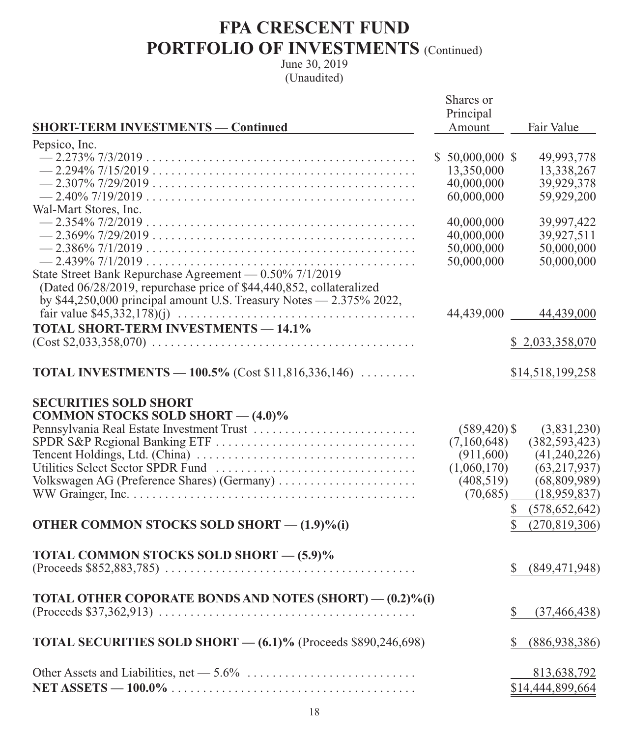# FPA CRESCENT FUND

## PORTFOLIO OF INVESTMENTS (Continued)

June 30, 2019

(Unaudited)

| SHORT-TERM INVESTMENTS — Continued | Shares or Principal Amount | Fair Value |
|---|---|---|
| Pepsico, Inc. | | |
| — 2.273% 7/3/2019 | $ 50,000,000 | $ 49,993,778 |
| — 2.294% 7/15/2019 | 13,350,000 | 13,338,267 |
| — 2.307% 7/29/2019 | 40,000,000 | 39,929,378 |
| — 2.40% 7/19/2019 | 60,000,000 | 59,929,200 |
| Wal-Mart Stores, Inc. | | |
| — 2.354% 7/2/2019 | 40,000,000 | 39,997,422 |
| — 2.369% 7/29/2019 | 40,000,000 | 39,927,511 |
| — 2.386% 7/1/2019 | 50,000,000 | 50,000,000 |
| — 2.439% 7/1/2019 | 50,000,000 | 50,000,000 |
| State Street Bank Repurchase Agreement — 0.50% 7/1/2019 (Dated 06/28/2019, repurchase price of $44,440,852, collateralized by $44,250,000 principal amount U.S. Treasury Notes — 2.375% 2022, fair value $45,332,178)(j) | 44,439,000 | 44,439,000 |
| **TOTAL SHORT-TERM INVESTMENTS — 14.1%** (Cost $2,033,358,070) | | $ 2,033,358,070 |
| **TOTAL INVESTMENTS — 100.5%** (Cost $11,816,336,146) | | $14,518,199,258 |
| **SECURITIES SOLD SHORT** | | |
| **COMMON STOCKS SOLD SHORT — (4.0)%** | | |
| Pennsylvania Real Estate Investment Trust | (589,420) | $ (3,831,230) |
| SPDR S&P Regional Banking ETF | (7,160,648) | (382,593,423) |
| Tencent Holdings, Ltd. (China) | (911,600) | (41,240,226) |
| Utilities Select Sector SPDR Fund | (1,060,170) | (63,217,937) |
| Volkswagen AG (Preference Shares) (Germany) | (408,519) | (68,809,989) |
| WW Grainger, Inc. | (70,685) | (18,959,837) |
| | | $ (578,652,642) |
| **OTHER COMMON STOCKS SOLD SHORT — (1.9)%(i)** | | $ (270,819,306) |
| **TOTAL COMMON STOCKS SOLD SHORT — (5.9)%** (Proceeds $852,883,785) | | $ (849,471,948) |
| **TOTAL OTHER COPORATE BONDS AND NOTES (SHORT) — (0.2)%(i)** (Proceeds $37,362,913) | | $ (37,466,438) |
| **TOTAL SECURITIES SOLD SHORT — (6.1)%** (Proceeds $890,246,698) | | $ (886,938,386) |
| Other Assets and Liabilities, net — 5.6% | | 813,638,792 |
| **NET ASSETS — 100.0%** | | $14,444,899,664 |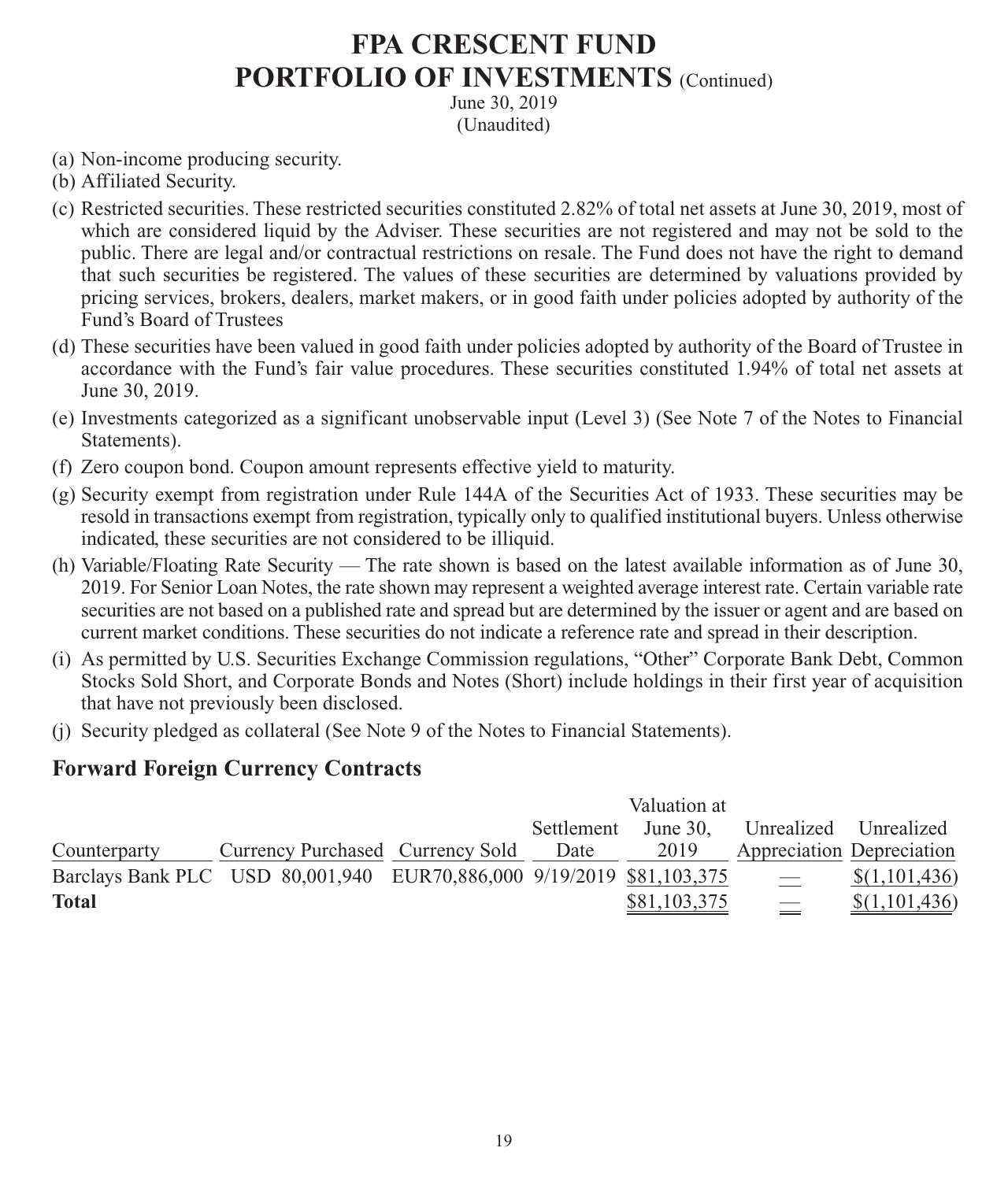# FPA CRESCENT FUND
## PORTFOLIO OF INVESTMENTS (Continued)

June 30, 2019
(Unaudited)

(a) Non-income producing security.

(b) Affiliated Security.

(c) Restricted securities. These restricted securities constituted 2.82% of total net assets at June 30, 2019, most of which are considered liquid by the Adviser. These securities are not registered and may not be sold to the public. There are legal and/or contractual restrictions on resale. The Fund does not have the right to demand that such securities be registered. The values of these securities are determined by valuations provided by pricing services, brokers, dealers, market makers, or in good faith under policies adopted by authority of the Fund's Board of Trustees

(d) These securities have been valued in good faith under policies adopted by authority of the Board of Trustee in accordance with the Fund's fair value procedures. These securities constituted 1.94% of total net assets at June 30, 2019.

(e) Investments categorized as a significant unobservable input (Level 3) (See Note 7 of the Notes to Financial Statements).

(f) Zero coupon bond. Coupon amount represents effective yield to maturity.

(g) Security exempt from registration under Rule 144A of the Securities Act of 1933. These securities may be resold in transactions exempt from registration, typically only to qualified institutional buyers. Unless otherwise indicated, these securities are not considered to be illiquid.

(h) Variable/Floating Rate Security — The rate shown is based on the latest available information as of June 30, 2019. For Senior Loan Notes, the rate shown may represent a weighted average interest rate. Certain variable rate securities are not based on a published rate and spread but are determined by the issuer or agent and are based on current market conditions. These securities do not indicate a reference rate and spread in their description.

(i) As permitted by U.S. Securities Exchange Commission regulations, "Other" Corporate Bank Debt, Common Stocks Sold Short, and Corporate Bonds and Notes (Short) include holdings in their first year of acquisition that have not previously been disclosed.

(j) Security pledged as collateral (See Note 9 of the Notes to Financial Statements).

### Forward Foreign Currency Contracts

| Counterparty | Currency Purchased | Currency Sold | Settlement Date | Valuation at June 30, 2019 | Unrealized Appreciation | Unrealized Depreciation |
|---|---|---|---|---|---|---|
| Barclays Bank PLC | USD 80,001,940 | EUR70,886,000 | 9/19/2019 | $81,103,375 | — | $(1,101,436) |
| **Total** | | | | $81,103,375 | — | $(1,101,436) |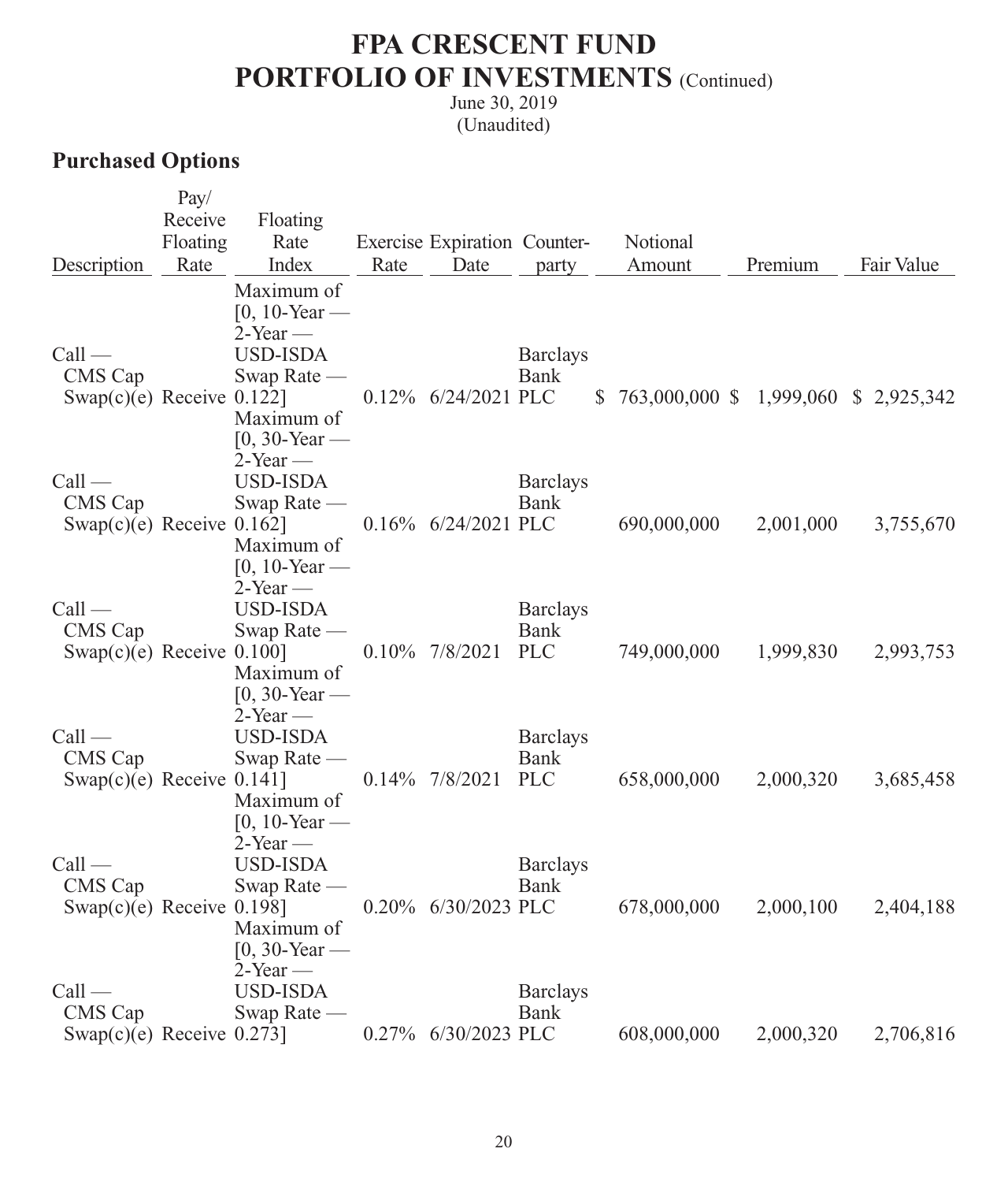# FPA CRESCENT FUND
# PORTFOLIO OF INVESTMENTS (Continued)

June 30, 2019
(Unaudited)

## Purchased Options

| Description | Pay/ Receive Floating Rate | Floating Rate Index | Exercise Rate | Expiration Date | Counter-party | Notional Amount | Premium | Fair Value |
|---|---|---|---|---|---|---|---|---|
| Call — CMS Cap Swap(c)(e) | Receive | Maximum of [0, 10-Year — 2-Year — USD-ISDA Swap Rate — 0.122] | 0.12% | 6/24/2021 | Barclays Bank PLC | $ 763,000,000 | $ 1,999,060 | $ 2,925,342 |
| Call — CMS Cap Swap(c)(e) | Receive | Maximum of [0, 30-Year — 2-Year — USD-ISDA Swap Rate — 0.162] | 0.16% | 6/24/2021 | Barclays Bank PLC | 690,000,000 | 2,001,000 | 3,755,670 |
| Call — CMS Cap Swap(c)(e) | Receive | Maximum of [0, 10-Year — 2-Year — USD-ISDA Swap Rate — 0.100] | 0.10% | 7/8/2021 | Barclays Bank PLC | 749,000,000 | 1,999,830 | 2,993,753 |
| Call — CMS Cap Swap(c)(e) | Receive | Maximum of [0, 30-Year — 2-Year — USD-ISDA Swap Rate — 0.141] | 0.14% | 7/8/2021 | Barclays Bank PLC | 658,000,000 | 2,000,320 | 3,685,458 |
| Call — CMS Cap Swap(c)(e) | Receive | Maximum of [0, 10-Year — 2-Year — USD-ISDA Swap Rate — 0.198] | 0.20% | 6/30/2023 | Barclays Bank PLC | 678,000,000 | 2,000,100 | 2,404,188 |
| Call — CMS Cap Swap(c)(e) | Receive | Maximum of [0, 30-Year — 2-Year — USD-ISDA Swap Rate — 0.273] | 0.27% | 6/30/2023 | Barclays Bank PLC | 608,000,000 | 2,000,320 | 2,706,816 |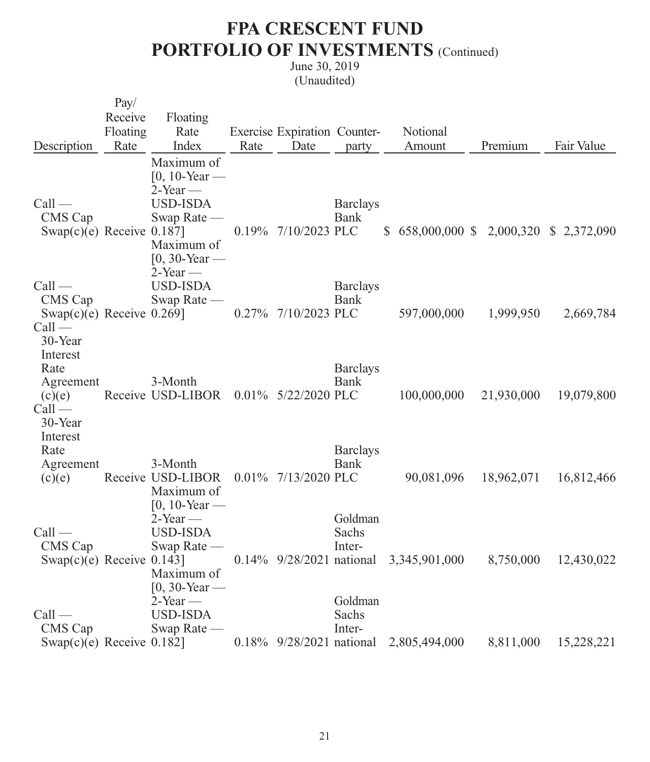# FPA CRESCENT FUND

## PORTFOLIO OF INVESTMENTS (Continued)

June 30, 2019

(Unaudited)

| Description | Pay/ Receive Floating Rate | Floating Rate Index | Exercise Rate | Expiration Date | Counter-party | Notional Amount | Premium | Fair Value |
|---|---|---|---|---|---|---|---|---|
| Call — CMS Cap Swap(c)(e) | Receive | Maximum of [0, 10-Year — 2-Year — USD-ISDA Swap Rate — 0.187] | 0.19% | 7/10/2023 | Barclays Bank PLC | $ 658,000,000 | $ 2,000,320 | $ 2,372,090 |
| Call — CMS Cap Swap(c)(e) | Receive | Maximum of [0, 30-Year — 2-Year — USD-ISDA Swap Rate — 0.269] | 0.27% | 7/10/2023 | Barclays Bank PLC | 597,000,000 | 1,999,950 | 2,669,784 |
| Call — 30-Year Interest Rate Agreement (c)(e) | Receive | 3-Month USD-LIBOR | 0.01% | 5/22/2020 | Barclays Bank PLC | 100,000,000 | 21,930,000 | 19,079,800 |
| Call — 30-Year Interest Rate Agreement (c)(e) | Receive | 3-Month USD-LIBOR | 0.01% | 7/13/2020 | Barclays Bank PLC | 90,081,096 | 18,962,071 | 16,812,466 |
| Call — CMS Cap Swap(c)(e) | Receive | Maximum of [0, 10-Year — 2-Year — USD-ISDA Swap Rate — 0.143] | 0.14% | 9/28/2021 | Goldman Sachs International | 3,345,901,000 | 8,750,000 | 12,430,022 |
| Call — CMS Cap Swap(c)(e) | Receive | Maximum of [0, 30-Year — 2-Year — USD-ISDA Swap Rate — 0.182] | 0.18% | 9/28/2021 | Goldman Sachs International | 2,805,494,000 | 8,811,000 | 15,228,221 |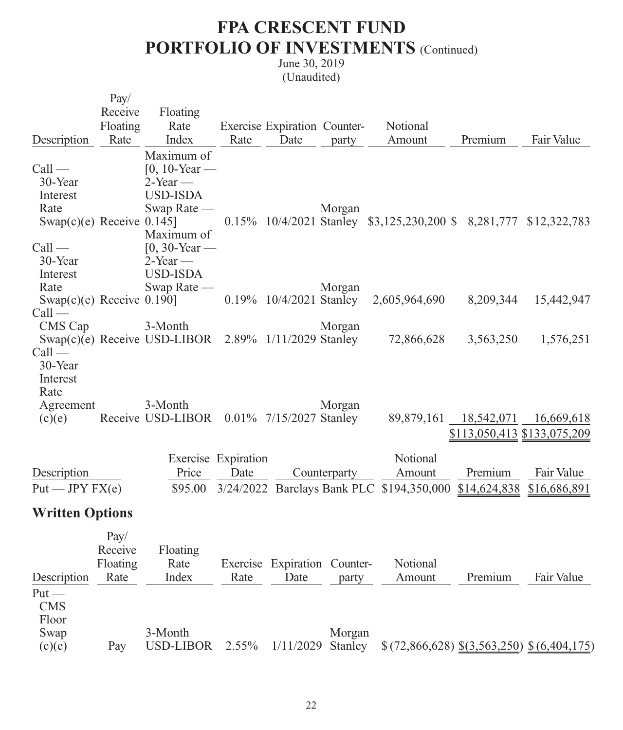# FPA CRESCENT FUND
# PORTFOLIO OF INVESTMENTS (Continued)

June 30, 2019
(Unaudited)

| Description | Pay/ Receive Floating Rate | Floating Rate Index | Exercise Rate | Expiration Date | Counter-party | Notional Amount | Premium | Fair Value |
|---|---|---|---|---|---|---|---|---|
| Call — 30-Year Interest Rate Swap(c)(e) | Receive | Maximum of [0, 10-Year — 2-Year — USD-ISDA Swap Rate — 0.145] | 0.15% | 10/4/2021 | Morgan Stanley | $3,125,230,200 | $ 8,281,777 | $12,322,783 |
| Call — 30-Year Interest Rate Swap(c)(e) | Receive | Maximum of [0, 30-Year — 2-Year — USD-ISDA Swap Rate — 0.190] | 0.19% | 10/4/2021 | Morgan Stanley | 2,605,964,690 | 8,209,344 | 15,442,947 |
| Call — CMS Cap Swap(c)(e) | Receive | 3-Month USD-LIBOR | 2.89% | 1/11/2029 | Morgan Stanley | 72,866,628 | 3,563,250 | 1,576,251 |
| Call — 30-Year Interest Rate Agreement (c)(e) | Receive | 3-Month USD-LIBOR | 0.01% | 7/15/2027 | Morgan Stanley | 89,879,161 | 18,542,071 | 16,669,618 |
| | | | | | | | $113,050,413 | $133,075,209 |

| Description | Exercise Price | Expiration Date | Counterparty | Notional Amount | Premium | Fair Value |
|---|---|---|---|---|---|---|
| Put — JPY FX(e) | $95.00 | 3/24/2022 | Barclays Bank PLC | $194,350,000 | $14,624,838 | $16,686,891 |

## Written Options

| Description | Pay/ Receive Floating Rate | Floating Rate Index | Exercise Rate | Expiration Date | Counter-party | Notional Amount | Premium | Fair Value |
|---|---|---|---|---|---|---|---|---|
| Put — CMS Floor Swap (c)(e) | Pay | 3-Month USD-LIBOR | 2.55% | 1/11/2029 | Morgan Stanley | $ (72,866,628) | $(3,563,250) | $ (6,404,175) |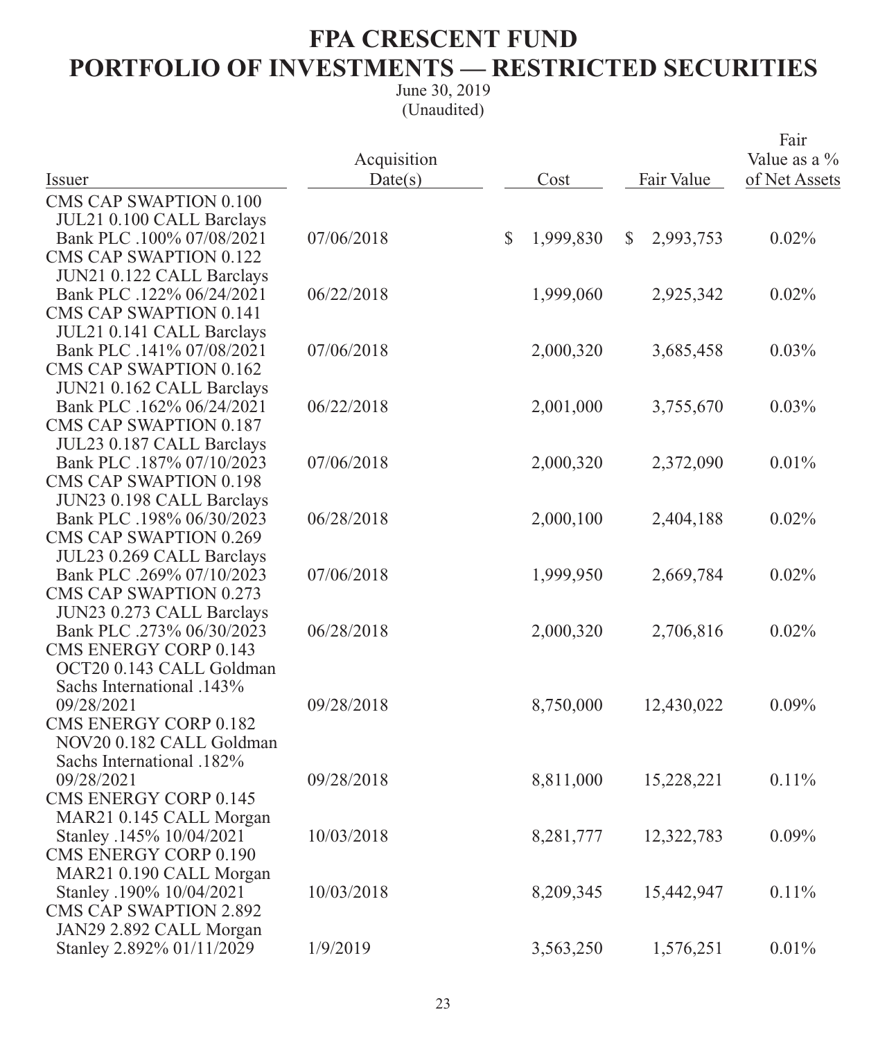# FPA CRESCENT FUND
# PORTFOLIO OF INVESTMENTS — RESTRICTED SECURITIES

June 30, 2019
(Unaudited)

| Issuer | Acquisition Date(s) | Cost | Fair Value | Fair Value as a % of Net Assets |
|---|---|---|---|---|
| CMS CAP SWAPTION 0.100 JUL21 0.100 CALL Barclays Bank PLC .100% 07/08/2021 | 07/06/2018 | $ 1,999,830 | $ 2,993,753 | 0.02% |
| CMS CAP SWAPTION 0.122 JUN21 0.122 CALL Barclays Bank PLC .122% 06/24/2021 | 06/22/2018 | 1,999,060 | 2,925,342 | 0.02% |
| CMS CAP SWAPTION 0.141 JUL21 0.141 CALL Barclays Bank PLC .141% 07/08/2021 | 07/06/2018 | 2,000,320 | 3,685,458 | 0.03% |
| CMS CAP SWAPTION 0.162 JUN21 0.162 CALL Barclays Bank PLC .162% 06/24/2021 | 06/22/2018 | 2,001,000 | 3,755,670 | 0.03% |
| CMS CAP SWAPTION 0.187 JUL23 0.187 CALL Barclays Bank PLC .187% 07/10/2023 | 07/06/2018 | 2,000,320 | 2,372,090 | 0.01% |
| CMS CAP SWAPTION 0.198 JUN23 0.198 CALL Barclays Bank PLC .198% 06/30/2023 | 06/28/2018 | 2,000,100 | 2,404,188 | 0.02% |
| CMS CAP SWAPTION 0.269 JUL23 0.269 CALL Barclays Bank PLC .269% 07/10/2023 | 07/06/2018 | 1,999,950 | 2,669,784 | 0.02% |
| CMS CAP SWAPTION 0.273 JUN23 0.273 CALL Barclays Bank PLC .273% 06/30/2023 | 06/28/2018 | 2,000,320 | 2,706,816 | 0.02% |
| CMS ENERGY CORP 0.143 OCT20 0.143 CALL Goldman Sachs International .143% 09/28/2021 | 09/28/2018 | 8,750,000 | 12,430,022 | 0.09% |
| CMS ENERGY CORP 0.182 NOV20 0.182 CALL Goldman Sachs International .182% 09/28/2021 | 09/28/2018 | 8,811,000 | 15,228,221 | 0.11% |
| CMS ENERGY CORP 0.145 MAR21 0.145 CALL Morgan Stanley .145% 10/04/2021 | 10/03/2018 | 8,281,777 | 12,322,783 | 0.09% |
| CMS ENERGY CORP 0.190 MAR21 0.190 CALL Morgan Stanley .190% 10/04/2021 | 10/03/2018 | 8,209,345 | 15,442,947 | 0.11% |
| CMS CAP SWAPTION 2.892 JAN29 2.892 CALL Morgan Stanley 2.892% 01/11/2029 | 1/9/2019 | 3,563,250 | 1,576,251 | 0.01% |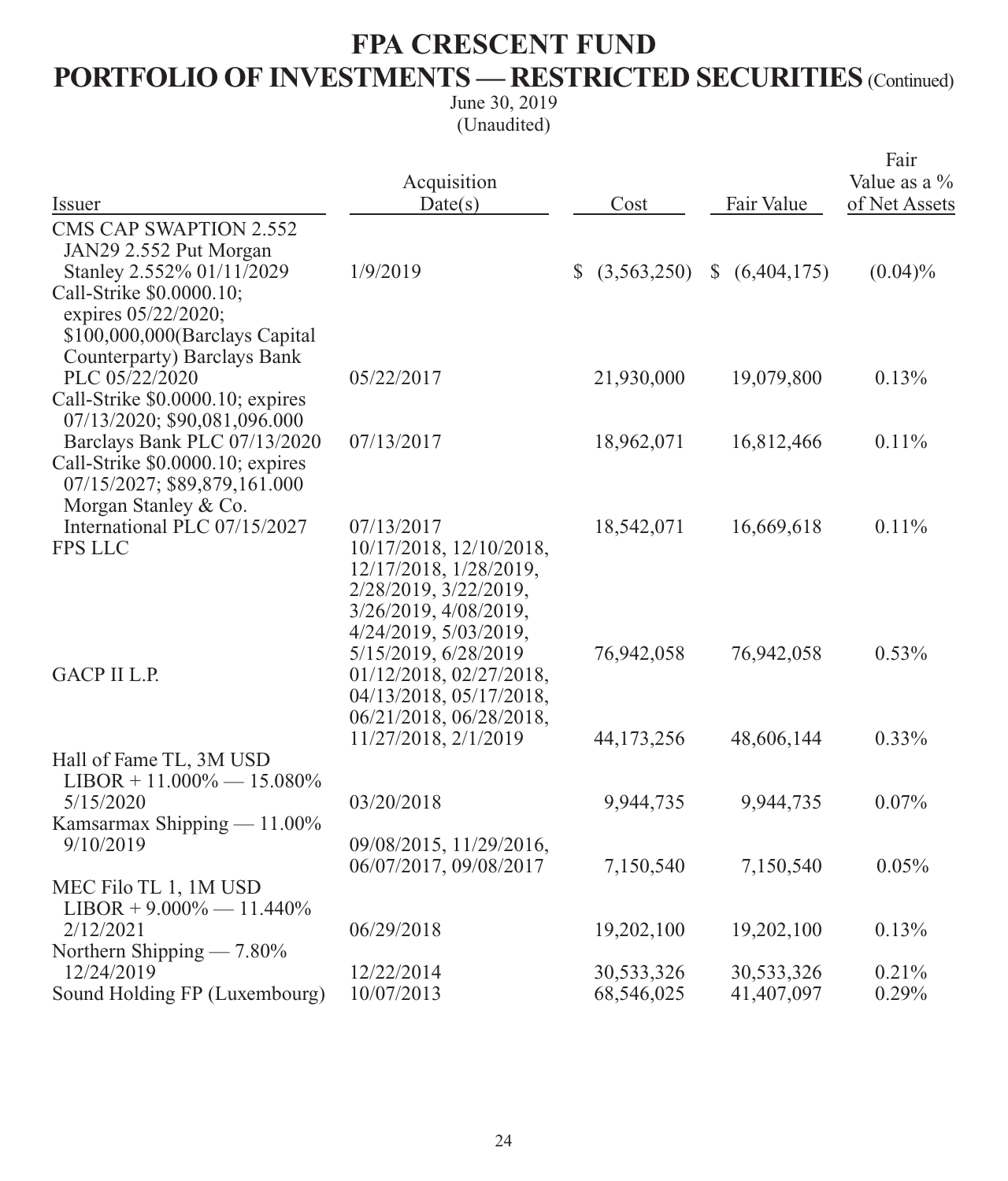# FPA CRESCENT FUND

## PORTFOLIO OF INVESTMENTS — RESTRICTED SECURITIES (Continued)

June 30, 2019
(Unaudited)

| Issuer | Acquisition Date(s) | Cost | Fair Value | Fair Value as a % of Net Assets |
|---|---|---|---|---|
| CMS CAP SWAPTION 2.552 JAN29 2.552 Put Morgan Stanley 2.552% 01/11/2029 | 1/9/2019 | $ (3,563,250) | $ (6,404,175) | (0.04)% |
| Call-Strike $0.0000.10; expires 05/22/2020; $100,000,000(Barclays Capital Counterparty) Barclays Bank PLC 05/22/2020 | 05/22/2017 | 21,930,000 | 19,079,800 | 0.13% |
| Call-Strike $0.0000.10; expires 07/13/2020; $90,081,096.000 Barclays Bank PLC 07/13/2020 | 07/13/2017 | 18,962,071 | 16,812,466 | 0.11% |
| Call-Strike $0.0000.10; expires 07/15/2027; $89,879,161.000 Morgan Stanley & Co. International PLC 07/15/2027 | 07/13/2017 | 18,542,071 | 16,669,618 | 0.11% |
| FPS LLC | 10/17/2018, 12/10/2018, 12/17/2018, 1/28/2019, 2/28/2019, 3/22/2019, 3/26/2019, 4/08/2019, 4/24/2019, 5/03/2019, 5/15/2019, 6/28/2019 | 76,942,058 | 76,942,058 | 0.53% |
| GACP II L.P. | 01/12/2018, 02/27/2018, 04/13/2018, 05/17/2018, 06/21/2018, 06/28/2018, 11/27/2018, 2/1/2019 | 44,173,256 | 48,606,144 | 0.33% |
| Hall of Fame TL, 3M USD LIBOR + 11.000% — 15.080% 5/15/2020 | 03/20/2018 | 9,944,735 | 9,944,735 | 0.07% |
| Kamsarmax Shipping — 11.00% 9/10/2019 | 09/08/2015, 11/29/2016, 06/07/2017, 09/08/2017 | 7,150,540 | 7,150,540 | 0.05% |
| MEC Filo TL 1, 1M USD LIBOR + 9.000% — 11.440% 2/12/2021 | 06/29/2018 | 19,202,100 | 19,202,100 | 0.13% |
| Northern Shipping — 7.80% 12/24/2019 | 12/22/2014 | 30,533,326 | 30,533,326 | 0.21% |
| Sound Holding FP (Luxembourg) | 10/07/2013 | 68,546,025 | 41,407,097 | 0.29% |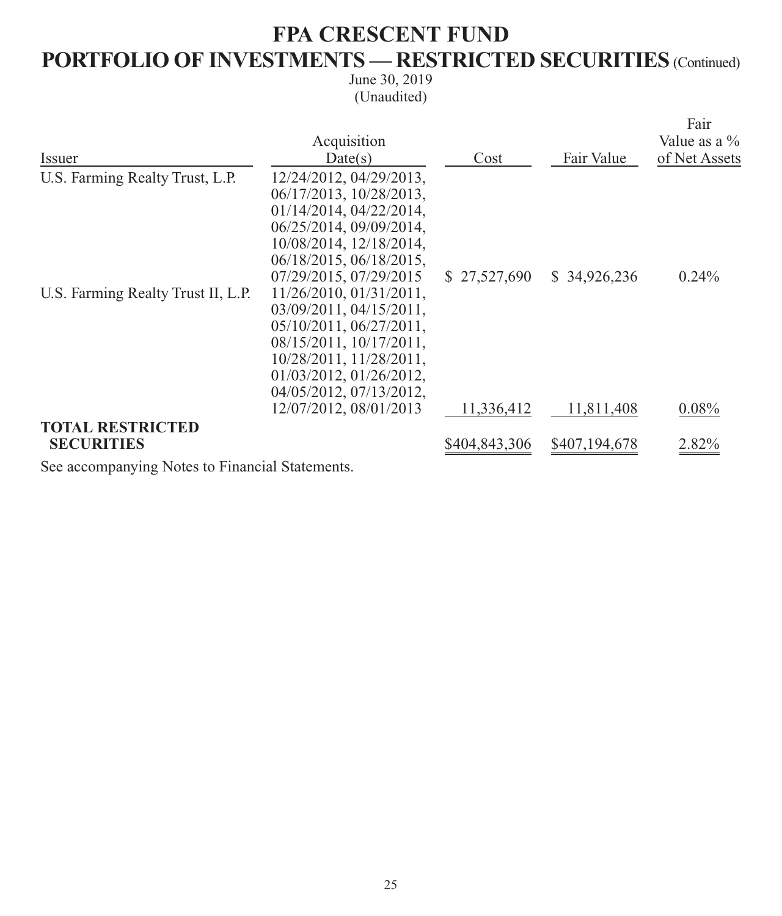# FPA CRESCENT FUND

## PORTFOLIO OF INVESTMENTS — RESTRICTED SECURITIES (Continued)

June 30, 2019
(Unaudited)

| Issuer | Acquisition Date(s) | Cost | Fair Value | Fair Value as a % of Net Assets |
|---|---|---|---|---|
| U.S. Farming Realty Trust, L.P. | 12/24/2012, 04/29/2013, 06/17/2013, 10/28/2013, 01/14/2014, 04/22/2014, 06/25/2014, 09/09/2014, 10/08/2014, 12/18/2014, 06/18/2015, 06/18/2015, 07/29/2015, 07/29/2015 | $ 27,527,690 | $ 34,926,236 | 0.24% |
| U.S. Farming Realty Trust II, L.P. | 11/26/2010, 01/31/2011, 03/09/2011, 04/15/2011, 05/10/2011, 06/27/2011, 08/15/2011, 10/17/2011, 10/28/2011, 11/28/2011, 01/03/2012, 01/26/2012, 04/05/2012, 07/13/2012, 12/07/2012, 08/01/2013 | 11,336,412 | 11,811,408 | 0.08% |
| **TOTAL RESTRICTED SECURITIES** | | $404,843,306 | $407,194,678 | 2.82% |

See accompanying Notes to Financial Statements.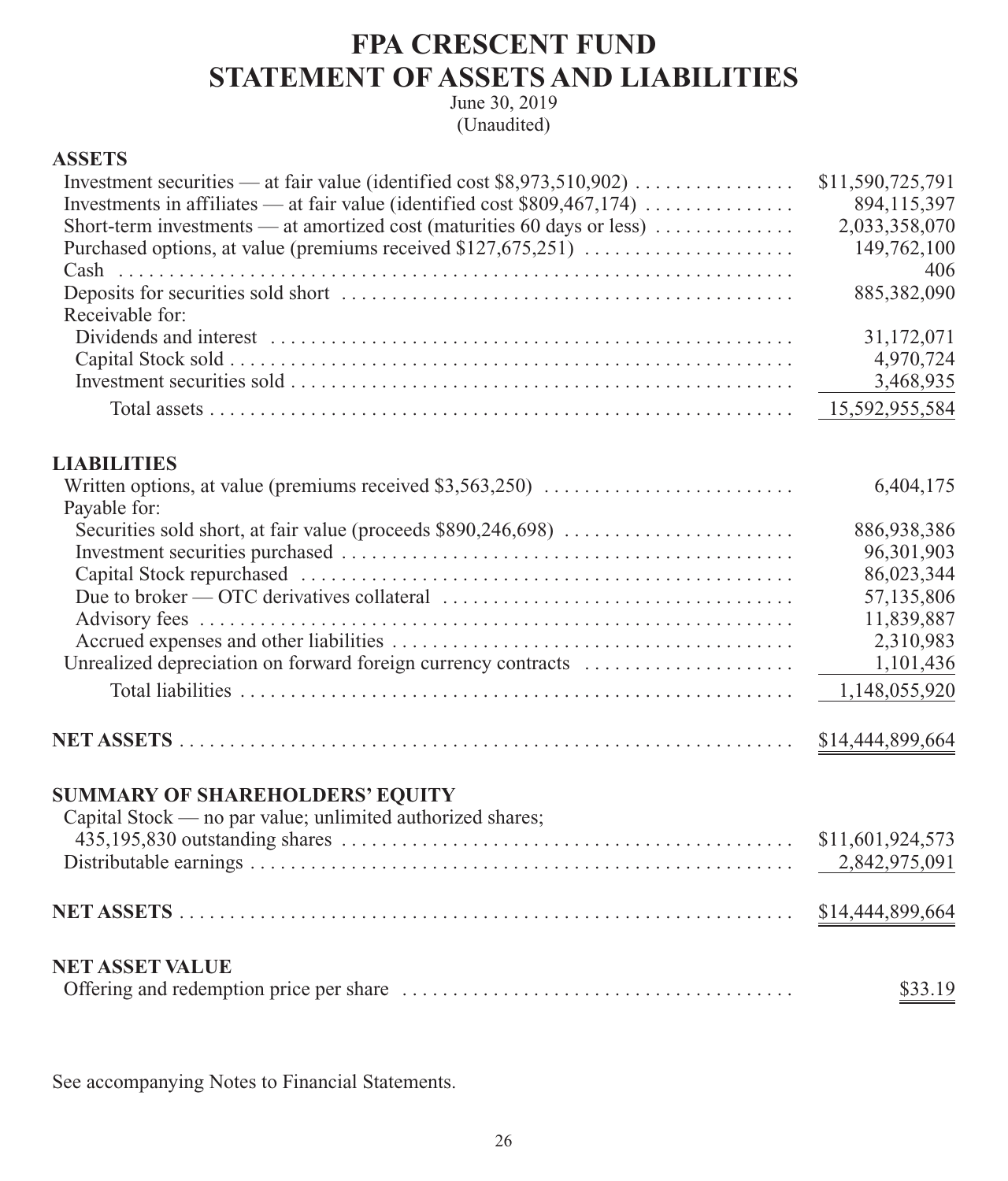# FPA CRESCENT FUND
# STATEMENT OF ASSETS AND LIABILITIES

June 30, 2019
(Unaudited)

| | |
|---|---|
| **ASSETS** | |
| Investment securities — at fair value (identified cost $8,973,510,902) | $11,590,725,791 |
| Investments in affiliates — at fair value (identified cost $809,467,174) | 894,115,397 |
| Short-term investments — at amortized cost (maturities 60 days or less) | 2,033,358,070 |
| Purchased options, at value (premiums received $127,675,251) | 149,762,100 |
| Cash | 406 |
| Deposits for securities sold short | 885,382,090 |
| Receivable for: | |
| Dividends and interest | 31,172,071 |
| Capital Stock sold | 4,970,724 |
| Investment securities sold | 3,468,935 |
| Total assets | 15,592,955,584 |
| **LIABILITIES** | |
| Written options, at value (premiums received $3,563,250) | 6,404,175 |
| Payable for: | |
| Securities sold short, at fair value (proceeds $890,246,698) | 886,938,386 |
| Investment securities purchased | 96,301,903 |
| Capital Stock repurchased | 86,023,344 |
| Due to broker — OTC derivatives collateral | 57,135,806 |
| Advisory fees | 11,839,887 |
| Accrued expenses and other liabilities | 2,310,983 |
| Unrealized depreciation on forward foreign currency contracts | 1,101,436 |
| Total liabilities | 1,148,055,920 |
| **NET ASSETS** | $14,444,899,664 |
| **SUMMARY OF SHAREHOLDERS' EQUITY** | |
| Capital Stock — no par value; unlimited authorized shares; 435,195,830 outstanding shares | $11,601,924,573 |
| Distributable earnings | 2,842,975,091 |
| **NET ASSETS** | $14,444,899,664 |
| **NET ASSET VALUE** | |
| Offering and redemption price per share | $33.19 |

See accompanying Notes to Financial Statements.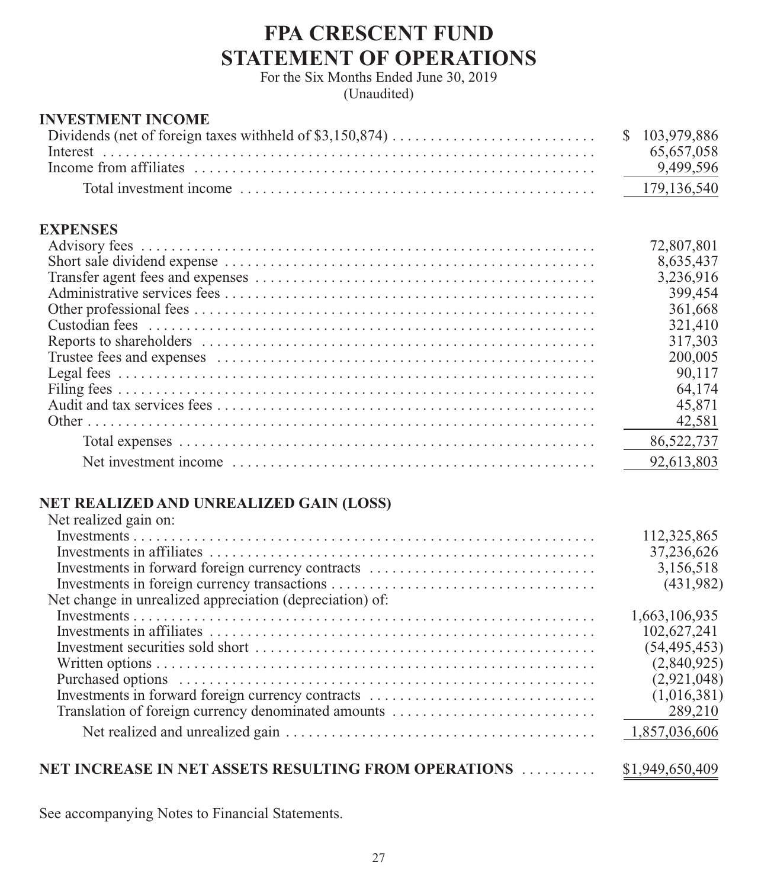# FPA CRESCENT FUND
# STATEMENT OF OPERATIONS

For the Six Months Ended June 30, 2019
(Unaudited)

| | |
|---|---|
| **INVESTMENT INCOME** | |
| Dividends (net of foreign taxes withheld of $3,150,874) | $ 103,979,886 |
| Interest | 65,657,058 |
| Income from affiliates | 9,499,596 |
| Total investment income | 179,136,540 |
| **EXPENSES** | |
| Advisory fees | 72,807,801 |
| Short sale dividend expense | 8,635,437 |
| Transfer agent fees and expenses | 3,236,916 |
| Administrative services fees | 399,454 |
| Other professional fees | 361,668 |
| Custodian fees | 321,410 |
| Reports to shareholders | 317,303 |
| Trustee fees and expenses | 200,005 |
| Legal fees | 90,117 |
| Filing fees | 64,174 |
| Audit and tax services fees | 45,871 |
| Other | 42,581 |
| Total expenses | 86,522,737 |
| Net investment income | 92,613,803 |
| **NET REALIZED AND UNREALIZED GAIN (LOSS)** | |
| Net realized gain on: | |
| Investments | 112,325,865 |
| Investments in affiliates | 37,236,626 |
| Investments in forward foreign currency contracts | 3,156,518 |
| Investments in foreign currency transactions | (431,982) |
| Net change in unrealized appreciation (depreciation) of: | |
| Investments | 1,663,106,935 |
| Investments in affiliates | 102,627,241 |
| Investment securities sold short | (54,495,453) |
| Written options | (2,840,925) |
| Purchased options | (2,921,048) |
| Investments in forward foreign currency contracts | (1,016,381) |
| Translation of foreign currency denominated amounts | 289,210 |
| Net realized and unrealized gain | 1,857,036,606 |
| **NET INCREASE IN NET ASSETS RESULTING FROM OPERATIONS** | $1,949,650,409 |

See accompanying Notes to Financial Statements.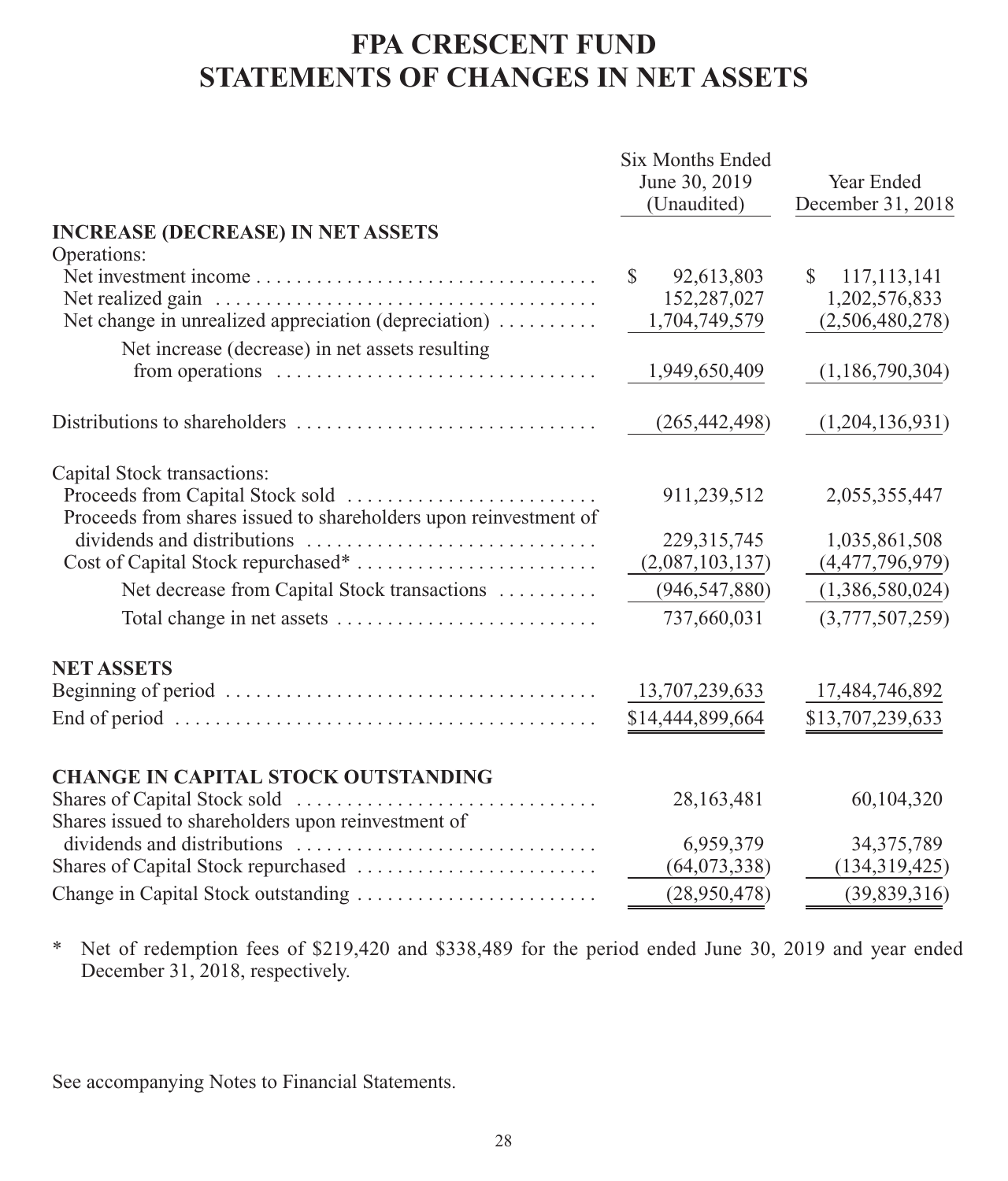# FPA CRESCENT FUND
# STATEMENTS OF CHANGES IN NET ASSETS

| | Six Months Ended June 30, 2019 (Unaudited) | Year Ended December 31, 2018 |
|---|---|---|
| **INCREASE (DECREASE) IN NET ASSETS** | | |
| Operations: | | |
| Net investment income | $ 92,613,803 | $ 117,113,141 |
| Net realized gain | 152,287,027 | 1,202,576,833 |
| Net change in unrealized appreciation (depreciation) | 1,704,749,579 | (2,506,480,278) |
| Net increase (decrease) in net assets resulting from operations | 1,949,650,409 | (1,186,790,304) |
| Distributions to shareholders | (265,442,498) | (1,204,136,931) |
| Capital Stock transactions: | | |
| Proceeds from Capital Stock sold | 911,239,512 | 2,055,355,447 |
| Proceeds from shares issued to shareholders upon reinvestment of dividends and distributions | 229,315,745 | 1,035,861,508 |
| Cost of Capital Stock repurchased* | (2,087,103,137) | (4,477,796,979) |
| Net decrease from Capital Stock transactions | (946,547,880) | (1,386,580,024) |
| Total change in net assets | 737,660,031 | (3,777,507,259) |
| **NET ASSETS** | | |
| Beginning of period | 13,707,239,633 | 17,484,746,892 |
| End of period | $14,444,899,664 | $13,707,239,633 |
| **CHANGE IN CAPITAL STOCK OUTSTANDING** | | |
| Shares of Capital Stock sold | 28,163,481 | 60,104,320 |
| Shares issued to shareholders upon reinvestment of dividends and distributions | 6,959,379 | 34,375,789 |
| Shares of Capital Stock repurchased | (64,073,338) | (134,319,425) |
| Change in Capital Stock outstanding | (28,950,478) | (39,839,316) |

\* Net of redemption fees of $219,420 and $338,489 for the period ended June 30, 2019 and year ended December 31, 2018, respectively.

See accompanying Notes to Financial Statements.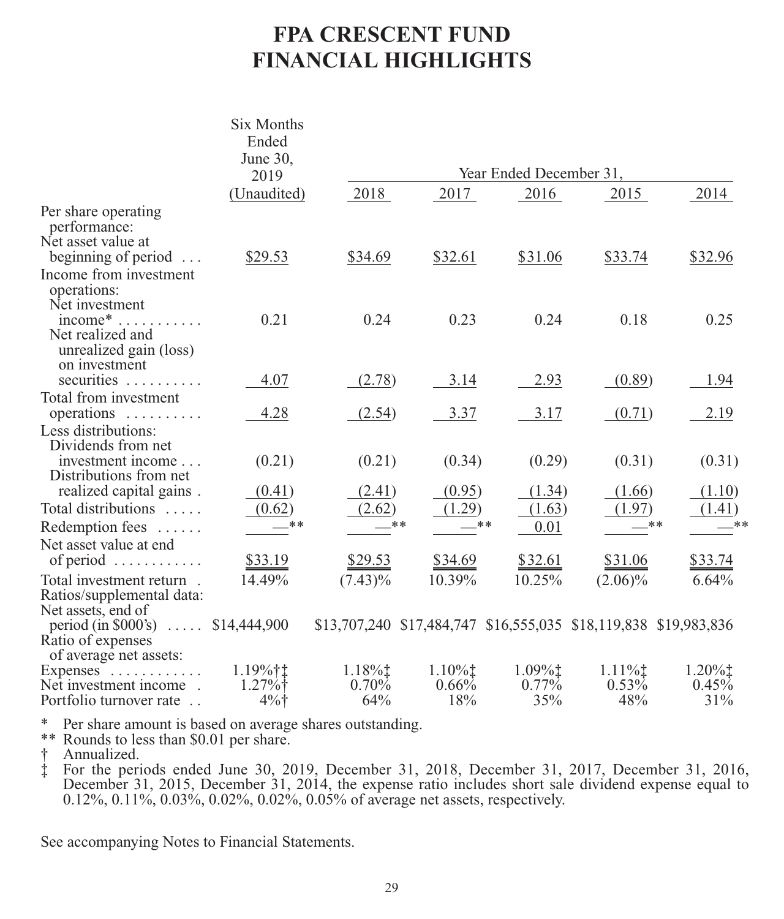# FPA CRESCENT FUND
# FINANCIAL HIGHLIGHTS

| | Six Months Ended June 30, 2019 (Unaudited) | Year Ended December 31, | | | | |
|---|---|---|---|---|---|---|
| | | 2018 | 2017 | 2016 | 2015 | 2014 |
| Per share operating performance: | | | | | | |
| Net asset value at beginning of period | $29.53 | $34.69 | $32.61 | $31.06 | $33.74 | $32.96 |
| Income from investment operations: | | | | | | |
| Net investment income* | 0.21 | 0.24 | 0.23 | 0.24 | 0.18 | 0.25 |
| Net realized and unrealized gain (loss) on investment securities | 4.07 | (2.78) | 3.14 | 2.93 | (0.89) | 1.94 |
| Total from investment operations | 4.28 | (2.54) | 3.37 | 3.17 | (0.71) | 2.19 |
| Less distributions: | | | | | | |
| Dividends from net investment income | (0.21) | (0.21) | (0.34) | (0.29) | (0.31) | (0.31) |
| Distributions from net realized capital gains | (0.41) | (2.41) | (0.95) | (1.34) | (1.66) | (1.10) |
| Total distributions | (0.62) | (2.62) | (1.29) | (1.63) | (1.97) | (1.41) |
| Redemption fees | —** | —** | —** | 0.01 | —** | —** |
| Net asset value at end of period | $33.19 | $29.53 | $34.69 | $32.61 | $31.06 | $33.74 |
| Total investment return | 14.49% | (7.43)% | 10.39% | 10.25% | (2.06)% | 6.64% |
| Ratios/supplemental data: | | | | | | |
| Net assets, end of period (in $000's) | $14,444,900 | $13,707,240 | $17,484,747 | $16,555,035 | $18,119,838 | $19,983,836 |
| Ratio of expenses of average net assets: | | | | | | |
| Expenses | 1.19%†‡ | 1.18%‡ | 1.10%‡ | 1.09%‡ | 1.11%‡ | 1.20%‡ |
| Net investment income | 1.27%† | 0.70% | 0.66% | 0.77% | 0.53% | 0.45% |
| Portfolio turnover rate | 4%† | 64% | 18% | 35% | 48% | 31% |

\* Per share amount is based on average shares outstanding.

\*\* Rounds to less than $0.01 per share.

† Annualized.

‡ For the periods ended June 30, 2019, December 31, 2018, December 31, 2017, December 31, 2016, December 31, 2015, December 31, 2014, the expense ratio includes short sale dividend expense equal to 0.12%, 0.11%, 0.03%, 0.02%, 0.02%, 0.05% of average net assets, respectively.

See accompanying Notes to Financial Statements.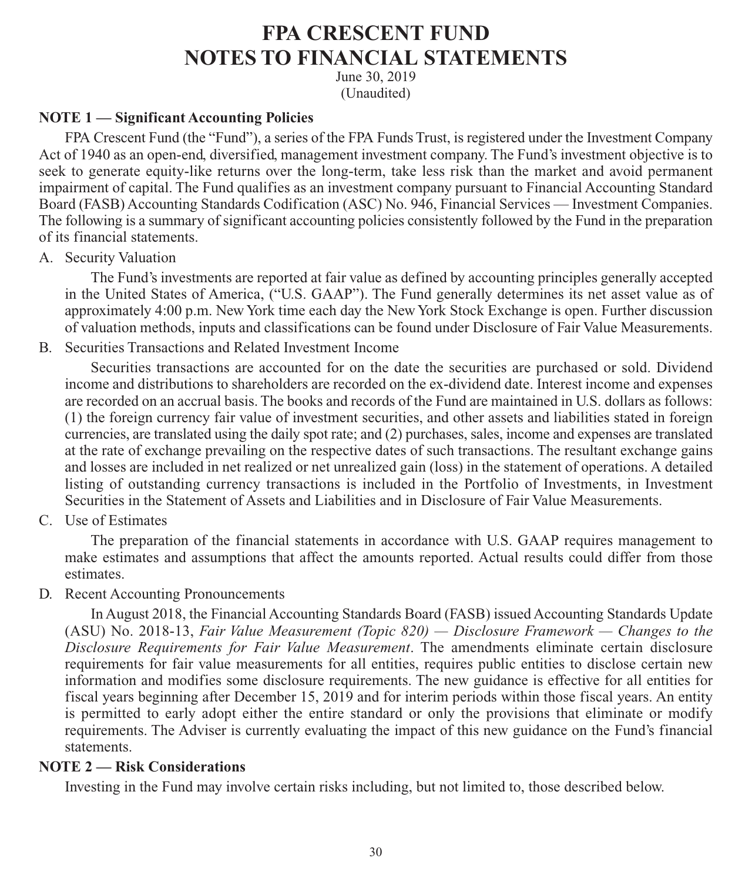# FPA CRESCENT FUND
# NOTES TO FINANCIAL STATEMENTS

June 30, 2019
(Unaudited)

### NOTE 1 — Significant Accounting Policies

FPA Crescent Fund (the "Fund"), a series of the FPA Funds Trust, is registered under the Investment Company Act of 1940 as an open-end, diversified, management investment company. The Fund's investment objective is to seek to generate equity-like returns over the long-term, take less risk than the market and avoid permanent impairment of capital. The Fund qualifies as an investment company pursuant to Financial Accounting Standard Board (FASB) Accounting Standards Codification (ASC) No. 946, Financial Services — Investment Companies. The following is a summary of significant accounting policies consistently followed by the Fund in the preparation of its financial statements.

A. Security Valuation

The Fund's investments are reported at fair value as defined by accounting principles generally accepted in the United States of America, ("U.S. GAAP"). The Fund generally determines its net asset value as of approximately 4:00 p.m. New York time each day the New York Stock Exchange is open. Further discussion of valuation methods, inputs and classifications can be found under Disclosure of Fair Value Measurements.

B. Securities Transactions and Related Investment Income

Securities transactions are accounted for on the date the securities are purchased or sold. Dividend income and distributions to shareholders are recorded on the ex-dividend date. Interest income and expenses are recorded on an accrual basis. The books and records of the Fund are maintained in U.S. dollars as follows: (1) the foreign currency fair value of investment securities, and other assets and liabilities stated in foreign currencies, are translated using the daily spot rate; and (2) purchases, sales, income and expenses are translated at the rate of exchange prevailing on the respective dates of such transactions. The resultant exchange gains and losses are included in net realized or net unrealized gain (loss) in the statement of operations. A detailed listing of outstanding currency transactions is included in the Portfolio of Investments, in Investment Securities in the Statement of Assets and Liabilities and in Disclosure of Fair Value Measurements.

C. Use of Estimates

The preparation of the financial statements in accordance with U.S. GAAP requires management to make estimates and assumptions that affect the amounts reported. Actual results could differ from those estimates.

D. Recent Accounting Pronouncements

In August 2018, the Financial Accounting Standards Board (FASB) issued Accounting Standards Update (ASU) No. 2018-13, *Fair Value Measurement (Topic 820) — Disclosure Framework — Changes to the Disclosure Requirements for Fair Value Measurement*. The amendments eliminate certain disclosure requirements for fair value measurements for all entities, requires public entities to disclose certain new information and modifies some disclosure requirements. The new guidance is effective for all entities for fiscal years beginning after December 15, 2019 and for interim periods within those fiscal years. An entity is permitted to early adopt either the entire standard or only the provisions that eliminate or modify requirements. The Adviser is currently evaluating the impact of this new guidance on the Fund's financial statements.

### NOTE 2 — Risk Considerations

Investing in the Fund may involve certain risks including, but not limited to, those described below.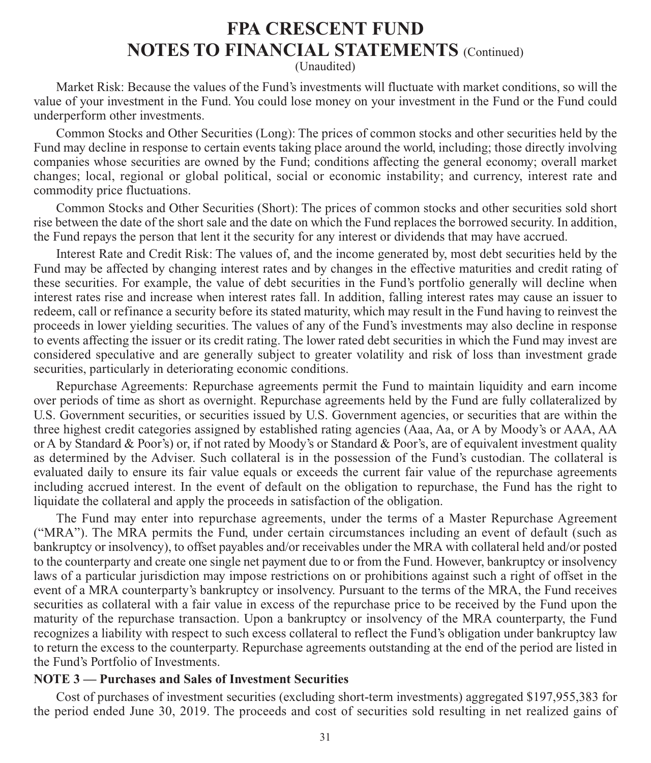Market Risk: Because the values of the Fund's investments will fluctuate with market conditions, so will the value of your investment in the Fund. You could lose money on your investment in the Fund or the Fund could underperform other investments.

Common Stocks and Other Securities (Long): The prices of common stocks and other securities held by the Fund may decline in response to certain events taking place around the world, including; those directly involving companies whose securities are owned by the Fund; conditions affecting the general economy; overall market changes; local, regional or global political, social or economic instability; and currency, interest rate and commodity price fluctuations.

Common Stocks and Other Securities (Short): The prices of common stocks and other securities sold short rise between the date of the short sale and the date on which the Fund replaces the borrowed security. In addition, the Fund repays the person that lent it the security for any interest or dividends that may have accrued.

Interest Rate and Credit Risk: The values of, and the income generated by, most debt securities held by the Fund may be affected by changing interest rates and by changes in the effective maturities and credit rating of these securities. For example, the value of debt securities in the Fund's portfolio generally will decline when interest rates rise and increase when interest rates fall. In addition, falling interest rates may cause an issuer to redeem, call or refinance a security before its stated maturity, which may result in the Fund having to reinvest the proceeds in lower yielding securities. The values of any of the Fund's investments may also decline in response to events affecting the issuer or its credit rating. The lower rated debt securities in which the Fund may invest are considered speculative and are generally subject to greater volatility and risk of loss than investment grade securities, particularly in deteriorating economic conditions.

Repurchase Agreements: Repurchase agreements permit the Fund to maintain liquidity and earn income over periods of time as short as overnight. Repurchase agreements held by the Fund are fully collateralized by U.S. Government securities, or securities issued by U.S. Government agencies, or securities that are within the three highest credit categories assigned by established rating agencies (Aaa, Aa, or A by Moody's or AAA, AA or A by Standard & Poor's) or, if not rated by Moody's or Standard & Poor's, are of equivalent investment quality as determined by the Adviser. Such collateral is in the possession of the Fund's custodian. The collateral is evaluated daily to ensure its fair value equals or exceeds the current fair value of the repurchase agreements including accrued interest. In the event of default on the obligation to repurchase, the Fund has the right to liquidate the collateral and apply the proceeds in satisfaction of the obligation.

The Fund may enter into repurchase agreements, under the terms of a Master Repurchase Agreement ("MRA"). The MRA permits the Fund, under certain circumstances including an event of default (such as bankruptcy or insolvency), to offset payables and/or receivables under the MRA with collateral held and/or posted to the counterparty and create one single net payment due to or from the Fund. However, bankruptcy or insolvency laws of a particular jurisdiction may impose restrictions on or prohibitions against such a right of offset in the event of a MRA counterparty's bankruptcy or insolvency. Pursuant to the terms of the MRA, the Fund receives securities as collateral with a fair value in excess of the repurchase price to be received by the Fund upon the maturity of the repurchase transaction. Upon a bankruptcy or insolvency of the MRA counterparty, the Fund recognizes a liability with respect to such excess collateral to reflect the Fund's obligation under bankruptcy law to return the excess to the counterparty. Repurchase agreements outstanding at the end of the period are listed in the Fund's Portfolio of Investments.

**NOTE 3 — Purchases and Sales of Investment Securities**

Cost of purchases of investment securities (excluding short-term investments) aggregated $197,955,383 for the period ended June 30, 2019. The proceeds and cost of securities sold resulting in net realized gains of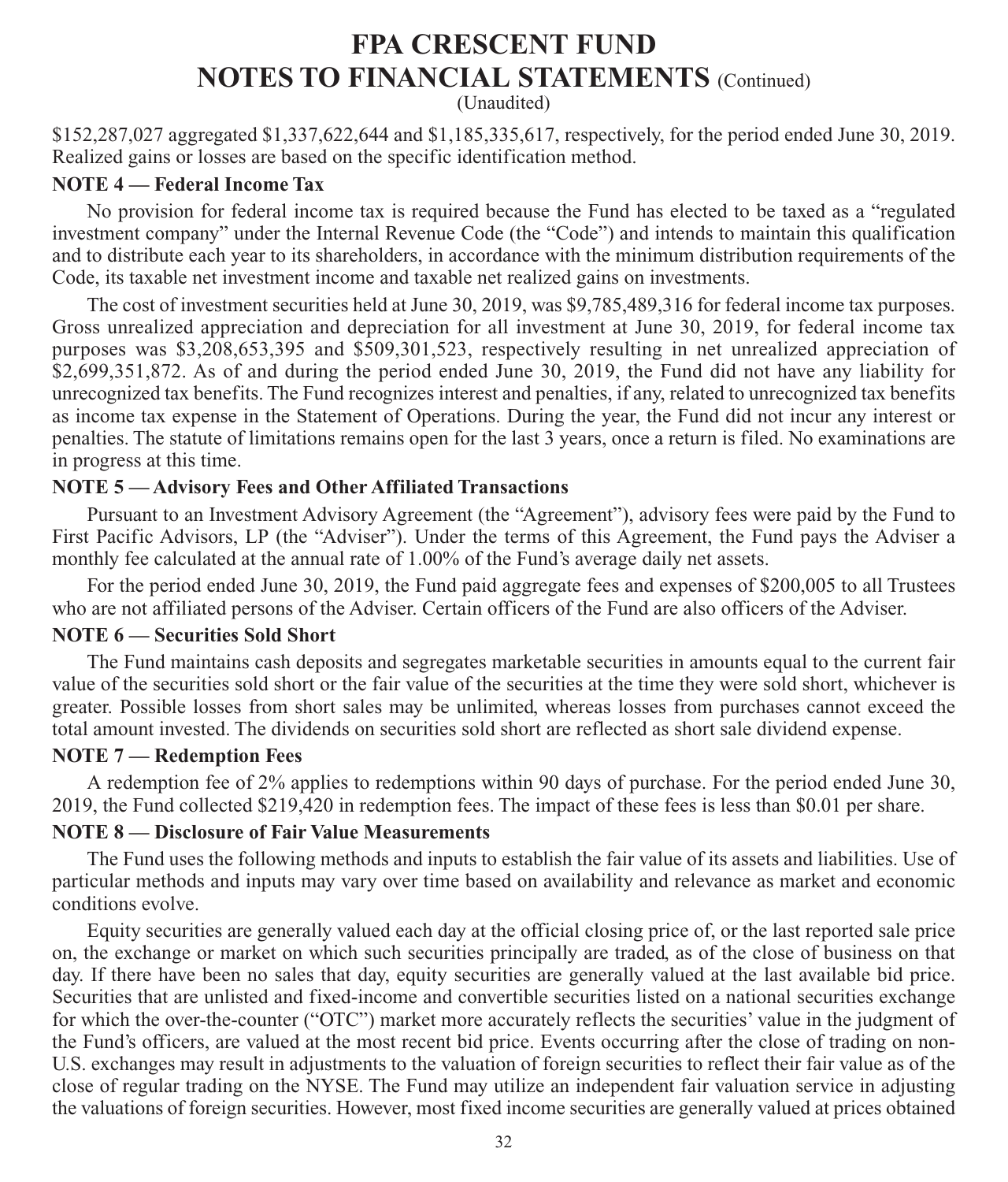# FPA CRESCENT FUND
## NOTES TO FINANCIAL STATEMENTS (Continued)
(Unaudited)

$152,287,027 aggregated $1,337,622,644 and $1,185,335,617, respectively, for the period ended June 30, 2019. Realized gains or losses are based on the specific identification method.

### NOTE 4 — Federal Income Tax

No provision for federal income tax is required because the Fund has elected to be taxed as a "regulated investment company" under the Internal Revenue Code (the "Code") and intends to maintain this qualification and to distribute each year to its shareholders, in accordance with the minimum distribution requirements of the Code, its taxable net investment income and taxable net realized gains on investments.

The cost of investment securities held at June 30, 2019, was $9,785,489,316 for federal income tax purposes. Gross unrealized appreciation and depreciation for all investment at June 30, 2019, for federal income tax purposes was $3,208,653,395 and $509,301,523, respectively resulting in net unrealized appreciation of $2,699,351,872. As of and during the period ended June 30, 2019, the Fund did not have any liability for unrecognized tax benefits. The Fund recognizes interest and penalties, if any, related to unrecognized tax benefits as income tax expense in the Statement of Operations. During the year, the Fund did not incur any interest or penalties. The statute of limitations remains open for the last 3 years, once a return is filed. No examinations are in progress at this time.

### NOTE 5 — Advisory Fees and Other Affiliated Transactions

Pursuant to an Investment Advisory Agreement (the "Agreement"), advisory fees were paid by the Fund to First Pacific Advisors, LP (the "Adviser"). Under the terms of this Agreement, the Fund pays the Adviser a monthly fee calculated at the annual rate of 1.00% of the Fund's average daily net assets.

For the period ended June 30, 2019, the Fund paid aggregate fees and expenses of $200,005 to all Trustees who are not affiliated persons of the Adviser. Certain officers of the Fund are also officers of the Adviser.

### NOTE 6 — Securities Sold Short

The Fund maintains cash deposits and segregates marketable securities in amounts equal to the current fair value of the securities sold short or the fair value of the securities at the time they were sold short, whichever is greater. Possible losses from short sales may be unlimited, whereas losses from purchases cannot exceed the total amount invested. The dividends on securities sold short are reflected as short sale dividend expense.

### NOTE 7 — Redemption Fees

A redemption fee of 2% applies to redemptions within 90 days of purchase. For the period ended June 30, 2019, the Fund collected $219,420 in redemption fees. The impact of these fees is less than $0.01 per share.

### NOTE 8 — Disclosure of Fair Value Measurements

The Fund uses the following methods and inputs to establish the fair value of its assets and liabilities. Use of particular methods and inputs may vary over time based on availability and relevance as market and economic conditions evolve.

Equity securities are generally valued each day at the official closing price of, or the last reported sale price on, the exchange or market on which such securities principally are traded, as of the close of business on that day. If there have been no sales that day, equity securities are generally valued at the last available bid price. Securities that are unlisted and fixed-income and convertible securities listed on a national securities exchange for which the over-the-counter ("OTC") market more accurately reflects the securities' value in the judgment of the Fund's officers, are valued at the most recent bid price. Events occurring after the close of trading on non-U.S. exchanges may result in adjustments to the valuation of foreign securities to reflect their fair value as of the close of regular trading on the NYSE. The Fund may utilize an independent fair valuation service in adjusting the valuations of foreign securities. However, most fixed income securities are generally valued at prices obtained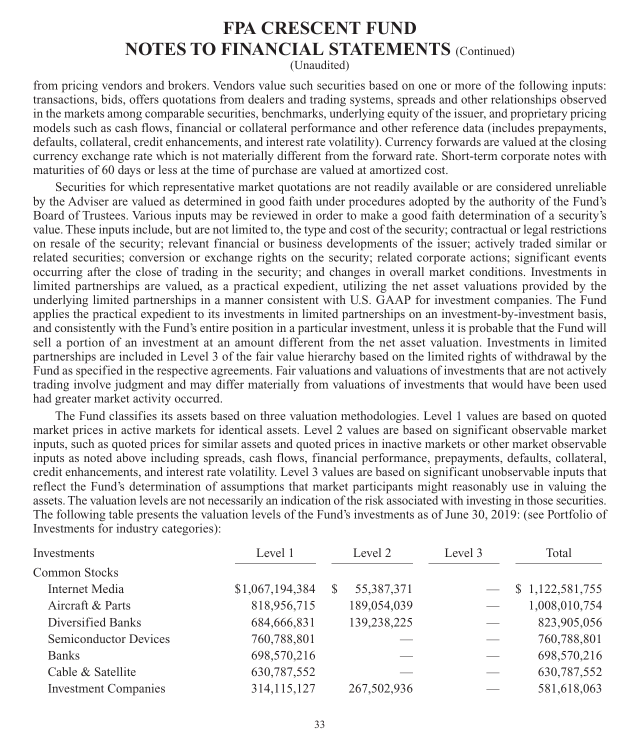# FPA CRESCENT FUND
# NOTES TO FINANCIAL STATEMENTS (Continued)

(Unaudited)

from pricing vendors and brokers. Vendors value such securities based on one or more of the following inputs: transactions, bids, offers quotations from dealers and trading systems, spreads and other relationships observed in the markets among comparable securities, benchmarks, underlying equity of the issuer, and proprietary pricing models such as cash flows, financial or collateral performance and other reference data (includes prepayments, defaults, collateral, credit enhancements, and interest rate volatility). Currency forwards are valued at the closing currency exchange rate which is not materially different from the forward rate. Short-term corporate notes with maturities of 60 days or less at the time of purchase are valued at amortized cost.

Securities for which representative market quotations are not readily available or are considered unreliable by the Adviser are valued as determined in good faith under procedures adopted by the authority of the Fund's Board of Trustees. Various inputs may be reviewed in order to make a good faith determination of a security's value. These inputs include, but are not limited to, the type and cost of the security; contractual or legal restrictions on resale of the security; relevant financial or business developments of the issuer; actively traded similar or related securities; conversion or exchange rights on the security; related corporate actions; significant events occurring after the close of trading in the security; and changes in overall market conditions. Investments in limited partnerships are valued, as a practical expedient, utilizing the net asset valuations provided by the underlying limited partnerships in a manner consistent with U.S. GAAP for investment companies. The Fund applies the practical expedient to its investments in limited partnerships on an investment-by-investment basis, and consistently with the Fund's entire position in a particular investment, unless it is probable that the Fund will sell a portion of an investment at an amount different from the net asset valuation. Investments in limited partnerships are included in Level 3 of the fair value hierarchy based on the limited rights of withdrawal by the Fund as specified in the respective agreements. Fair valuations and valuations of investments that are not actively trading involve judgment and may differ materially from valuations of investments that would have been used had greater market activity occurred.

The Fund classifies its assets based on three valuation methodologies. Level 1 values are based on quoted market prices in active markets for identical assets. Level 2 values are based on significant observable market inputs, such as quoted prices for similar assets and quoted prices in inactive markets or other market observable inputs as noted above including spreads, cash flows, financial performance, prepayments, defaults, collateral, credit enhancements, and interest rate volatility. Level 3 values are based on significant unobservable inputs that reflect the Fund's determination of assumptions that market participants might reasonably use in valuing the assets. The valuation levels are not necessarily an indication of the risk associated with investing in those securities. The following table presents the valuation levels of the Fund's investments as of June 30, 2019: (see Portfolio of Investments for industry categories):

| Investments | Level 1 | Level 2 | Level 3 | Total |
|---|---|---|---|---|
| Common Stocks | | | | |
| Internet Media | $1,067,194,384 | $ 55,387,371 | — | $ 1,122,581,755 |
| Aircraft & Parts | 818,956,715 | 189,054,039 | — | 1,008,010,754 |
| Diversified Banks | 684,666,831 | 139,238,225 | — | 823,905,056 |
| Semiconductor Devices | 760,788,801 | — | — | 760,788,801 |
| Banks | 698,570,216 | — | — | 698,570,216 |
| Cable & Satellite | 630,787,552 | — | — | 630,787,552 |
| Investment Companies | 314,115,127 | 267,502,936 | — | 581,618,063 |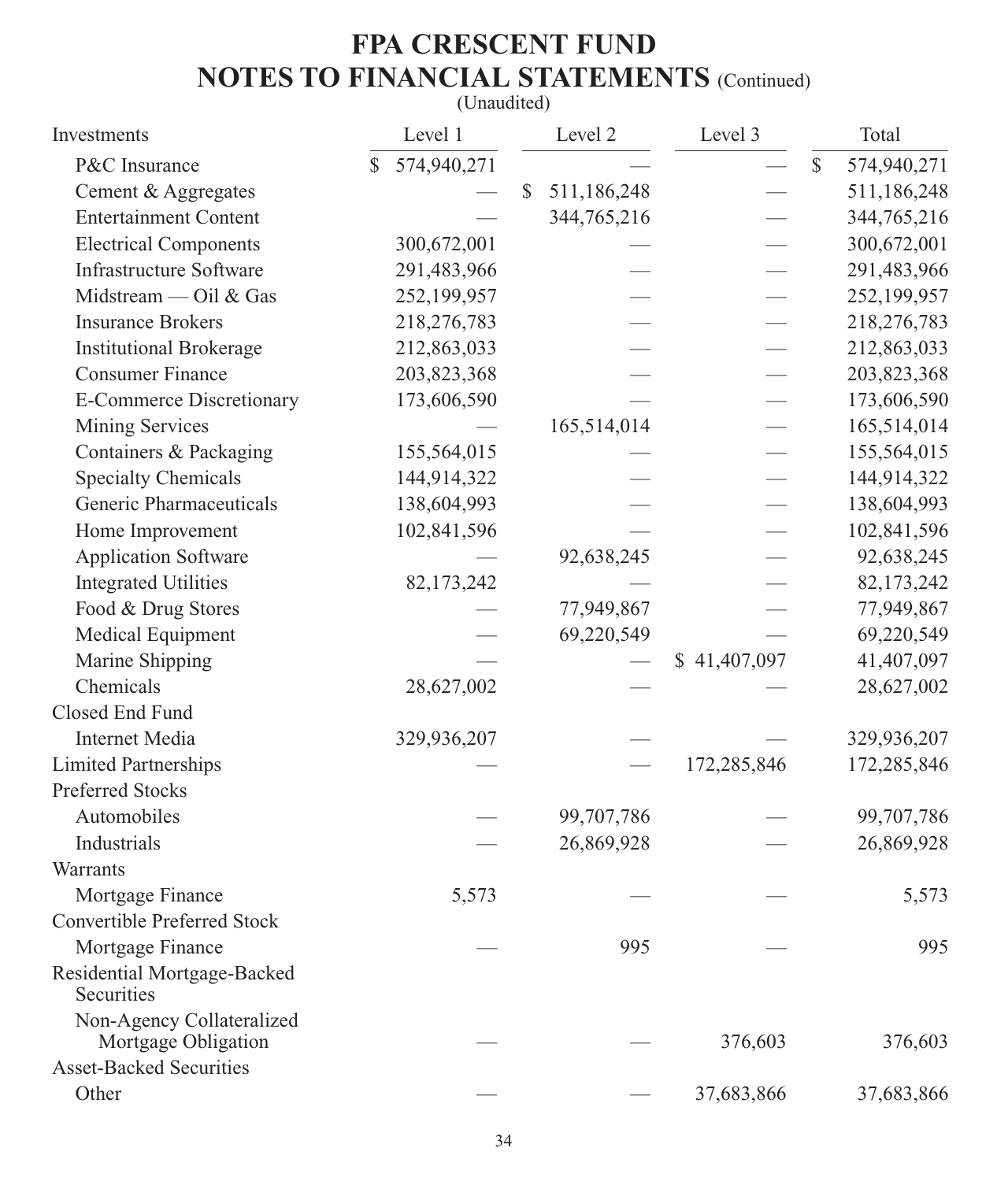# FPA CRESCENT FUND

## NOTES TO FINANCIAL STATEMENTS (Continued)

(Unaudited)

| Investments | Level 1 | Level 2 | Level 3 | Total |
|---|---|---|---|---|
| P&C Insurance | $ 574,940,271 | — | — | $ 574,940,271 |
| Cement & Aggregates | — | $ 511,186,248 | — | 511,186,248 |
| Entertainment Content | — | 344,765,216 | — | 344,765,216 |
| Electrical Components | 300,672,001 | — | — | 300,672,001 |
| Infrastructure Software | 291,483,966 | — | — | 291,483,966 |
| Midstream — Oil & Gas | 252,199,957 | — | — | 252,199,957 |
| Insurance Brokers | 218,276,783 | — | — | 218,276,783 |
| Institutional Brokerage | 212,863,033 | — | — | 212,863,033 |
| Consumer Finance | 203,823,368 | — | — | 203,823,368 |
| E-Commerce Discretionary | 173,606,590 | — | — | 173,606,590 |
| Mining Services | — | 165,514,014 | — | 165,514,014 |
| Containers & Packaging | 155,564,015 | — | — | 155,564,015 |
| Specialty Chemicals | 144,914,322 | — | — | 144,914,322 |
| Generic Pharmaceuticals | 138,604,993 | — | — | 138,604,993 |
| Home Improvement | 102,841,596 | — | — | 102,841,596 |
| Application Software | — | 92,638,245 | — | 92,638,245 |
| Integrated Utilities | 82,173,242 | — | — | 82,173,242 |
| Food & Drug Stores | — | 77,949,867 | — | 77,949,867 |
| Medical Equipment | — | 69,220,549 | — | 69,220,549 |
| Marine Shipping | — | — | $ 41,407,097 | 41,407,097 |
| Chemicals | 28,627,002 | — | — | 28,627,002 |
| Closed End Fund | | | | |
| Internet Media | 329,936,207 | — | — | 329,936,207 |
| Limited Partnerships | — | — | 172,285,846 | 172,285,846 |
| Preferred Stocks | | | | |
| Automobiles | — | 99,707,786 | — | 99,707,786 |
| Industrials | — | 26,869,928 | — | 26,869,928 |
| Warrants | | | | |
| Mortgage Finance | 5,573 | — | — | 5,573 |
| Convertible Preferred Stock | | | | |
| Mortgage Finance | — | 995 | — | 995 |
| Residential Mortgage-Backed Securities | | | | |
| Non-Agency Collateralized Mortgage Obligation | — | — | 376,603 | 376,603 |
| Asset-Backed Securities | | | | |
| Other | — | — | 37,683,866 | 37,683,866 |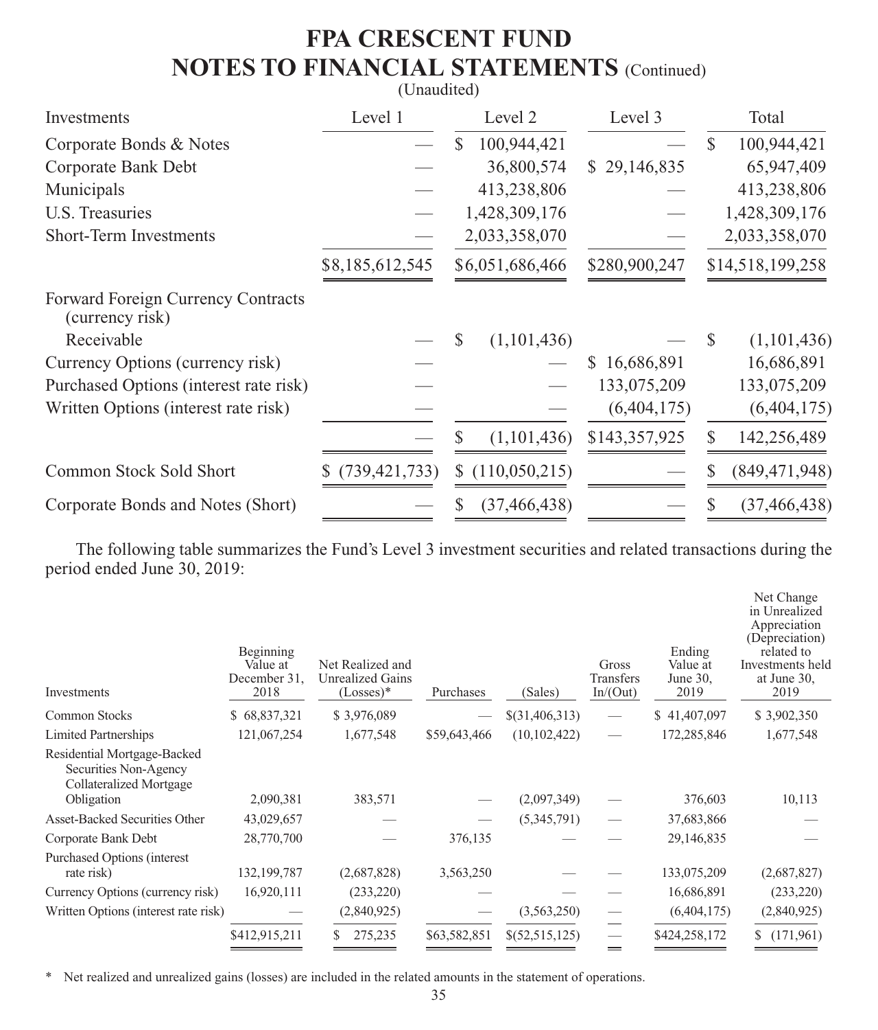# FPA CRESCENT FUND
## NOTES TO FINANCIAL STATEMENTS (Continued)
(Unaudited)

| Investments | Level 1 | Level 2 | Level 3 | Total |
|---|---|---|---|---|
| Corporate Bonds & Notes | — | $ 100,944,421 | — | $ 100,944,421 |
| Corporate Bank Debt | — | 36,800,574 | $ 29,146,835 | 65,947,409 |
| Municipals | — | 413,238,806 | — | 413,238,806 |
| U.S. Treasuries | — | 1,428,309,176 | — | 1,428,309,176 |
| Short-Term Investments | — | 2,033,358,070 | — | 2,033,358,070 |
| | $8,185,612,545 | $6,051,686,466 | $280,900,247 | $14,518,199,258 |
| Forward Foreign Currency Contracts (currency risk) | | | | |
| Receivable | — | $ (1,101,436) | — | $ (1,101,436) |
| Currency Options (currency risk) | — | — | $ 16,686,891 | 16,686,891 |
| Purchased Options (interest rate risk) | — | — | 133,075,209 | 133,075,209 |
| Written Options (interest rate risk) | — | — | (6,404,175) | (6,404,175) |
| | — | $ (1,101,436) | $143,357,925 | $ 142,256,489 |
| Common Stock Sold Short | $ (739,421,733) | $ (110,050,215) | — | $ (849,471,948) |
| Corporate Bonds and Notes (Short) | — | $ (37,466,438) | — | $ (37,466,438) |

The following table summarizes the Fund's Level 3 investment securities and related transactions during the period ended June 30, 2019:

| Investments | Beginning Value at December 31, 2018 | Net Realized and Unrealized Gains (Losses)* | Purchases | (Sales) | Gross Transfers In/(Out) | Ending Value at June 30, 2019 | Net Change in Unrealized Appreciation (Depreciation) related to Investments held at June 30, 2019 |
|---|---|---|---|---|---|---|---|
| Common Stocks | $ 68,837,321 | $ 3,976,089 | — | $(31,406,313) | — | $ 41,407,097 | $ 3,902,350 |
| Limited Partnerships | 121,067,254 | 1,677,548 | $59,643,466 | (10,102,422) | — | 172,285,846 | 1,677,548 |
| Residential Mortgage-Backed Securities Non-Agency Collateralized Mortgage Obligation | 2,090,381 | 383,571 | — | (2,097,349) | — | 376,603 | 10,113 |
| Asset-Backed Securities Other | 43,029,657 | — | — | (5,345,791) | — | 37,683,866 | — |
| Corporate Bank Debt | 28,770,700 | — | 376,135 | — | — | 29,146,835 | — |
| Purchased Options (interest rate risk) | 132,199,787 | (2,687,828) | 3,563,250 | — | — | 133,075,209 | (2,687,827) |
| Currency Options (currency risk) | 16,920,111 | (233,220) | — | — | — | 16,686,891 | (233,220) |
| Written Options (interest rate risk) | — | (2,840,925) | — | (3,563,250) | — | (6,404,175) | (2,840,925) |
| | $412,915,211 | $ 275,235 | $63,582,851 | $(52,515,125) | — | $424,258,172 | $ (171,961) |

\* Net realized and unrealized gains (losses) are included in the related amounts in the statement of operations.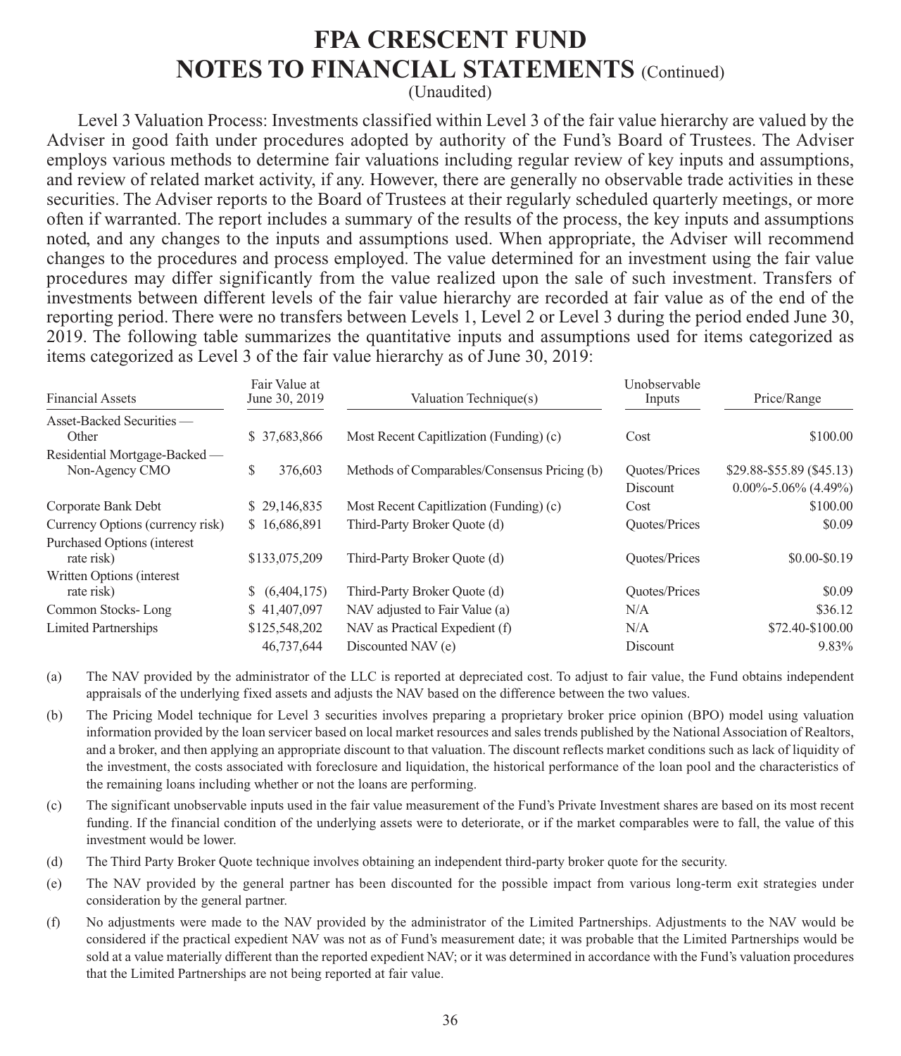# FPA CRESCENT FUND
# NOTES TO FINANCIAL STATEMENTS (Continued)

(Unaudited)

Level 3 Valuation Process: Investments classified within Level 3 of the fair value hierarchy are valued by the Adviser in good faith under procedures adopted by authority of the Fund's Board of Trustees. The Adviser employs various methods to determine fair valuations including regular review of key inputs and assumptions, and review of related market activity, if any. However, there are generally no observable trade activities in these securities. The Adviser reports to the Board of Trustees at their regularly scheduled quarterly meetings, or more often if warranted. The report includes a summary of the results of the process, the key inputs and assumptions noted, and any changes to the inputs and assumptions used. When appropriate, the Adviser will recommend changes to the procedures and process employed. The value determined for an investment using the fair value procedures may differ significantly from the value realized upon the sale of such investment. Transfers of investments between different levels of the fair value hierarchy are recorded at fair value as of the end of the reporting period. There were no transfers between Levels 1, Level 2 or Level 3 during the period ended June 30, 2019. The following table summarizes the quantitative inputs and assumptions used for items categorized as items categorized as Level 3 of the fair value hierarchy as of June 30, 2019:

| Financial Assets | Fair Value at June 30, 2019 | Valuation Technique(s) | Unobservable Inputs | Price/Range |
|---|---|---|---|---|
| Asset-Backed Securities — Other | $ 37,683,866 | Most Recent Capitlization (Funding) (c) | Cost | $100.00 |
| Residential Mortgage-Backed — Non-Agency CMO | $ 376,603 | Methods of Comparables/Consensus Pricing (b) | Quotes/Prices | $29.88-$55.89 ($45.13) |
| | | | Discount | 0.00%-5.06% (4.49%) |
| Corporate Bank Debt | $ 29,146,835 | Most Recent Capitlization (Funding) (c) | Cost | $100.00 |
| Currency Options (currency risk) | $ 16,686,891 | Third-Party Broker Quote (d) | Quotes/Prices | $0.09 |
| Purchased Options (interest rate risk) | $133,075,209 | Third-Party Broker Quote (d) | Quotes/Prices | $0.00-$0.19 |
| Written Options (interest rate risk) | $ (6,404,175) | Third-Party Broker Quote (d) | Quotes/Prices | $0.09 |
| Common Stocks- Long | $ 41,407,097 | NAV adjusted to Fair Value (a) | N/A | $36.12 |
| Limited Partnerships | $125,548,202 | NAV as Practical Expedient (f) | N/A | $72.40-$100.00 |
| | 46,737,644 | Discounted NAV (e) | Discount | 9.83% |

(a) The NAV provided by the administrator of the LLC is reported at depreciated cost. To adjust to fair value, the Fund obtains independent appraisals of the underlying fixed assets and adjusts the NAV based on the difference between the two values.

(b) The Pricing Model technique for Level 3 securities involves preparing a proprietary broker price opinion (BPO) model using valuation information provided by the loan servicer based on local market resources and sales trends published by the National Association of Realtors, and a broker, and then applying an appropriate discount to that valuation. The discount reflects market conditions such as lack of liquidity of the investment, the costs associated with foreclosure and liquidation, the historical performance of the loan pool and the characteristics of the remaining loans including whether or not the loans are performing.

(c) The significant unobservable inputs used in the fair value measurement of the Fund's Private Investment shares are based on its most recent funding. If the financial condition of the underlying assets were to deteriorate, or if the market comparables were to fall, the value of this investment would be lower.

(d) The Third Party Broker Quote technique involves obtaining an independent third-party broker quote for the security.

(e) The NAV provided by the general partner has been discounted for the possible impact from various long-term exit strategies under consideration by the general partner.

(f) No adjustments were made to the NAV provided by the administrator of the Limited Partnerships. Adjustments to the NAV would be considered if the practical expedient NAV was not as of Fund's measurement date; it was probable that the Limited Partnerships would be sold at a value materially different than the reported expedient NAV; or it was determined in accordance with the Fund's valuation procedures that the Limited Partnerships are not being reported at fair value.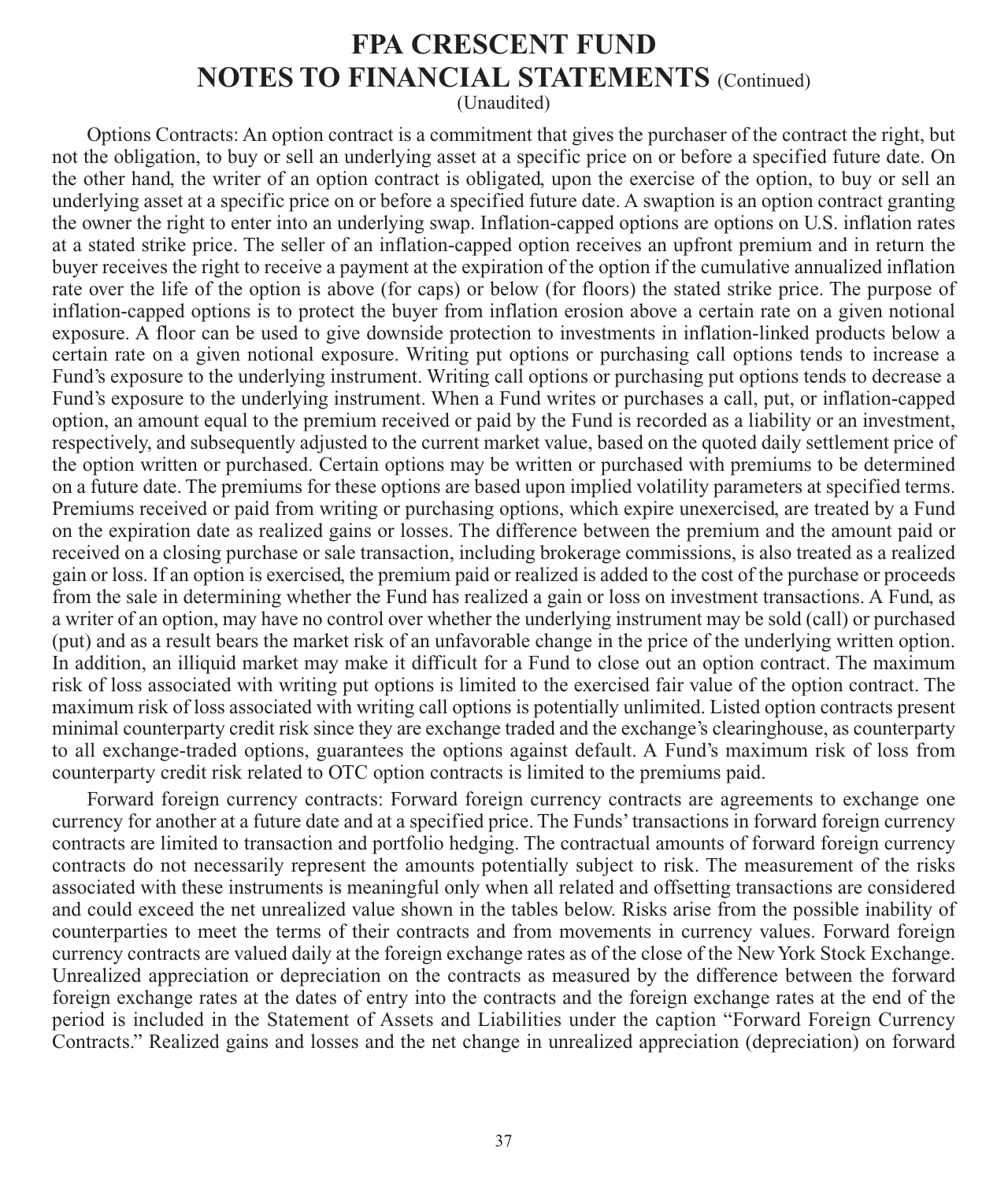# FPA CRESCENT FUND
## NOTES TO FINANCIAL STATEMENTS (Continued)
(Unaudited)

Options Contracts: An option contract is a commitment that gives the purchaser of the contract the right, but not the obligation, to buy or sell an underlying asset at a specific price on or before a specified future date. On the other hand, the writer of an option contract is obligated, upon the exercise of the option, to buy or sell an underlying asset at a specific price on or before a specified future date. A swaption is an option contract granting the owner the right to enter into an underlying swap. Inflation-capped options are options on U.S. inflation rates at a stated strike price. The seller of an inflation-capped option receives an upfront premium and in return the buyer receives the right to receive a payment at the expiration of the option if the cumulative annualized inflation rate over the life of the option is above (for caps) or below (for floors) the stated strike price. The purpose of inflation-capped options is to protect the buyer from inflation erosion above a certain rate on a given notional exposure. A floor can be used to give downside protection to investments in inflation-linked products below a certain rate on a given notional exposure. Writing put options or purchasing call options tends to increase a Fund's exposure to the underlying instrument. Writing call options or purchasing put options tends to decrease a Fund's exposure to the underlying instrument. When a Fund writes or purchases a call, put, or inflation-capped option, an amount equal to the premium received or paid by the Fund is recorded as a liability or an investment, respectively, and subsequently adjusted to the current market value, based on the quoted daily settlement price of the option written or purchased. Certain options may be written or purchased with premiums to be determined on a future date. The premiums for these options are based upon implied volatility parameters at specified terms. Premiums received or paid from writing or purchasing options, which expire unexercised, are treated by a Fund on the expiration date as realized gains or losses. The difference between the premium and the amount paid or received on a closing purchase or sale transaction, including brokerage commissions, is also treated as a realized gain or loss. If an option is exercised, the premium paid or realized is added to the cost of the purchase or proceeds from the sale in determining whether the Fund has realized a gain or loss on investment transactions. A Fund, as a writer of an option, may have no control over whether the underlying instrument may be sold (call) or purchased (put) and as a result bears the market risk of an unfavorable change in the price of the underlying written option. In addition, an illiquid market may make it difficult for a Fund to close out an option contract. The maximum risk of loss associated with writing put options is limited to the exercised fair value of the option contract. The maximum risk of loss associated with writing call options is potentially unlimited. Listed option contracts present minimal counterparty credit risk since they are exchange traded and the exchange's clearinghouse, as counterparty to all exchange-traded options, guarantees the options against default. A Fund's maximum risk of loss from counterparty credit risk related to OTC option contracts is limited to the premiums paid.

Forward foreign currency contracts: Forward foreign currency contracts are agreements to exchange one currency for another at a future date and at a specified price. The Funds' transactions in forward foreign currency contracts are limited to transaction and portfolio hedging. The contractual amounts of forward foreign currency contracts do not necessarily represent the amounts potentially subject to risk. The measurement of the risks associated with these instruments is meaningful only when all related and offsetting transactions are considered and could exceed the net unrealized value shown in the tables below. Risks arise from the possible inability of counterparties to meet the terms of their contracts and from movements in currency values. Forward foreign currency contracts are valued daily at the foreign exchange rates as of the close of the New York Stock Exchange. Unrealized appreciation or depreciation on the contracts as measured by the difference between the forward foreign exchange rates at the dates of entry into the contracts and the foreign exchange rates at the end of the period is included in the Statement of Assets and Liabilities under the caption "Forward Foreign Currency Contracts." Realized gains and losses and the net change in unrealized appreciation (depreciation) on forward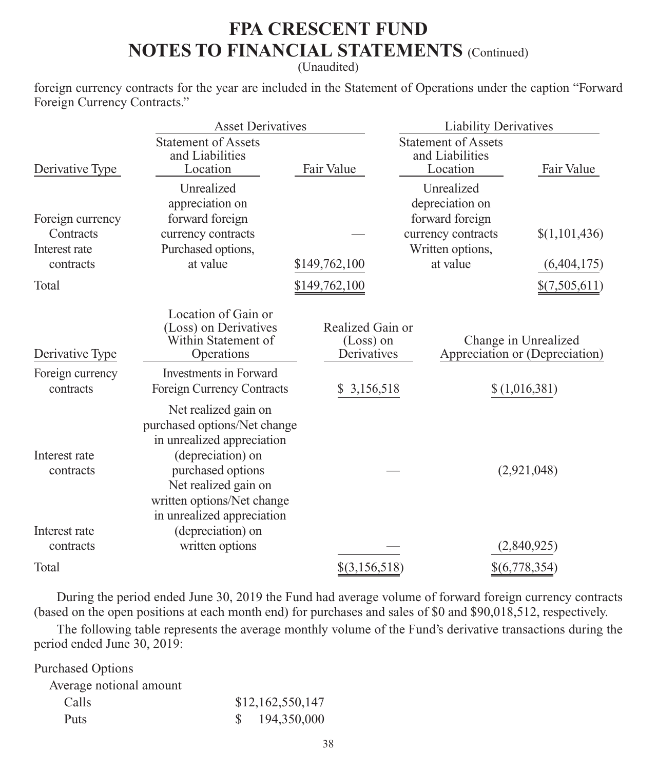# FPA CRESCENT FUND
# NOTES TO FINANCIAL STATEMENTS (Continued)

(Unaudited)

foreign currency contracts for the year are included in the Statement of Operations under the caption "Forward Foreign Currency Contracts."

| | Asset Derivatives | | Liability Derivatives | |
|---|---|---|---|---|
| Derivative Type | Statement of Assets and Liabilities Location | Fair Value | Statement of Assets and Liabilities Location | Fair Value |
| Foreign currency Contracts | Unrealized appreciation on forward foreign currency contracts | — | Unrealized depreciation on forward foreign currency contracts | $(1,101,436) |
| Interest rate contracts | Purchased options, at value | $149,762,100 | Written options, at value | (6,404,175) |
| Total | | $149,762,100 | | $(7,505,611) |

| Derivative Type | Location of Gain or (Loss) on Derivatives Within Statement of Operations | Realized Gain or (Loss) on Derivatives | Change in Unrealized Appreciation or (Depreciation) |
|---|---|---|---|
| Foreign currency contracts | Investments in Forward Foreign Currency Contracts | $ 3,156,518 | $ (1,016,381) |
| Interest rate contracts | Net realized gain on purchased options/Net change in unrealized appreciation (depreciation) on purchased options | — | (2,921,048) |
| Interest rate contracts | Net realized gain on written options/Net change in unrealized appreciation (depreciation) on written options | — | (2,840,925) |
| Total | | $(3,156,518) | $(6,778,354) |

During the period ended June 30, 2019 the Fund had average volume of forward foreign currency contracts (based on the open positions at each month end) for purchases and sales of $0 and $90,018,512, respectively.

The following table represents the average monthly volume of the Fund's derivative transactions during the period ended June 30, 2019:

| Purchased Options | |
|---|---|
| Average notional amount | |
| Calls | $12,162,550,147 |
| Puts | $ 194,350,000 |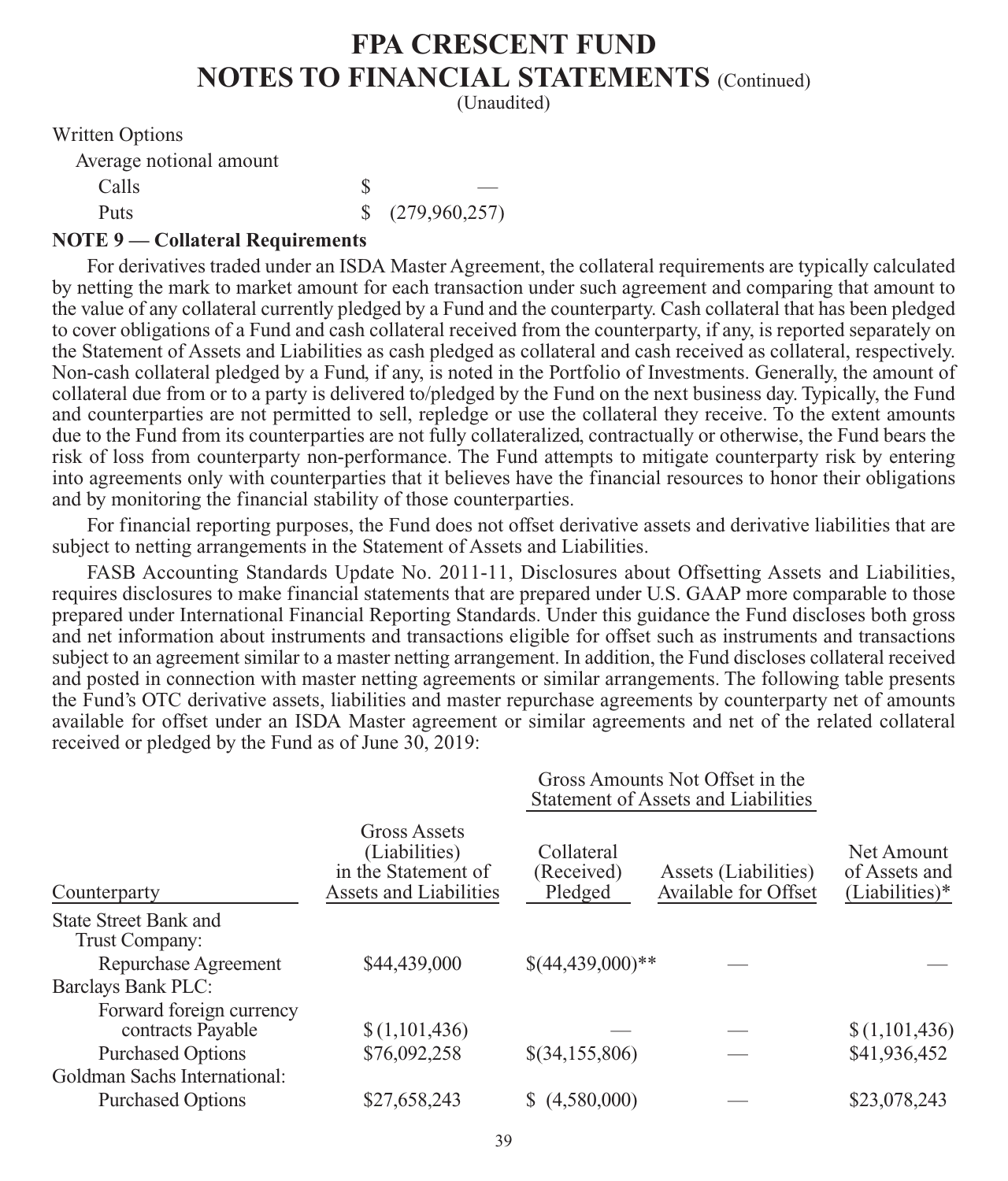# FPA CRESCENT FUND
## NOTES TO FINANCIAL STATEMENTS (Continued)
(Unaudited)

| Written Options | | |
|---|---|---|
| Average notional amount | | |
| Calls | $ | — |
| Puts | $ | (279,960,257) |

**NOTE 9 — Collateral Requirements**

For derivatives traded under an ISDA Master Agreement, the collateral requirements are typically calculated by netting the mark to market amount for each transaction under such agreement and comparing that amount to the value of any collateral currently pledged by a Fund and the counterparty. Cash collateral that has been pledged to cover obligations of a Fund and cash collateral received from the counterparty, if any, is reported separately on the Statement of Assets and Liabilities as cash pledged as collateral and cash received as collateral, respectively. Non-cash collateral pledged by a Fund, if any, is noted in the Portfolio of Investments. Generally, the amount of collateral due from or to a party is delivered to/pledged by the Fund on the next business day. Typically, the Fund and counterparties are not permitted to sell, repledge or use the collateral they receive. To the extent amounts due to the Fund from its counterparties are not fully collateralized, contractually or otherwise, the Fund bears the risk of loss from counterparty non-performance. The Fund attempts to mitigate counterparty risk by entering into agreements only with counterparties that it believes have the financial resources to honor their obligations and by monitoring the financial stability of those counterparties.

For financial reporting purposes, the Fund does not offset derivative assets and derivative liabilities that are subject to netting arrangements in the Statement of Assets and Liabilities.

FASB Accounting Standards Update No. 2011-11, Disclosures about Offsetting Assets and Liabilities, requires disclosures to make financial statements that are prepared under U.S. GAAP more comparable to those prepared under International Financial Reporting Standards. Under this guidance the Fund discloses both gross and net information about instruments and transactions eligible for offset such as instruments and transactions subject to an agreement similar to a master netting arrangement. In addition, the Fund discloses collateral received and posted in connection with master netting agreements or similar arrangements. The following table presents the Fund's OTC derivative assets, liabilities and master repurchase agreements by counterparty net of amounts available for offset under an ISDA Master agreement or similar agreements and net of the related collateral received or pledged by the Fund as of June 30, 2019:

| | | Gross Amounts Not Offset in the Statement of Assets and Liabilities | | |
|---|---|---|---|---|
| Counterparty | Gross Assets (Liabilities) in the Statement of Assets and Liabilities | Collateral (Received) Pledged | Assets (Liabilities) Available for Offset | Net Amount of Assets and (Liabilities)* |
| State Street Bank and Trust Company: | | | | |
| Repurchase Agreement | $44,439,000 | $(44,439,000)** | — | — |
| Barclays Bank PLC: | | | | |
| Forward foreign currency contracts Payable | $ (1,101,436) | — | — | $ (1,101,436) |
| Purchased Options | $76,092,258 | $(34,155,806) | — | $41,936,452 |
| Goldman Sachs International: | | | | |
| Purchased Options | $27,658,243 | $ (4,580,000) | — | $23,078,243 |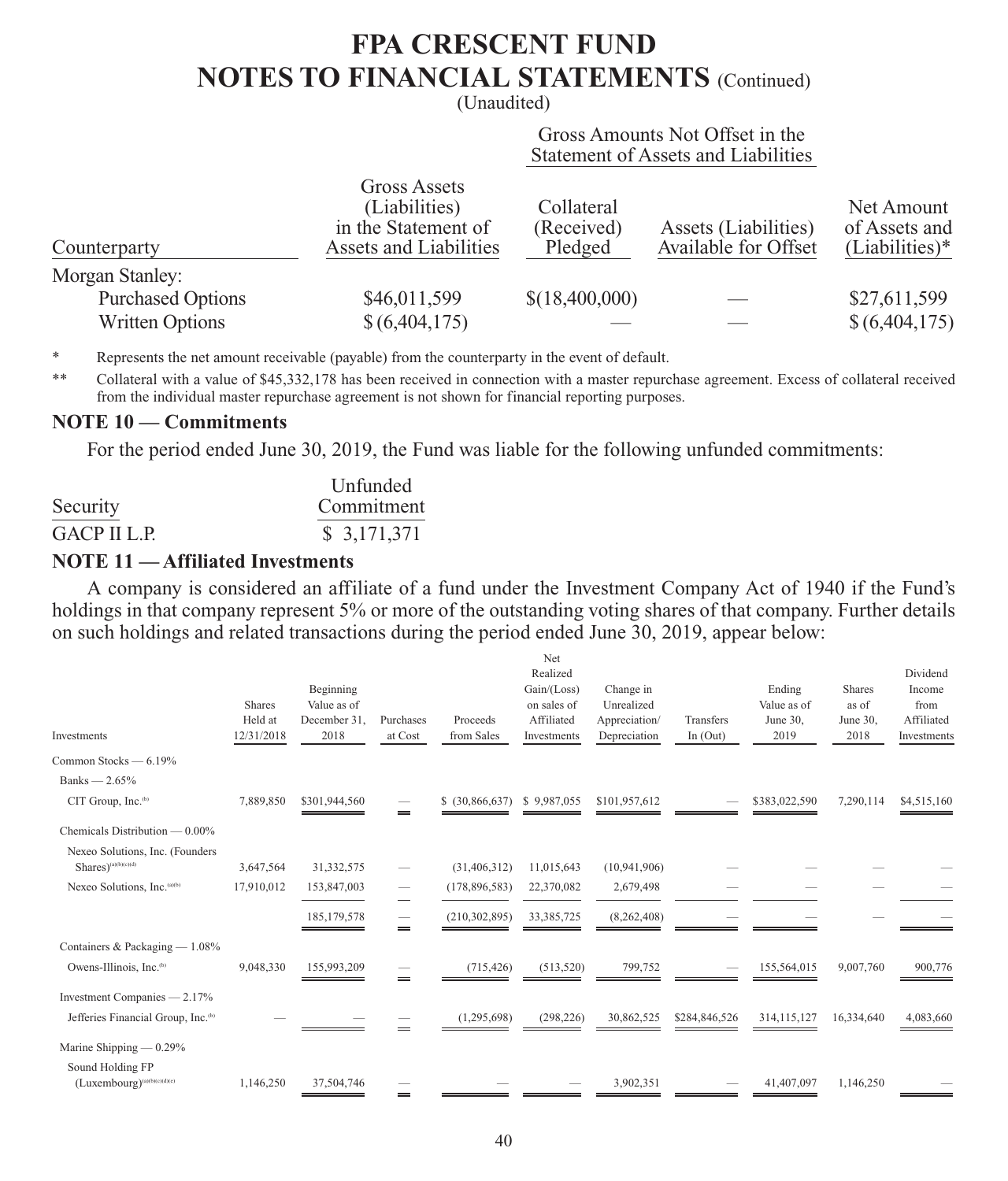# FPA CRESCENT FUND

# NOTES TO FINANCIAL STATEMENTS (Continued)

(Unaudited)

| Counterparty | Gross Assets (Liabilities) in the Statement of Assets and Liabilities | Gross Amounts Not Offset in the Statement of Assets and Liabilities | | Net Amount of Assets and (Liabilities)* |
|---|---|---|---|---|
| | | Collateral (Received) Pledged | Assets (Liabilities) Available for Offset | |
| Morgan Stanley: | | | | |
| Purchased Options | $46,011,599 | $(18,400,000) | — | $27,611,599 |
| Written Options | $ (6,404,175) | — | — | $ (6,404,175) |

\* Represents the net amount receivable (payable) from the counterparty in the event of default.

\*\* Collateral with a value of $45,332,178 has been received in connection with a master repurchase agreement. Excess of collateral received from the individual master repurchase agreement is not shown for financial reporting purposes.

## NOTE 10 — Commitments

For the period ended June 30, 2019, the Fund was liable for the following unfunded commitments:

| Security | Unfunded Commitment |
|---|---|
| GACP II L.P. | $ 3,171,371 |

## NOTE 11 — Affiliated Investments

A company is considered an affiliate of a fund under the Investment Company Act of 1940 if the Fund's holdings in that company represent 5% or more of the outstanding voting shares of that company. Further details on such holdings and related transactions during the period ended June 30, 2019, appear below:

| Investments | Shares Held at 12/31/2018 | Beginning Value as of December 31, 2018 | Purchases at Cost | Proceeds from Sales | Net Realized Gain/(Loss) on sales of Affiliated Investments | Change in Unrealized Appreciation/ Depreciation | Transfers In (Out) | Ending Value as of June 30, 2019 | Shares as of June 30, 2018 | Dividend Income from Affiliated Investments |
|---|---|---|---|---|---|---|---|---|---|---|
| Common Stocks — 6.19% | | | | | | | | | | |
| Banks — 2.65% | | | | | | | | | | |
| CIT Group, Inc.(b) | 7,889,850 | $301,944,560 | — | $ (30,866,637) | $ 9,987,055 | $101,957,612 | — | $383,022,590 | 7,290,114 | $4,515,160 |
| Chemicals Distribution — 0.00% | | | | | | | | | | |
| Nexeo Solutions, Inc. (Founders Shares)(a)(b)(c)(d) | 3,647,564 | 31,332,575 | — | (31,406,312) | 11,015,643 | (10,941,906) | — | — | — | — |
| Nexeo Solutions, Inc.(a)(b) | 17,910,012 | 153,847,003 | — | (178,896,583) | 22,370,082 | 2,679,498 | — | — | — | — |
| | | 185,179,578 | — | (210,302,895) | 33,385,725 | (8,262,408) | — | — | — | — |
| Containers & Packaging — 1.08% | | | | | | | | | | |
| Owens-Illinois, Inc.(b) | 9,048,330 | 155,993,209 | — | (715,426) | (513,520) | 799,752 | — | 155,564,015 | 9,007,760 | 900,776 |
| Investment Companies — 2.17% | | | | | | | | | | |
| Jefferies Financial Group, Inc.(b) | — | — | — | (1,295,698) | (298,226) | 30,862,525 | $284,846,526 | 314,115,127 | 16,334,640 | 4,083,660 |
| Marine Shipping — 0.29% | | | | | | | | | | |
| Sound Holding FP (Luxembourg)(a)(b)(c)(d)(e) | 1,146,250 | 37,504,746 | — | — | — | 3,902,351 | — | 41,407,097 | 1,146,250 | — |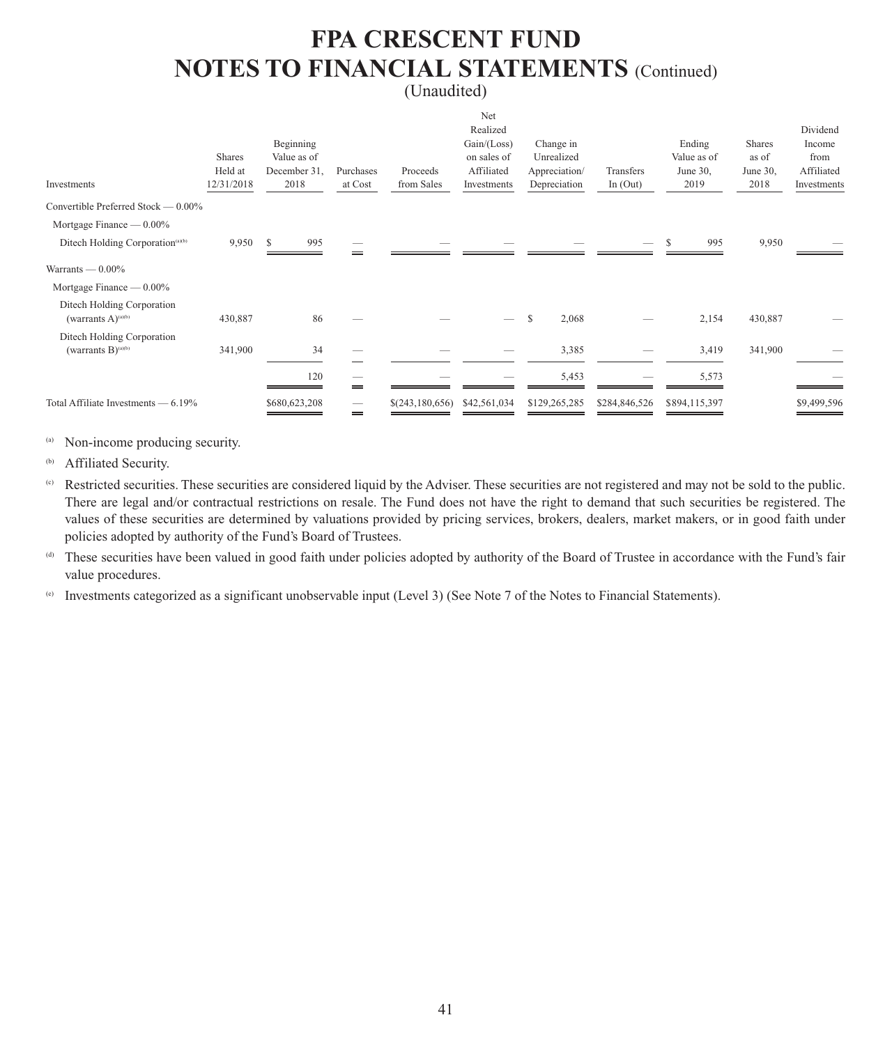# FPA CRESCENT FUND
# NOTES TO FINANCIAL STATEMENTS (Continued)
(Unaudited)

| Investments | Shares Held at 12/31/2018 | Beginning Value as of December 31, 2018 | Purchases at Cost | Proceeds from Sales | Net Realized Gain/(Loss) on sales of Affiliated Investments | Change in Unrealized Appreciation/ Depreciation | Transfers In (Out) | Ending Value as of June 30, 2019 | Shares as of June 30, 2018 | Dividend Income from Affiliated Investments |
|---|---|---|---|---|---|---|---|---|---|---|
| Convertible Preferred Stock — 0.00% | | | | | | | | | | |
| Mortgage Finance — 0.00% | | | | | | | | | | |
| Ditech Holding Corporation[(a)(b)] | 9,950 | $ 995 | — | — | — | — | — | $ 995 | 9,950 | — |
| Warrants — 0.00% | | | | | | | | | | |
| Mortgage Finance — 0.00% | | | | | | | | | | |
| Ditech Holding Corporation (warrants A)[(a)(b)] | 430,887 | 86 | — | — | — | $ 2,068 | — | 2,154 | 430,887 | — |
| Ditech Holding Corporation (warrants B)[(a)(b)] | 341,900 | 34 | — | — | — | 3,385 | — | 3,419 | 341,900 | — |
| | | 120 | — | — | — | 5,453 | — | 5,573 | | — |
| Total Affiliate Investments — 6.19% | | $680,623,208 | — | $(243,180,656) | $42,561,034 | $129,265,285 | $284,846,526 | $894,115,397 | | $9,499,596 |

(a) Non-income producing security.

(b) Affiliated Security.

(c) Restricted securities. These securities are considered liquid by the Adviser. These securities are not registered and may not be sold to the public. There are legal and/or contractual restrictions on resale. The Fund does not have the right to demand that such securities be registered. The values of these securities are determined by valuations provided by pricing services, brokers, dealers, market makers, or in good faith under policies adopted by authority of the Fund's Board of Trustees.

(d) These securities have been valued in good faith under policies adopted by authority of the Board of Trustee in accordance with the Fund's fair value procedures.

(e) Investments categorized as a significant unobservable input (Level 3) (See Note 7 of the Notes to Financial Statements).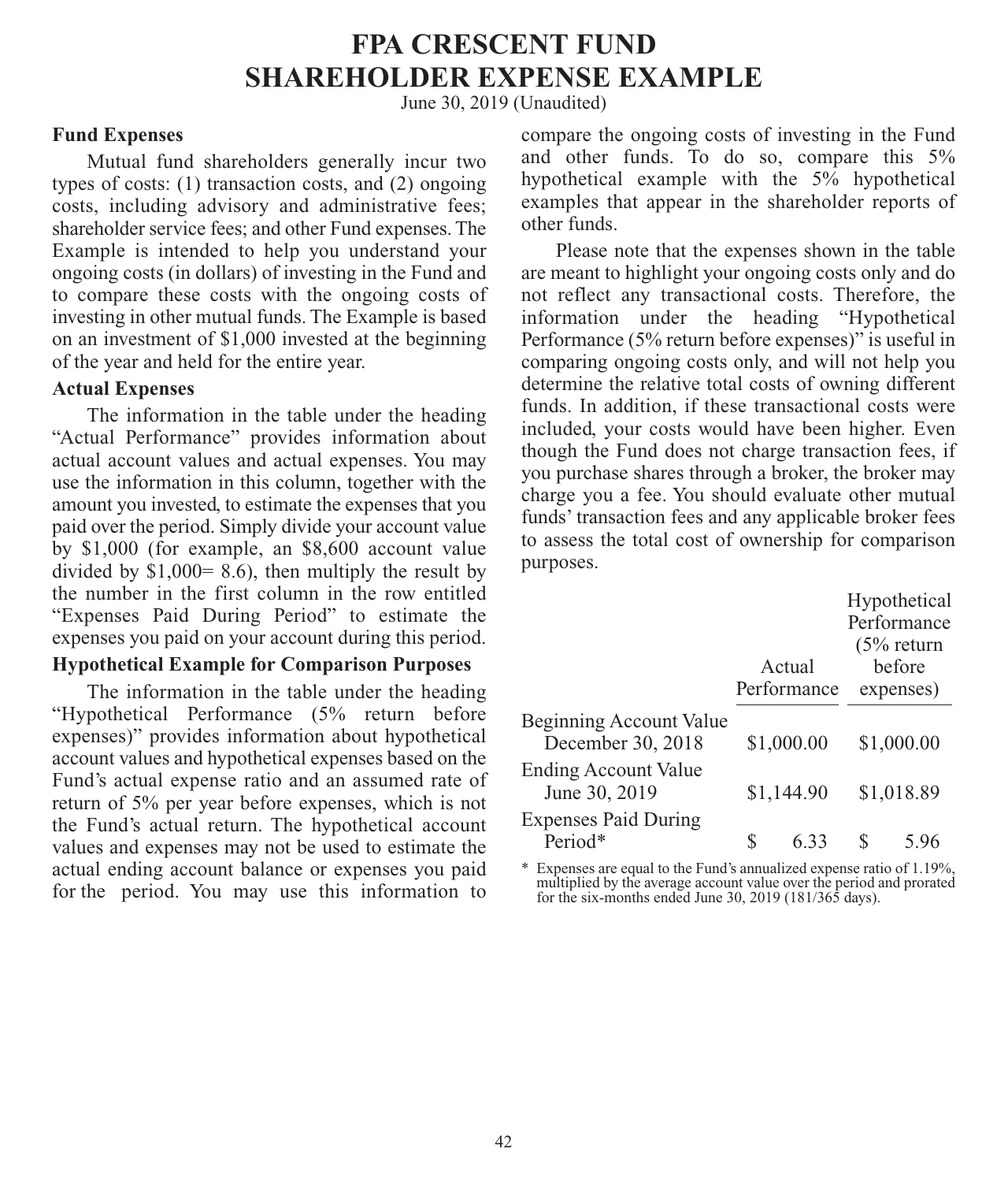# FPA CRESCENT FUND
# SHAREHOLDER EXPENSE EXAMPLE

June 30, 2019 (Unaudited)

### Fund Expenses

Mutual fund shareholders generally incur two types of costs: (1) transaction costs, and (2) ongoing costs, including advisory and administrative fees; shareholder service fees; and other Fund expenses. The Example is intended to help you understand your ongoing costs (in dollars) of investing in the Fund and to compare these costs with the ongoing costs of investing in other mutual funds. The Example is based on an investment of $1,000 invested at the beginning of the year and held for the entire year.

### Actual Expenses

The information in the table under the heading "Actual Performance" provides information about actual account values and actual expenses. You may use the information in this column, together with the amount you invested, to estimate the expenses that you paid over the period. Simply divide your account value by $1,000 (for example, an $8,600 account value divided by $1,000= 8.6), then multiply the result by the number in the first column in the row entitled "Expenses Paid During Period" to estimate the expenses you paid on your account during this period.

### Hypothetical Example for Comparison Purposes

The information in the table under the heading "Hypothetical Performance (5% return before expenses)" provides information about hypothetical account values and hypothetical expenses based on the Fund's actual expense ratio and an assumed rate of return of 5% per year before expenses, which is not the Fund's actual return. The hypothetical account values and expenses may not be used to estimate the actual ending account balance or expenses you paid for the period. You may use this information to compare the ongoing costs of investing in the Fund and other funds. To do so, compare this 5% hypothetical example with the 5% hypothetical examples that appear in the shareholder reports of other funds.

Please note that the expenses shown in the table are meant to highlight your ongoing costs only and do not reflect any transactional costs. Therefore, the information under the heading "Hypothetical Performance (5% return before expenses)" is useful in comparing ongoing costs only, and will not help you determine the relative total costs of owning different funds. In addition, if these transactional costs were included, your costs would have been higher. Even though the Fund does not charge transaction fees, if you purchase shares through a broker, the broker may charge you a fee. You should evaluate other mutual funds' transaction fees and any applicable broker fees to assess the total cost of ownership for comparison purposes.

| | Actual Performance | Hypothetical Performance (5% return before expenses) |
|---|---|---|
| Beginning Account Value December 30, 2018 | $1,000.00 | $1,000.00 |
| Ending Account Value June 30, 2019 | $1,144.90 | $1,018.89 |
| Expenses Paid During Period* | $ 6.33 | $ 5.96 |

\* Expenses are equal to the Fund's annualized expense ratio of 1.19%, multiplied by the average account value over the period and prorated for the six-months ended June 30, 2019 (181/365 days).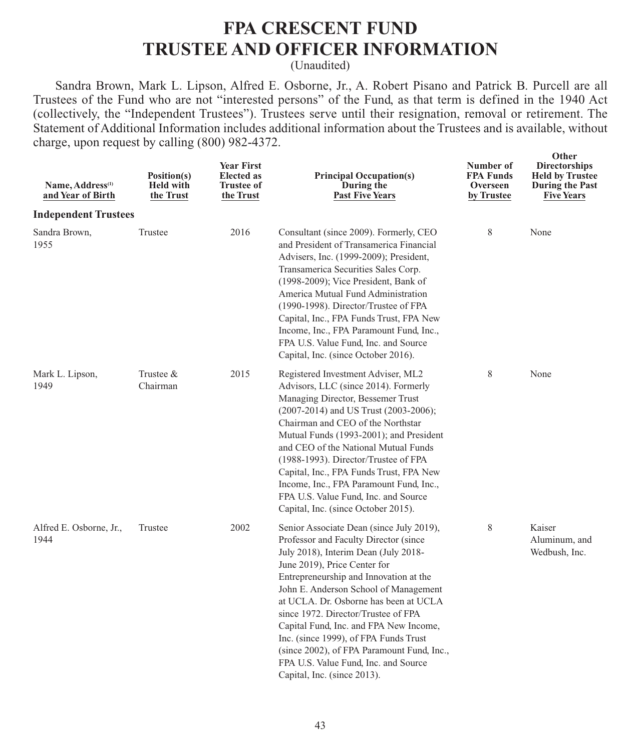# FPA CRESCENT FUND
# TRUSTEE AND OFFICER INFORMATION

(Unaudited)

Sandra Brown, Mark L. Lipson, Alfred E. Osborne, Jr., A. Robert Pisano and Patrick B. Purcell are all Trustees of the Fund who are not "interested persons" of the Fund, as that term is defined in the 1940 Act (collectively, the "Independent Trustees"). Trustees serve until their resignation, removal or retirement. The Statement of Additional Information includes additional information about the Trustees and is available, without charge, upon request by calling (800) 982-4372.

| Name, Address[1] and Year of Birth | Position(s) Held with the Trust | Year First Elected as Trustee of the Trust | Principal Occupation(s) During the Past Five Years | Number of FPA Funds Overseen by Trustee | Other Directorships Held by Trustee During the Past Five Years |
|---|---|---|---|---|---|
| **Independent Trustees** | | | | | |
| Sandra Brown, 1955 | Trustee | 2016 | Consultant (since 2009). Formerly, CEO and President of Transamerica Financial Advisers, Inc. (1999-2009); President, Transamerica Securities Sales Corp. (1998-2009); Vice President, Bank of America Mutual Fund Administration (1990-1998). Director/Trustee of FPA Capital, Inc., FPA Funds Trust, FPA New Income, Inc., FPA Paramount Fund, Inc., FPA U.S. Value Fund, Inc. and Source Capital, Inc. (since October 2016). | 8 | None |
| Mark L. Lipson, 1949 | Trustee & Chairman | 2015 | Registered Investment Adviser, ML2 Advisors, LLC (since 2014). Formerly Managing Director, Bessemer Trust (2007-2014) and US Trust (2003-2006); Chairman and CEO of the Northstar Mutual Funds (1993-2001); and President and CEO of the National Mutual Funds (1988-1993). Director/Trustee of FPA Capital, Inc., FPA Funds Trust, FPA New Income, Inc., FPA Paramount Fund, Inc., FPA U.S. Value Fund, Inc. and Source Capital, Inc. (since October 2015). | 8 | None |
| Alfred E. Osborne, Jr., 1944 | Trustee | 2002 | Senior Associate Dean (since July 2019), Professor and Faculty Director (since July 2018), Interim Dean (July 2018-June 2019), Price Center for Entrepreneurship and Innovation at the John E. Anderson School of Management at UCLA. Dr. Osborne has been at UCLA since 1972. Director/Trustee of FPA Capital Fund, Inc. and FPA New Income, Inc. (since 1999), of FPA Funds Trust (since 2002), of FPA Paramount Fund, Inc., FPA U.S. Value Fund, Inc. and Source Capital, Inc. (since 2013). | 8 | Kaiser Aluminum, and Wedbush, Inc. |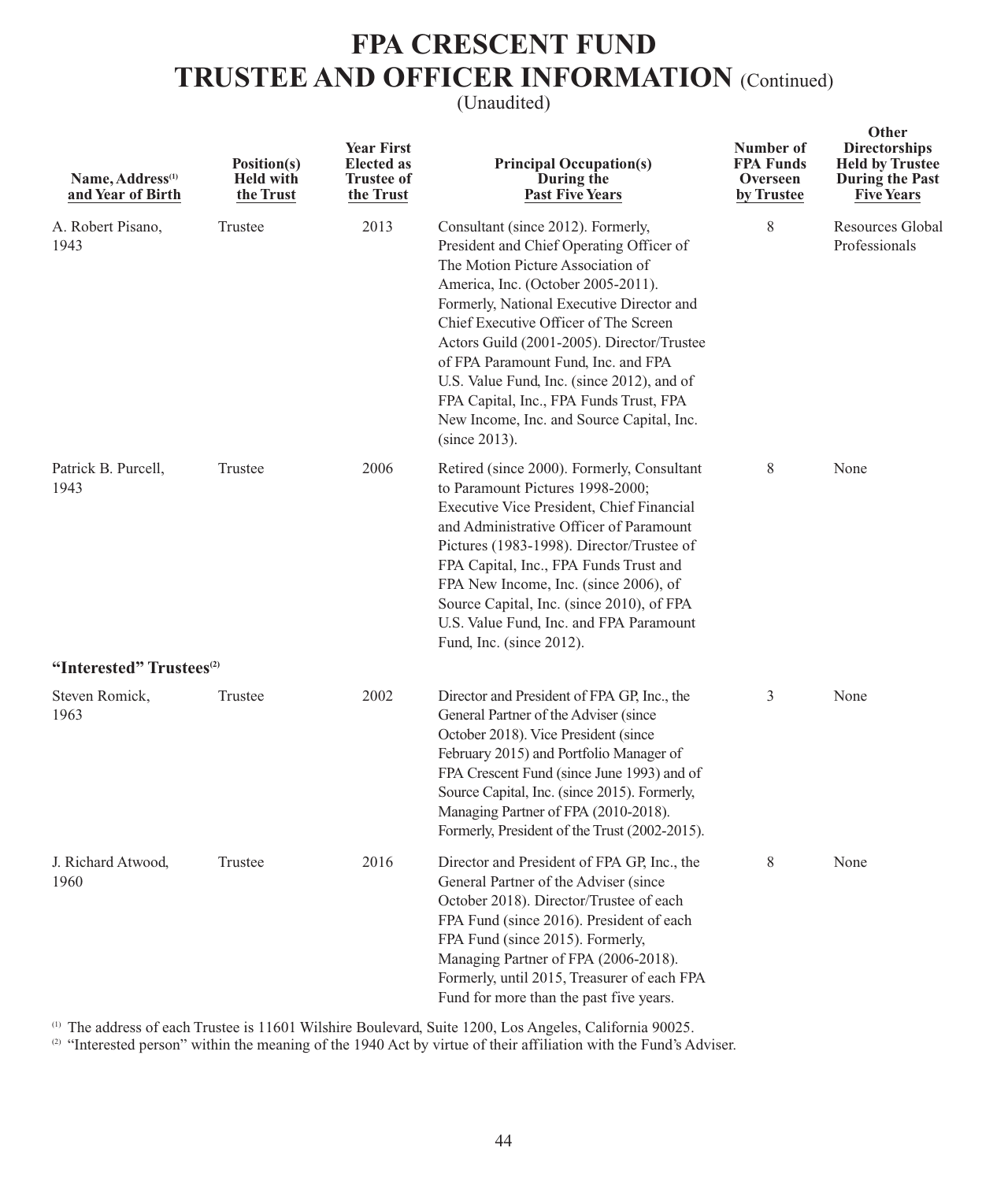# FPA CRESCENT FUND
# TRUSTEE AND OFFICER INFORMATION (Continued)

(Unaudited)

| Name, Address[1] and Year of Birth | Position(s) Held with the Trust | Year First Elected as Trustee of the Trust | Principal Occupation(s) During the Past Five Years | Number of FPA Funds Overseen by Trustee | Other Directorships Held by Trustee During the Past Five Years |
|---|---|---|---|---|---|
| A. Robert Pisano, 1943 | Trustee | 2013 | Consultant (since 2012). Formerly, President and Chief Operating Officer of The Motion Picture Association of America, Inc. (October 2005-2011). Formerly, National Executive Director and Chief Executive Officer of The Screen Actors Guild (2001-2005). Director/Trustee of FPA Paramount Fund, Inc. and FPA U.S. Value Fund, Inc. (since 2012), and of FPA Capital, Inc., FPA Funds Trust, FPA New Income, Inc. and Source Capital, Inc. (since 2013). | 8 | Resources Global Professionals |
| Patrick B. Purcell, 1943 | Trustee | 2006 | Retired (since 2000). Formerly, Consultant to Paramount Pictures 1998-2000; Executive Vice President, Chief Financial and Administrative Officer of Paramount Pictures (1983-1998). Director/Trustee of FPA Capital, Inc., FPA Funds Trust and FPA New Income, Inc. (since 2006), of Source Capital, Inc. (since 2010), of FPA U.S. Value Fund, Inc. and FPA Paramount Fund, Inc. (since 2012). | 8 | None |
| **"Interested" Trustees[2]** | | | | | |
| Steven Romick, 1963 | Trustee | 2002 | Director and President of FPA GP, Inc., the General Partner of the Adviser (since October 2018). Vice President (since February 2015) and Portfolio Manager of FPA Crescent Fund (since June 1993) and of Source Capital, Inc. (since 2015). Formerly, Managing Partner of FPA (2010-2018). Formerly, President of the Trust (2002-2015). | 3 | None |
| J. Richard Atwood, 1960 | Trustee | 2016 | Director and President of FPA GP, Inc., the General Partner of the Adviser (since October 2018). Director/Trustee of each FPA Fund (since 2016). President of each FPA Fund (since 2015). Formerly, Managing Partner of FPA (2006-2018). Formerly, until 2015, Treasurer of each FPA Fund for more than the past five years. | 8 | None |

[1] The address of each Trustee is 11601 Wilshire Boulevard, Suite 1200, Los Angeles, California 90025.

[2] "Interested person" within the meaning of the 1940 Act by virtue of their affiliation with the Fund's Adviser.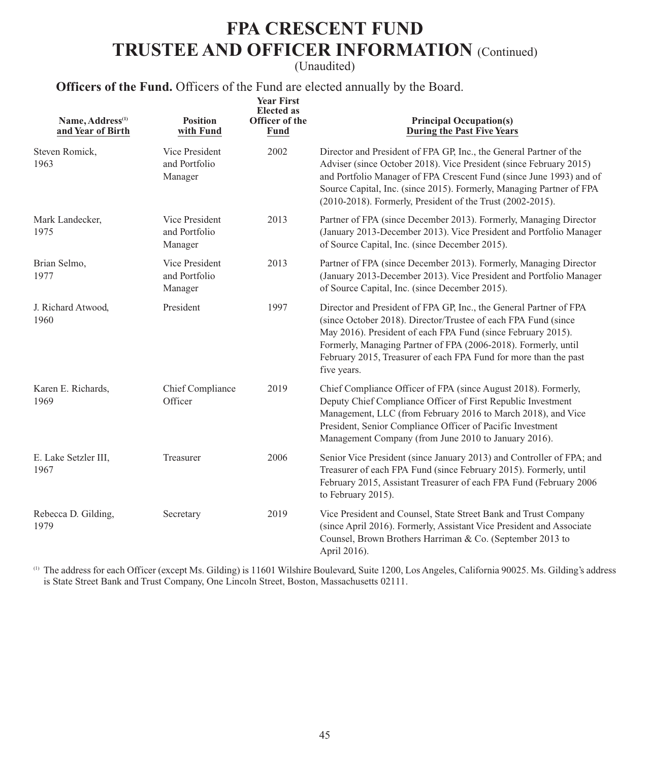# FPA CRESCENT FUND

# TRUSTEE AND OFFICER INFORMATION (Continued)

(Unaudited)

**Officers of the Fund.** Officers of the Fund are elected annually by the Board.

| Name, Address[1] and Year of Birth | Position with Fund | Year First Elected as Officer of the Fund | Principal Occupation(s) During the Past Five Years |
|---|---|---|---|
| Steven Romick, 1963 | Vice President and Portfolio Manager | 2002 | Director and President of FPA GP, Inc., the General Partner of the Adviser (since October 2018). Vice President (since February 2015) and Portfolio Manager of FPA Crescent Fund (since June 1993) and of Source Capital, Inc. (since 2015). Formerly, Managing Partner of FPA (2010-2018). Formerly, President of the Trust (2002-2015). |
| Mark Landecker, 1975 | Vice President and Portfolio Manager | 2013 | Partner of FPA (since December 2013). Formerly, Managing Director (January 2013-December 2013). Vice President and Portfolio Manager of Source Capital, Inc. (since December 2015). |
| Brian Selmo, 1977 | Vice President and Portfolio Manager | 2013 | Partner of FPA (since December 2013). Formerly, Managing Director (January 2013-December 2013). Vice President and Portfolio Manager of Source Capital, Inc. (since December 2015). |
| J. Richard Atwood, 1960 | President | 1997 | Director and President of FPA GP, Inc., the General Partner of FPA (since October 2018). Director/Trustee of each FPA Fund (since May 2016). President of each FPA Fund (since February 2015). Formerly, Managing Partner of FPA (2006-2018). Formerly, until February 2015, Treasurer of each FPA Fund for more than the past five years. |
| Karen E. Richards, 1969 | Chief Compliance Officer | 2019 | Chief Compliance Officer of FPA (since August 2018). Formerly, Deputy Chief Compliance Officer of First Republic Investment Management, LLC (from February 2016 to March 2018), and Vice President, Senior Compliance Officer of Pacific Investment Management Company (from June 2010 to January 2016). |
| E. Lake Setzler III, 1967 | Treasurer | 2006 | Senior Vice President (since January 2013) and Controller of FPA; and Treasurer of each FPA Fund (since February 2015). Formerly, until February 2015, Assistant Treasurer of each FPA Fund (February 2006 to February 2015). |
| Rebecca D. Gilding, 1979 | Secretary | 2019 | Vice President and Counsel, State Street Bank and Trust Company (since April 2016). Formerly, Assistant Vice President and Associate Counsel, Brown Brothers Harriman & Co. (September 2013 to April 2016). |

[1] The address for each Officer (except Ms. Gilding) is 11601 Wilshire Boulevard, Suite 1200, Los Angeles, California 90025. Ms. Gilding's address is State Street Bank and Trust Company, One Lincoln Street, Boston, Massachusetts 02111.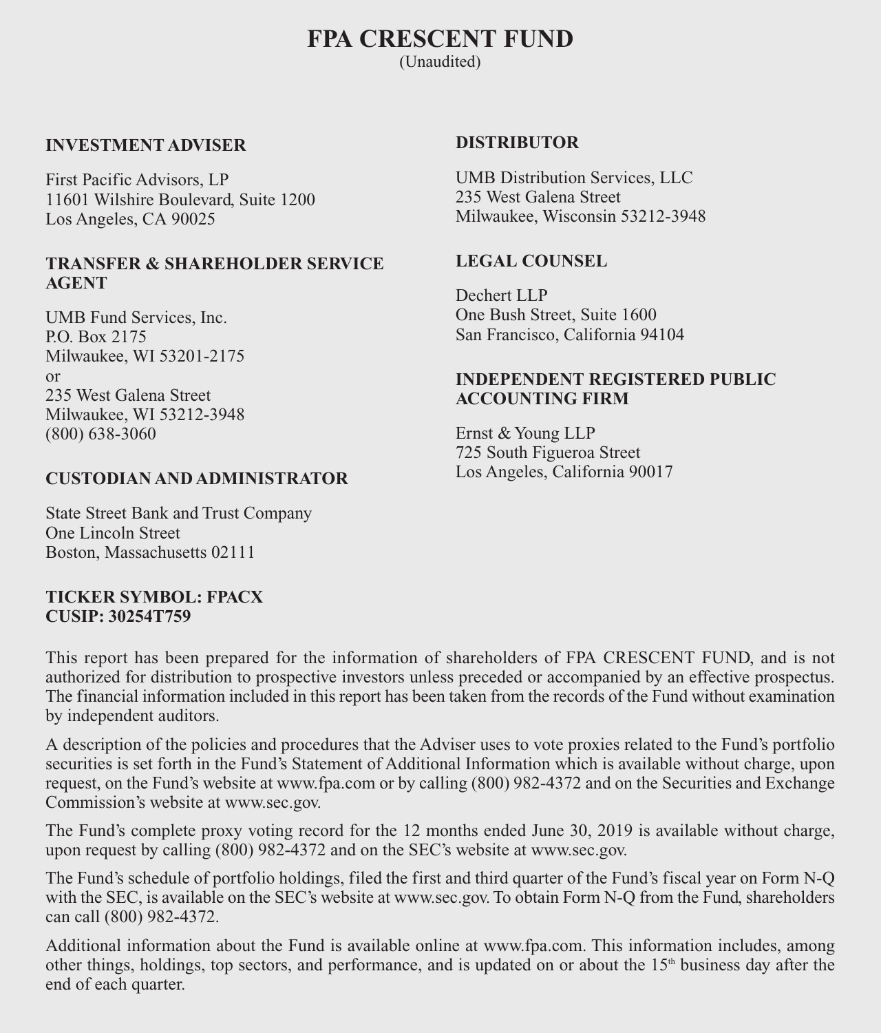# FPA CRESCENT FUND

(Unaudited)

**INVESTMENT ADVISER**

First Pacific Advisors, LP
11601 Wilshire Boulevard, Suite 1200
Los Angeles, CA 90025

**TRANSFER & SHAREHOLDER SERVICE AGENT**

UMB Fund Services, Inc.
P.O. Box 2175
Milwaukee, WI 53201-2175
or
235 West Galena Street
Milwaukee, WI 53212-3948
(800) 638-3060

**CUSTODIAN AND ADMINISTRATOR**

State Street Bank and Trust Company
One Lincoln Street
Boston, Massachusetts 02111

**TICKER SYMBOL: FPACX**
**CUSIP: 30254T759**

**DISTRIBUTOR**

UMB Distribution Services, LLC
235 West Galena Street
Milwaukee, Wisconsin 53212-3948

**LEGAL COUNSEL**

Dechert LLP
One Bush Street, Suite 1600
San Francisco, California 94104

**INDEPENDENT REGISTERED PUBLIC ACCOUNTING FIRM**

Ernst & Young LLP
725 South Figueroa Street
Los Angeles, California 90017

This report has been prepared for the information of shareholders of FPA CRESCENT FUND, and is not authorized for distribution to prospective investors unless preceded or accompanied by an effective prospectus. The financial information included in this report has been taken from the records of the Fund without examination by independent auditors.

A description of the policies and procedures that the Adviser uses to vote proxies related to the Fund's portfolio securities is set forth in the Fund's Statement of Additional Information which is available without charge, upon request, on the Fund's website at www.fpa.com or by calling (800) 982-4372 and on the Securities and Exchange Commission's website at www.sec.gov.

The Fund's complete proxy voting record for the 12 months ended June 30, 2019 is available without charge, upon request by calling (800) 982-4372 and on the SEC's website at www.sec.gov.

The Fund's schedule of portfolio holdings, filed the first and third quarter of the Fund's fiscal year on Form N-Q with the SEC, is available on the SEC's website at www.sec.gov. To obtain Form N-Q from the Fund, shareholders can call (800) 982-4372.

Additional information about the Fund is available online at www.fpa.com. This information includes, among other things, holdings, top sectors, and performance, and is updated on or about the 15th business day after the end of each quarter.